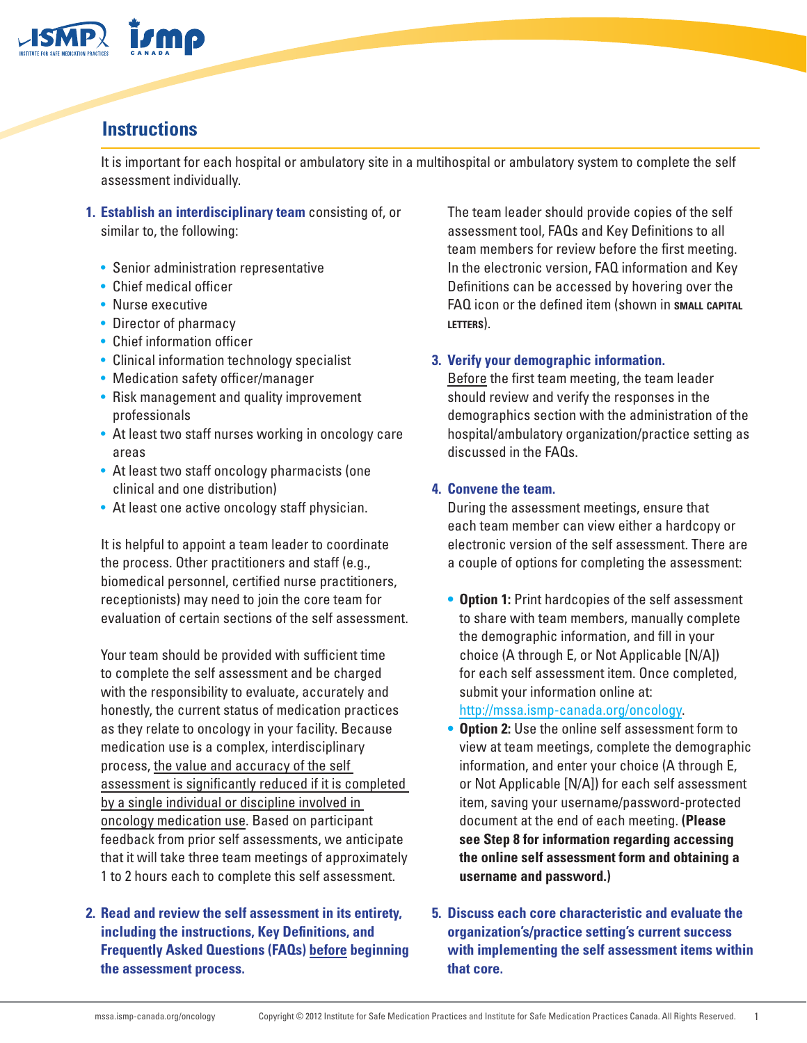## Instructions

It is important for each hospital or ambulatory site in a multihospital or ambulatory system to complete the self assessment individually.

1. **Establish an interdisciplinary team** consisting of, or similar to, the following:

   - Senior administration representative
   - Chief medical officer
   - Nurse executive
   - Director of pharmacy
   - Chief information officer
   - Clinical information technology specialist
   - Medication safety officer/manager
   - Risk management and quality improvement professionals
   - At least two staff nurses working in oncology care areas
   - At least two staff oncology pharmacists (one clinical and one distribution)
   - At least one active oncology staff physician.

   It is helpful to appoint a team leader to coordinate the process. Other practitioners and staff (e.g., biomedical personnel, certified nurse practitioners, receptionists) may need to join the core team for evaluation of certain sections of the self assessment.

   Your team should be provided with sufficient time to complete the self assessment and be charged with the responsibility to evaluate, accurately and honestly, the current status of medication practices as they relate to oncology in your facility. Because medication use is a complex, interdisciplinary process, the value and accuracy of the self assessment is significantly reduced if it is completed by a single individual or discipline involved in oncology medication use. Based on participant feedback from prior self assessments, we anticipate that it will take three team meetings of approximately 1 to 2 hours each to complete this self assessment.

2. **Read and review the self assessment in its entirety, including the instructions, Key Definitions, and Frequently Asked Questions (FAQs) before beginning the assessment process.**

   The team leader should provide copies of the self assessment tool, FAQs and Key Definitions to all team members for review before the first meeting. In the electronic version, FAQ information and Key Definitions can be accessed by hovering over the FAQ icon or the defined item (shown in SMALL CAPITAL LETTERS).

3. **Verify your demographic information.**
   Before the first team meeting, the team leader should review and verify the responses in the demographics section with the administration of the hospital/ambulatory organization/practice setting as discussed in the FAQs.

4. **Convene the team.**
   During the assessment meetings, ensure that each team member can view either a hardcopy or electronic version of the self assessment. There are a couple of options for completing the assessment:

   - **Option 1:** Print hardcopies of the self assessment to share with team members, manually complete the demographic information, and fill in your choice (A through E, or Not Applicable [N/A]) for each self assessment item. Once completed, submit your information online at: http://mssa.ismp-canada.org/oncology.
   - **Option 2:** Use the online self assessment form to view at team meetings, complete the demographic information, and enter your choice (A through E, or Not Applicable [N/A]) for each self assessment item, saving your username/password-protected document at the end of each meeting. **(Please see Step 8 for information regarding accessing the online self assessment form and obtaining a username and password.)**

5. **Discuss each core characteristic and evaluate the organization's/practice setting's current success with implementing the self assessment items within that core.**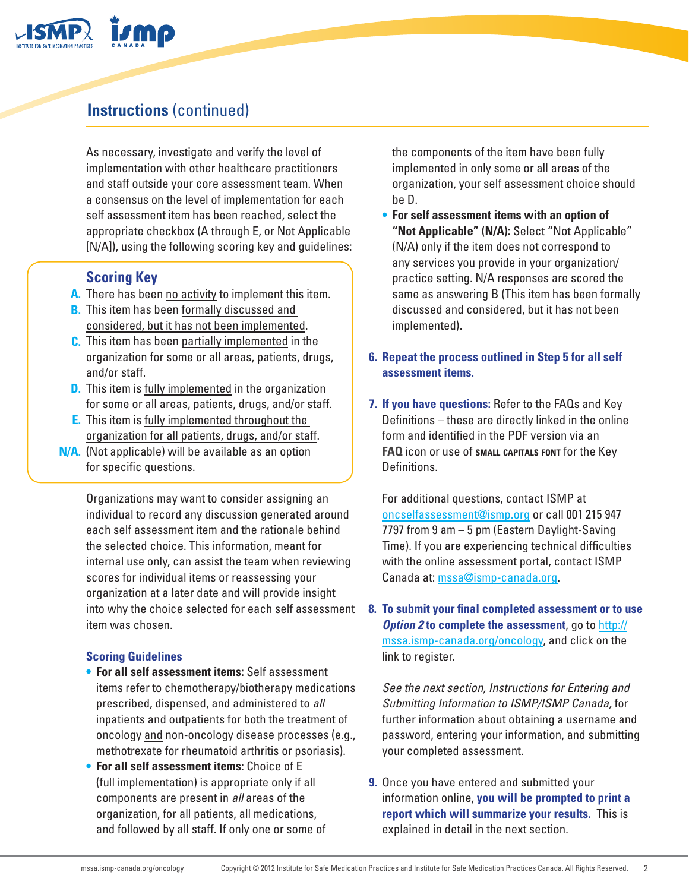## Instructions (continued)

As necessary, investigate and verify the level of implementation with other healthcare practitioners and staff outside your core assessment team. When a consensus on the level of implementation for each self assessment item has been reached, select the appropriate checkbox (A through E, or Not Applicable [N/A]), using the following scoring key and guidelines:

### Scoring Key

- **A.** There has been no activity to implement this item.
- **B.** This item has been formally discussed and considered, but it has not been implemented.
- **C.** This item has been partially implemented in the organization for some or all areas, patients, drugs, and/or staff.
- **D.** This item is fully implemented in the organization for some or all areas, patients, drugs, and/or staff.
- **E.** This item is fully implemented throughout the organization for all patients, drugs, and/or staff.
- **N/A.** (Not applicable) will be available as an option for specific questions.

Organizations may want to consider assigning an individual to record any discussion generated around each self assessment item and the rationale behind the selected choice. This information, meant for internal use only, can assist the team when reviewing scores for individual items or reassessing your organization at a later date and will provide insight into why the choice selected for each self assessment item was chosen.

### Scoring Guidelines

- **For all self assessment items:** Self assessment items refer to chemotherapy/biotherapy medications prescribed, dispensed, and administered to *all* inpatients and outpatients for both the treatment of oncology and non-oncology disease processes (e.g., methotrexate for rheumatoid arthritis or psoriasis).
- **For all self assessment items:** Choice of E (full implementation) is appropriate only if all components are present in *all* areas of the organization, for all patients, all medications, and followed by all staff. If only one or some of the components of the item have been fully implemented in only some or all areas of the organization, your self assessment choice should be D.
- **For self assessment items with an option of "Not Applicable" (N/A):** Select "Not Applicable" (N/A) only if the item does not correspond to any services you provide in your organization/practice setting. N/A responses are scored the same as answering B (This item has been formally discussed and considered, but it has not been implemented).

6. **Repeat the process outlined in Step 5 for all self assessment items.**

7. **If you have questions:** Refer to the FAQs and Key Definitions – these are directly linked in the online form and identified in the PDF version via an **FAQ** icon or use of **SMALL CAPITALS FONT** for the Key Definitions.

   For additional questions, contact ISMP at oncselfassessment@ismp.org or call 001 215 947 7797 from 9 am – 5 pm (Eastern Daylight-Saving Time). If you are experiencing technical difficulties with the online assessment portal, contact ISMP Canada at: mssa@ismp-canada.org.

8. **To submit your final completed assessment or to use *Option 2* to complete the assessment**, go to http://mssa.ismp-canada.org/oncology, and click on the link to register.

   *See the next section, Instructions for Entering and Submitting Information to ISMP/ISMP Canada,* for further information about obtaining a username and password, entering your information, and submitting your completed assessment.

9. Once you have entered and submitted your information online, **you will be prompted to print a report which will summarize your results.** This is explained in detail in the next section.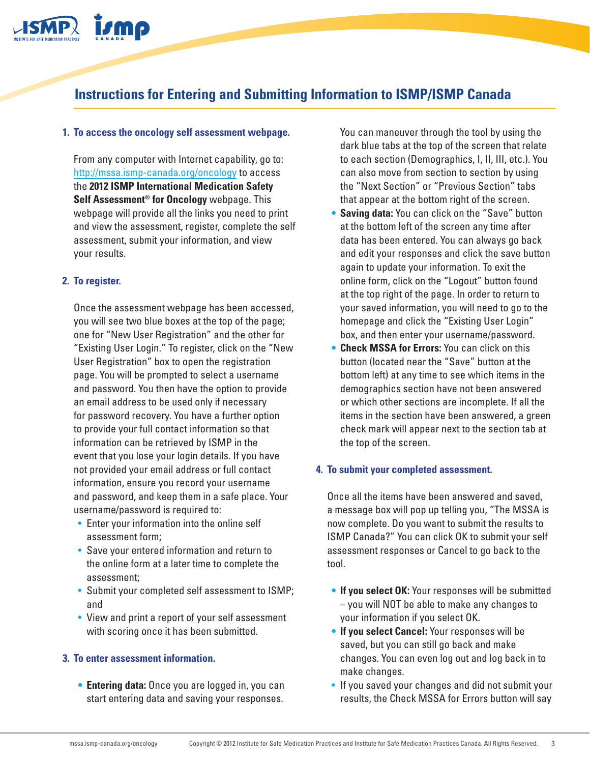# Instructions for Entering and Submitting Information to ISMP/ISMP Canada

## 1. To access the oncology self assessment webpage.

From any computer with Internet capability, go to: http://mssa.ismp-canada.org/oncology to access the **2012 ISMP International Medication Safety Self Assessment® for Oncology** webpage. This webpage will provide all the links you need to print and view the assessment, register, complete the self assessment, submit your information, and view your results.

## 2. To register.

Once the assessment webpage has been accessed, you will see two blue boxes at the top of the page; one for "New User Registration" and the other for "Existing User Login." To register, click on the "New User Registration" box to open the registration page. You will be prompted to select a username and password. You then have the option to provide an email address to be used only if necessary for password recovery. You have a further option to provide your full contact information so that information can be retrieved by ISMP in the event that you lose your login details. If you have not provided your email address or full contact information, ensure you record your username and password, and keep them in a safe place. Your username/password is required to:

- Enter your information into the online self assessment form;
- Save your entered information and return to the online form at a later time to complete the assessment;
- Submit your completed self assessment to ISMP; and
- View and print a report of your self assessment with scoring once it has been submitted.

## 3. To enter assessment information.

- **Entering data:** Once you are logged in, you can start entering data and saving your responses. You can maneuver through the tool by using the dark blue tabs at the top of the screen that relate to each section (Demographics, I, II, III, etc.). You can also move from section to section by using the "Next Section" or "Previous Section" tabs that appear at the bottom right of the screen.
- **Saving data:** You can click on the "Save" button at the bottom left of the screen any time after data has been entered. You can always go back and edit your responses and click the save button again to update your information. To exit the online form, click on the "Logout" button found at the top right of the page. In order to return to your saved information, you will need to go to the homepage and click the "Existing User Login" box, and then enter your username/password.
- **Check MSSA for Errors:** You can click on this button (located near the "Save" button at the bottom left) at any time to see which items in the demographics section have not been answered or which other sections are incomplete. If all the items in the section have been answered, a green check mark will appear next to the section tab at the top of the screen.

## 4. To submit your completed assessment.

Once all the items have been answered and saved, a message box will pop up telling you, "The MSSA is now complete. Do you want to submit the results to ISMP Canada?" You can click OK to submit your self assessment responses or Cancel to go back to the tool.

- **If you select OK:** Your responses will be submitted – you will NOT be able to make any changes to your information if you select OK.
- **If you select Cancel:** Your responses will be saved, but you can still go back and make changes. You can even log out and log back in to make changes.
- If you saved your changes and did not submit your results, the Check MSSA for Errors button will say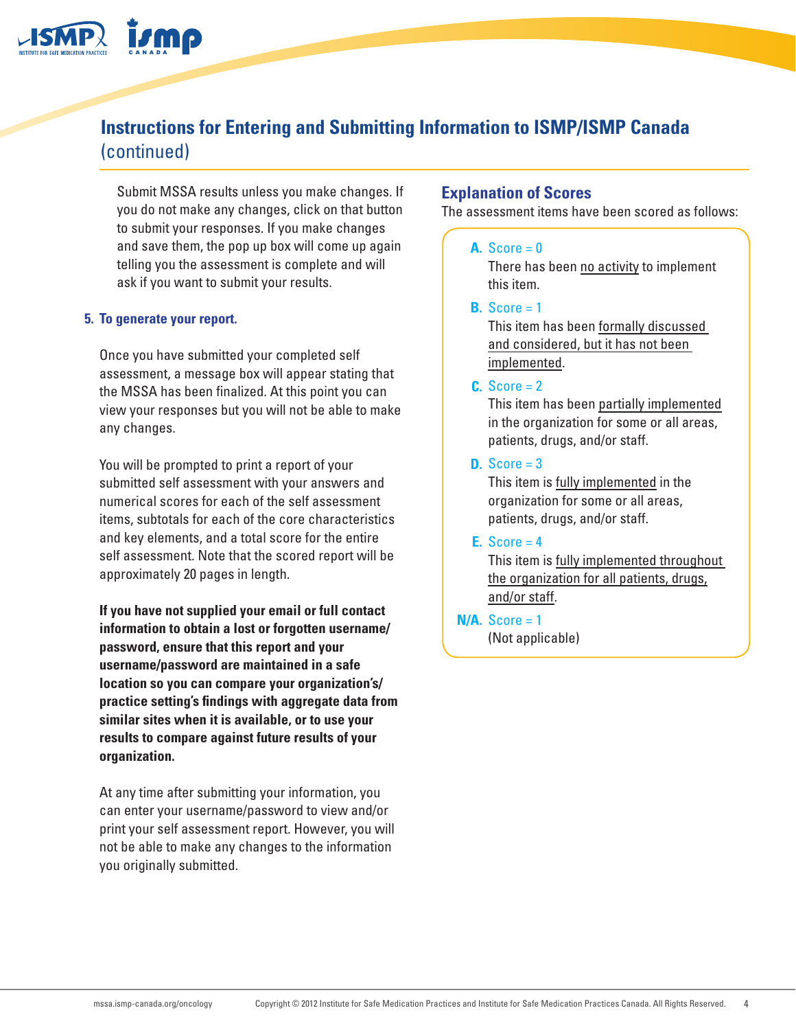## Instructions for Entering and Submitting Information to ISMP/ISMP Canada (continued)

Submit MSSA results unless you make changes. If you do not make any changes, click on that button to submit your responses. If you make changes and save them, the pop up box will come up again telling you the assessment is complete and will ask if you want to submit your results.

**5. To generate your report.**

Once you have submitted your completed self assessment, a message box will appear stating that the MSSA has been finalized. At this point you can view your responses but you will not be able to make any changes.

You will be prompted to print a report of your submitted self assessment with your answers and numerical scores for each of the self assessment items, subtotals for each of the core characteristics and key elements, and a total score for the entire self assessment. Note that the scored report will be approximately 20 pages in length.

**If you have not supplied your email or full contact information to obtain a lost or forgotten username/password, ensure that this report and your username/password are maintained in a safe location so you can compare your organization's/practice setting's findings with aggregate data from similar sites when it is available, or to use your results to compare against future results of your organization.**

At any time after submitting your information, you can enter your username/password to view and/or print your self assessment report. However, you will not be able to make any changes to the information you originally submitted.

### Explanation of Scores

The assessment items have been scored as follows:

**A.** Score = 0
There has been no activity to implement this item.

**B.** Score = 1
This item has been formally discussed and considered, but it has not been implemented.

**C.** Score = 2
This item has been partially implemented in the organization for some or all areas, patients, drugs, and/or staff.

**D.** Score = 3
This item is fully implemented in the organization for some or all areas, patients, drugs, and/or staff.

**E.** Score = 4
This item is fully implemented throughout the organization for all patients, drugs, and/or staff.

**N/A.** Score = 1
(Not applicable)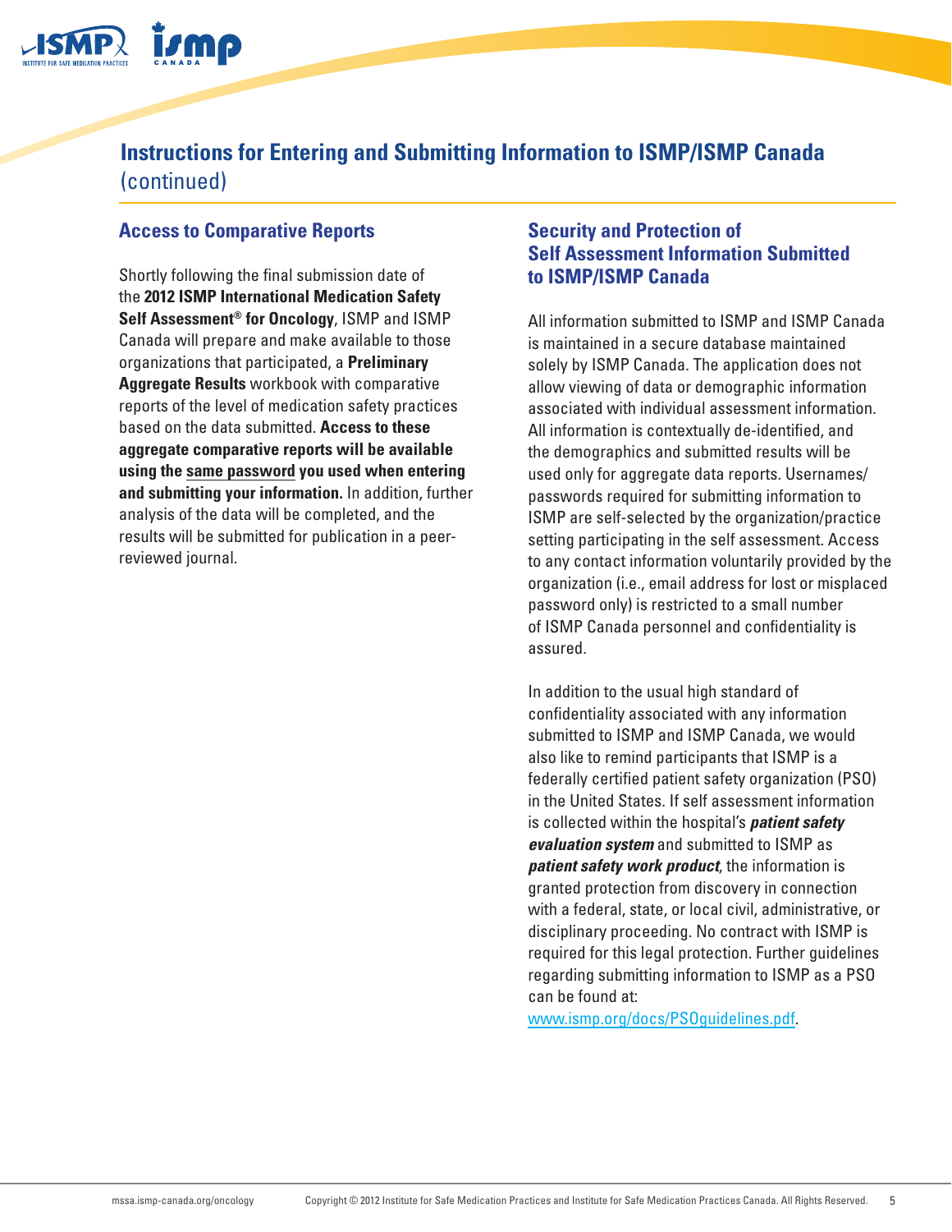# Instructions for Entering and Submitting Information to ISMP/ISMP Canada (continued)

## Access to Comparative Reports

Shortly following the final submission date of the **2012 ISMP International Medication Safety Self Assessment® for Oncology**, ISMP and ISMP Canada will prepare and make available to those organizations that participated, a **Preliminary Aggregate Results** workbook with comparative reports of the level of medication safety practices based on the data submitted. **Access to these aggregate comparative reports will be available using the same password you used when entering and submitting your information.** In addition, further analysis of the data will be completed, and the results will be submitted for publication in a peer-reviewed journal.

## Security and Protection of Self Assessment Information Submitted to ISMP/ISMP Canada

All information submitted to ISMP and ISMP Canada is maintained in a secure database maintained solely by ISMP Canada. The application does not allow viewing of data or demographic information associated with individual assessment information. All information is contextually de-identified, and the demographics and submitted results will be used only for aggregate data reports. Usernames/passwords required for submitting information to ISMP are self-selected by the organization/practice setting participating in the self assessment. Access to any contact information voluntarily provided by the organization (i.e., email address for lost or misplaced password only) is restricted to a small number of ISMP Canada personnel and confidentiality is assured.

In addition to the usual high standard of confidentiality associated with any information submitted to ISMP and ISMP Canada, we would also like to remind participants that ISMP is a federally certified patient safety organization (PSO) in the United States. If self assessment information is collected within the hospital's ***patient safety evaluation system*** and submitted to ISMP as ***patient safety work product***, the information is granted protection from discovery in connection with a federal, state, or local civil, administrative, or disciplinary proceeding. No contract with ISMP is required for this legal protection. Further guidelines regarding submitting information to ISMP as a PSO can be found at: www.ismp.org/docs/PSOguidelines.pdf.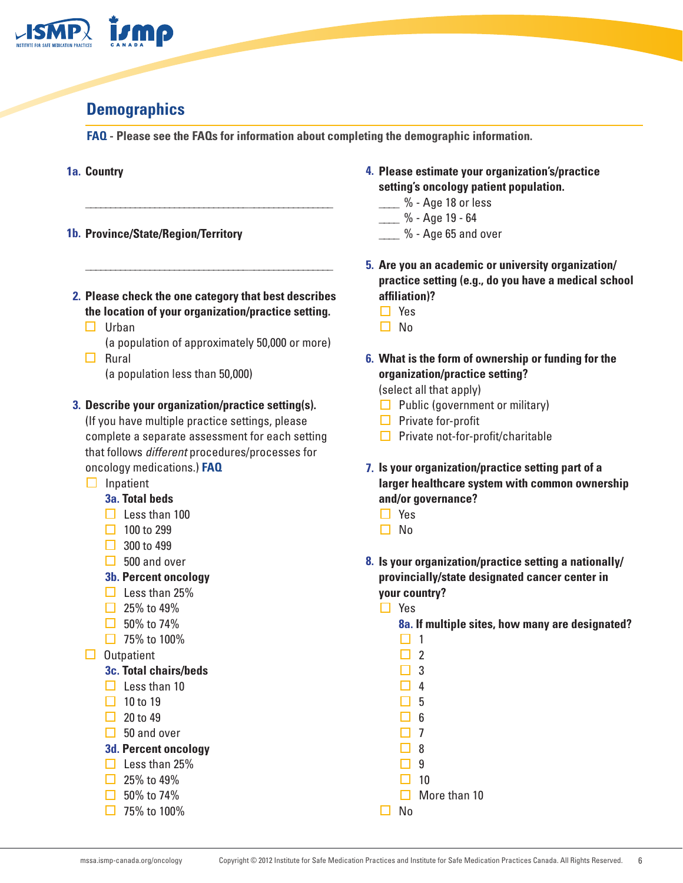## Demographics

**FAQ - Please see the FAQs for information about completing the demographic information.**

**1a. Country**

\_\_\_\_\_\_\_\_\_\_\_\_\_\_\_\_\_\_\_\_\_\_\_\_\_\_\_\_\_\_\_\_\_\_\_\_\_\_\_\_\_\_\_\_

**1b. Province/State/Region/Territory**

\_\_\_\_\_\_\_\_\_\_\_\_\_\_\_\_\_\_\_\_\_\_\_\_\_\_\_\_\_\_\_\_\_\_\_\_\_\_\_\_\_\_\_\_

**2. Please check the one category that best describes the location of your organization/practice setting.**

- ☐ Urban
  (a population of approximately 50,000 or more)
- ☐ Rural
  (a population less than 50,000)

**3. Describe your organization/practice setting(s).** (If you have multiple practice settings, please complete a separate assessment for each setting that follows *different* procedures/processes for oncology medications.) **FAQ**

- ☐ Inpatient
  - **3a. Total beds**
    - ☐ Less than 100
    - ☐ 100 to 299
    - ☐ 300 to 499
    - ☐ 500 and over
  - **3b. Percent oncology**
    - ☐ Less than 25%
    - ☐ 25% to 49%
    - ☐ 50% to 74%
    - ☐ 75% to 100%
- ☐ Outpatient
  - **3c. Total chairs/beds**
    - ☐ Less than 10
    - ☐ 10 to 19
    - ☐ 20 to 49
    - ☐ 50 and over
  - **3d. Percent oncology**
    - ☐ Less than 25%
    - ☐ 25% to 49%
    - ☐ 50% to 74%
    - ☐ 75% to 100%

**4. Please estimate your organization's/practice setting's oncology patient population.**

- \_\_\_\_ % - Age 18 or less
- \_\_\_\_ % - Age 19 - 64
- \_\_\_\_ % - Age 65 and over

**5. Are you an academic or university organization/practice setting (e.g., do you have a medical school affiliation)?**

- ☐ Yes
- ☐ No

**6. What is the form of ownership or funding for the organization/practice setting?** (select all that apply)

- ☐ Public (government or military)
- ☐ Private for-profit
- ☐ Private not-for-profit/charitable

**7. Is your organization/practice setting part of a larger healthcare system with common ownership and/or governance?**

- ☐ Yes
- ☐ No

**8. Is your organization/practice setting a nationally/provincially/state designated cancer center in your country?**

- ☐ Yes
  - **8a. If multiple sites, how many are designated?**
    - ☐ 1
    - ☐ 2
    - ☐ 3
    - ☐ 4
    - ☐ 5
    - ☐ 6
    - ☐ 7
    - ☐ 8
    - ☐ 9
    - ☐ 10
    - ☐ More than 10
- ☐ No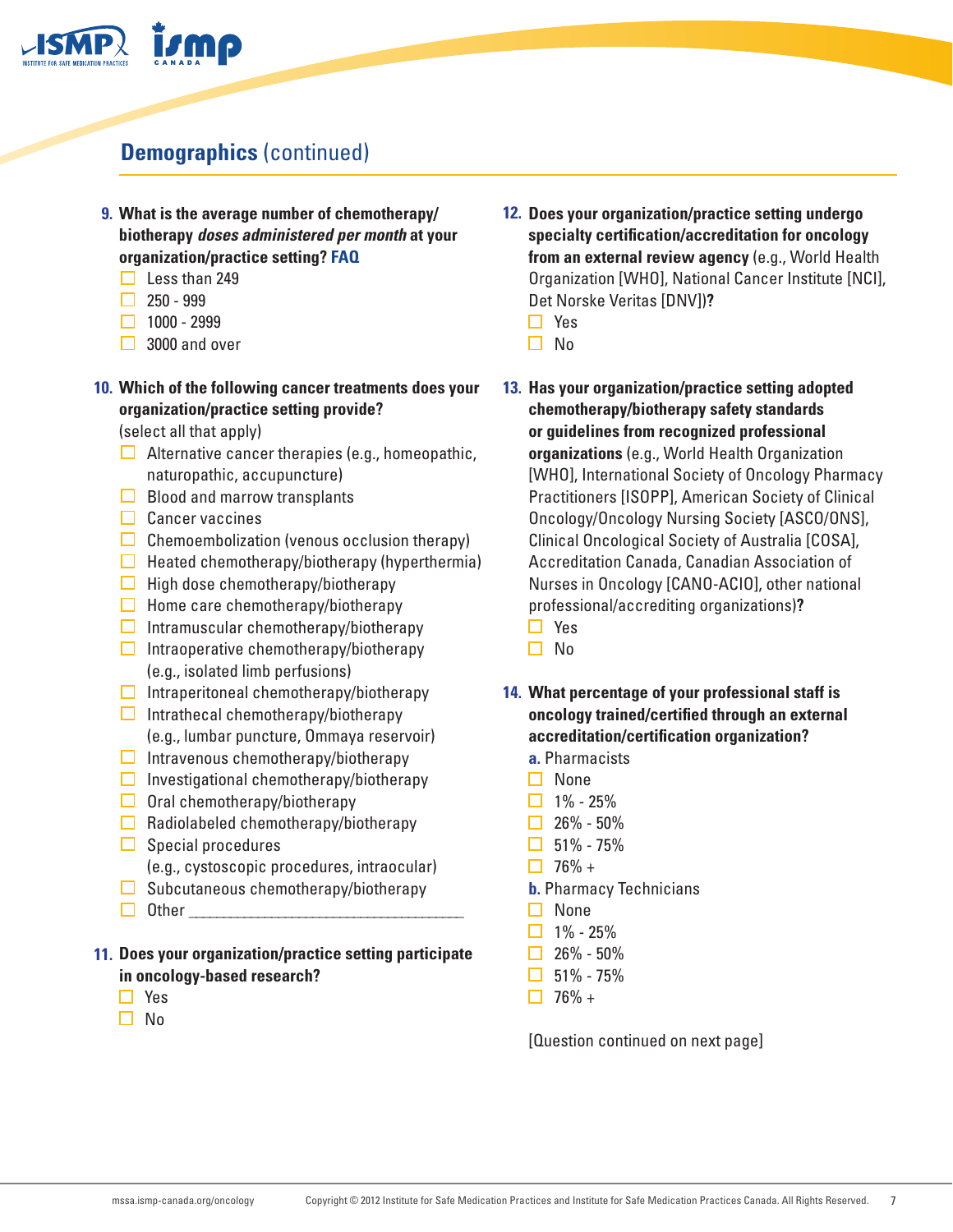## **Demographics** (continued)

**9. What is the average number of chemotherapy/ biotherapy *doses administered per month* at your organization/practice setting?** **FAQ**

- ☐ Less than 249
- ☐ 250 - 999
- ☐ 1000 - 2999
- ☐ 3000 and over

**10. Which of the following cancer treatments does your organization/practice setting provide?**
(select all that apply)

- ☐ Alternative cancer therapies (e.g., homeopathic, naturopathic, accupuncture)
- ☐ Blood and marrow transplants
- ☐ Cancer vaccines
- ☐ Chemoembolization (venous occlusion therapy)
- ☐ Heated chemotherapy/biotherapy (hyperthermia)
- ☐ High dose chemotherapy/biotherapy
- ☐ Home care chemotherapy/biotherapy
- ☐ Intramuscular chemotherapy/biotherapy
- ☐ Intraoperative chemotherapy/biotherapy (e.g., isolated limb perfusions)
- ☐ Intraperitoneal chemotherapy/biotherapy
- ☐ Intrathecal chemotherapy/biotherapy (e.g., lumbar puncture, Ommaya reservoir)
- ☐ Intravenous chemotherapy/biotherapy
- ☐ Investigational chemotherapy/biotherapy
- ☐ Oral chemotherapy/biotherapy
- ☐ Radiolabeled chemotherapy/biotherapy
- ☐ Special procedures (e.g., cystoscopic procedures, intraocular)
- ☐ Subcutaneous chemotherapy/biotherapy
- ☐ Other ___________________________________

**11. Does your organization/practice setting participate in oncology-based research?**

- ☐ Yes
- ☐ No

**12. Does your organization/practice setting undergo specialty certification/accreditation for oncology from an external review agency** (e.g., World Health Organization [WHO], National Cancer Institute [NCI], Det Norske Veritas [DNV])**?**

- ☐ Yes
- ☐ No

**13. Has your organization/practice setting adopted chemotherapy/biotherapy safety standards or guidelines from recognized professional organizations** (e.g., World Health Organization [WHO], International Society of Oncology Pharmacy Practitioners [ISOPP], American Society of Clinical Oncology/Oncology Nursing Society [ASCO/ONS], Clinical Oncological Society of Australia [COSA], Accreditation Canada, Canadian Association of Nurses in Oncology [CANO-ACIO], other national professional/accrediting organizations)**?**

- ☐ Yes
- ☐ No

**14. What percentage of your professional staff is oncology trained/certified through an external accreditation/certification organization?**

**a.** Pharmacists

- ☐ None
- ☐ 1% - 25%
- ☐ 26% - 50%
- ☐ 51% - 75%
- ☐ 76% +

**b.** Pharmacy Technicians

- ☐ None
- ☐ 1% - 25%
- ☐ 26% - 50%
- ☐ 51% - 75%
- ☐ 76% +

[Question continued on next page]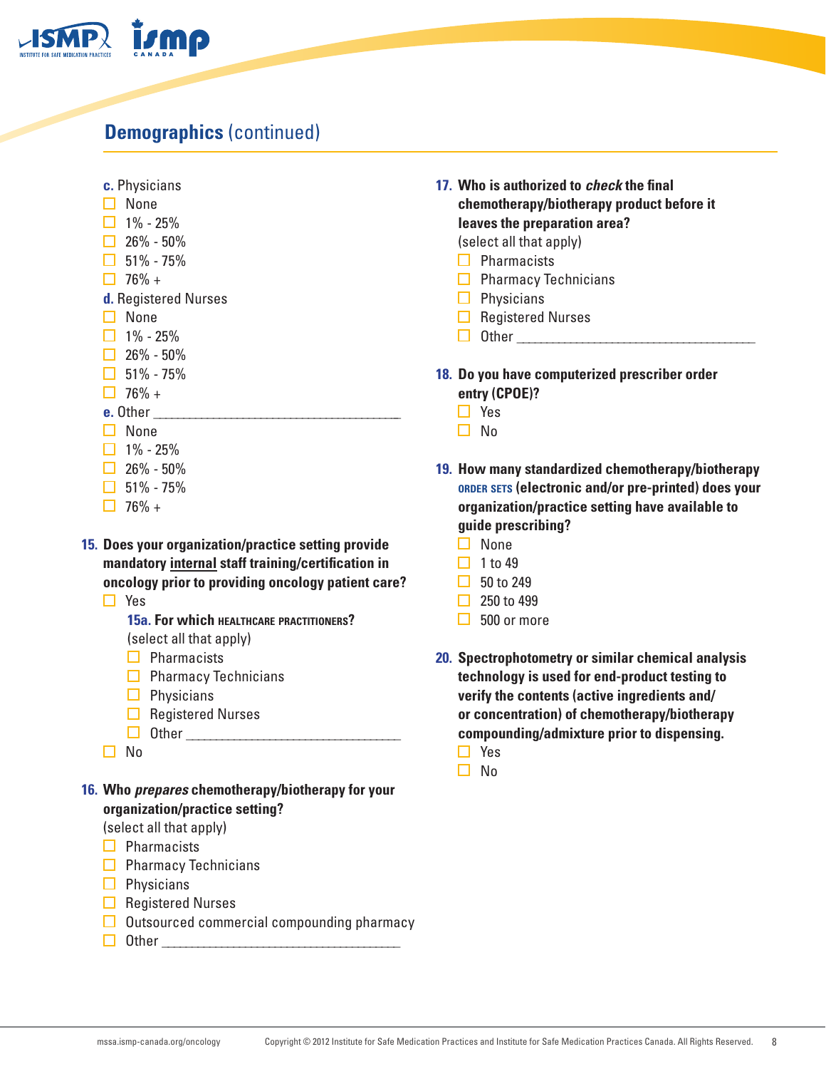## **Demographics** (continued)

**c.** Physicians

- ☐ None
- ☐ 1% - 25%
- ☐ 26% - 50%
- ☐ 51% - 75%
- ☐ 76% +

**d.** Registered Nurses

- ☐ None
- ☐ 1% - 25%
- ☐ 26% - 50%
- ☐ 51% - 75%
- ☐ 76% +

**e.** Other ______________________________

- ☐ None
- ☐ 1% - 25%
- ☐ 26% - 50%
- ☐ 51% - 75%
- ☐ 76% +

**15. Does your organization/practice setting provide mandatory internal staff training/certification in oncology prior to providing oncology patient care?**

- ☐ Yes

  **15a. For which HEALTHCARE PRACTITIONERS?**
  (select all that apply)

  - ☐ Pharmacists
  - ☐ Pharmacy Technicians
  - ☐ Physicians
  - ☐ Registered Nurses
  - ☐ Other ______________________________

- ☐ No

**16. Who *prepares* chemotherapy/biotherapy for your organization/practice setting?**
(select all that apply)

- ☐ Pharmacists
- ☐ Pharmacy Technicians
- ☐ Physicians
- ☐ Registered Nurses
- ☐ Outsourced commercial compounding pharmacy
- ☐ Other ______________________________

**17. Who is authorized to *check* the final chemotherapy/biotherapy product before it leaves the preparation area?**
(select all that apply)

- ☐ Pharmacists
- ☐ Pharmacy Technicians
- ☐ Physicians
- ☐ Registered Nurses
- ☐ Other ______________________________

**18. Do you have computerized prescriber order entry (CPOE)?**

- ☐ Yes
- ☐ No

**19. How many standardized chemotherapy/biotherapy ORDER SETS (electronic and/or pre-printed) does your organization/practice setting have available to guide prescribing?**

- ☐ None
- ☐ 1 to 49
- ☐ 50 to 249
- ☐ 250 to 499
- ☐ 500 or more

**20. Spectrophotometry or similar chemical analysis technology is used for end-product testing to verify the contents (active ingredients and/or concentration) of chemotherapy/biotherapy compounding/admixture prior to dispensing.**

- ☐ Yes
- ☐ No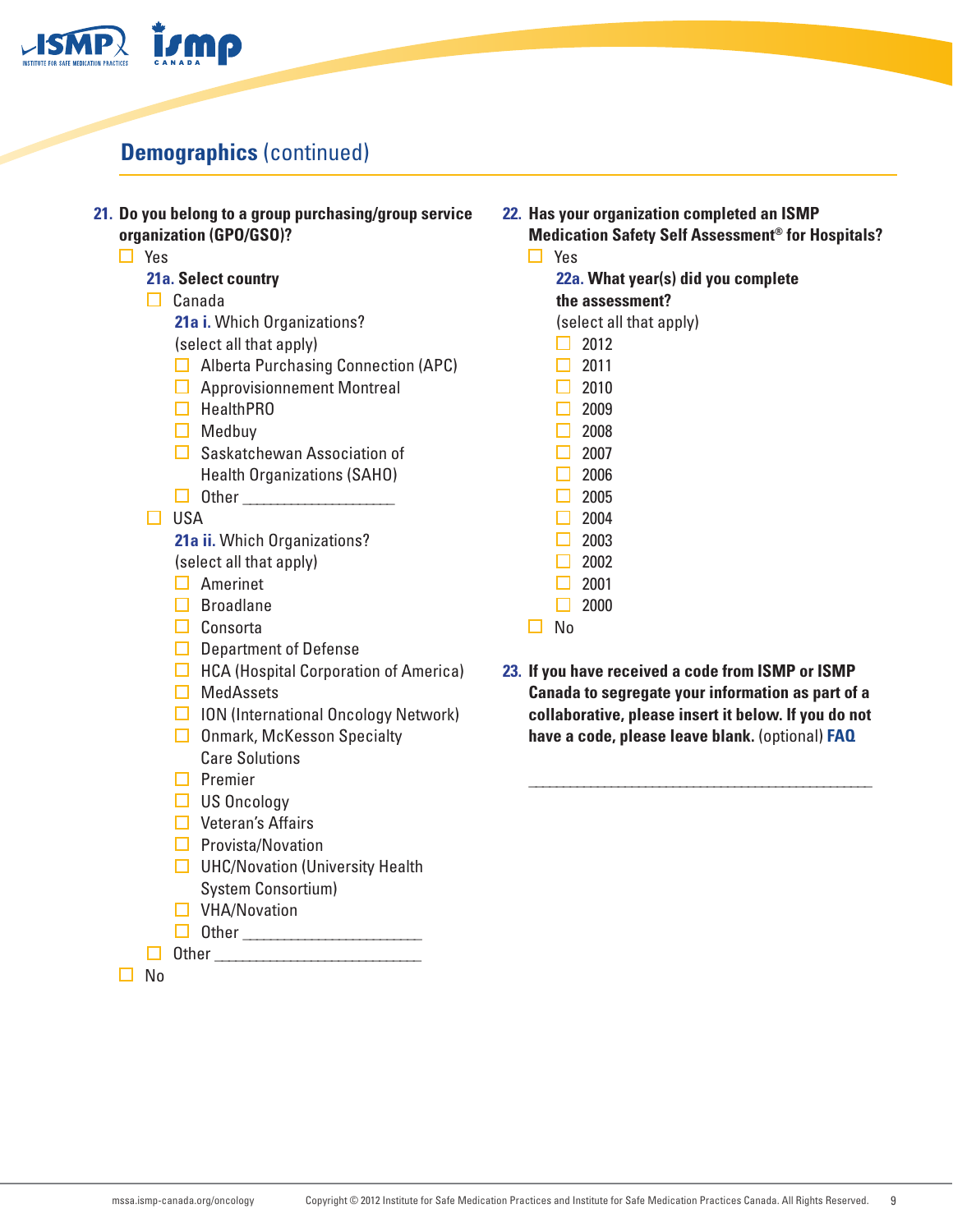## Demographics (continued)

**21. Do you belong to a group purchasing/group service organization (GPO/GSO)?**

- ☐ Yes
  - **21a. Select country**
    - ☐ Canada
      - **21a i.** Which Organizations? (select all that apply)
        - ☐ Alberta Purchasing Connection (APC)
        - ☐ Approvisionnement Montreal
        - ☐ HealthPRO
        - ☐ Medbuy
        - ☐ Saskatchewan Association of Health Organizations (SAHO)
        - ☐ Other ___________________
    - ☐ USA
      - **21a ii.** Which Organizations? (select all that apply)
        - ☐ Amerinet
        - ☐ Broadlane
        - ☐ Consorta
        - ☐ Department of Defense
        - ☐ HCA (Hospital Corporation of America)
        - ☐ MedAssets
        - ☐ ION (International Oncology Network)
        - ☐ Onmark, McKesson Specialty Care Solutions
        - ☐ Premier
        - ☐ US Oncology
        - ☐ Veteran's Affairs
        - ☐ Provista/Novation
        - ☐ UHC/Novation (University Health System Consortium)
        - ☐ VHA/Novation
        - ☐ Other ______________________
    - ☐ Other __________________________
- ☐ No

**22. Has your organization completed an ISMP Medication Safety Self Assessment® for Hospitals?**

- ☐ Yes
  - **22a. What year(s) did you complete the assessment?** (select all that apply)
    - ☐ 2012
    - ☐ 2011
    - ☐ 2010
    - ☐ 2009
    - ☐ 2008
    - ☐ 2007
    - ☐ 2006
    - ☐ 2005
    - ☐ 2004
    - ☐ 2003
    - ☐ 2002
    - ☐ 2001
    - ☐ 2000
- ☐ No

**23. If you have received a code from ISMP or ISMP Canada to segregate your information as part of a collaborative, please insert it below. If you do not have a code, please leave blank.** (optional) **FAQ**

______________________________________________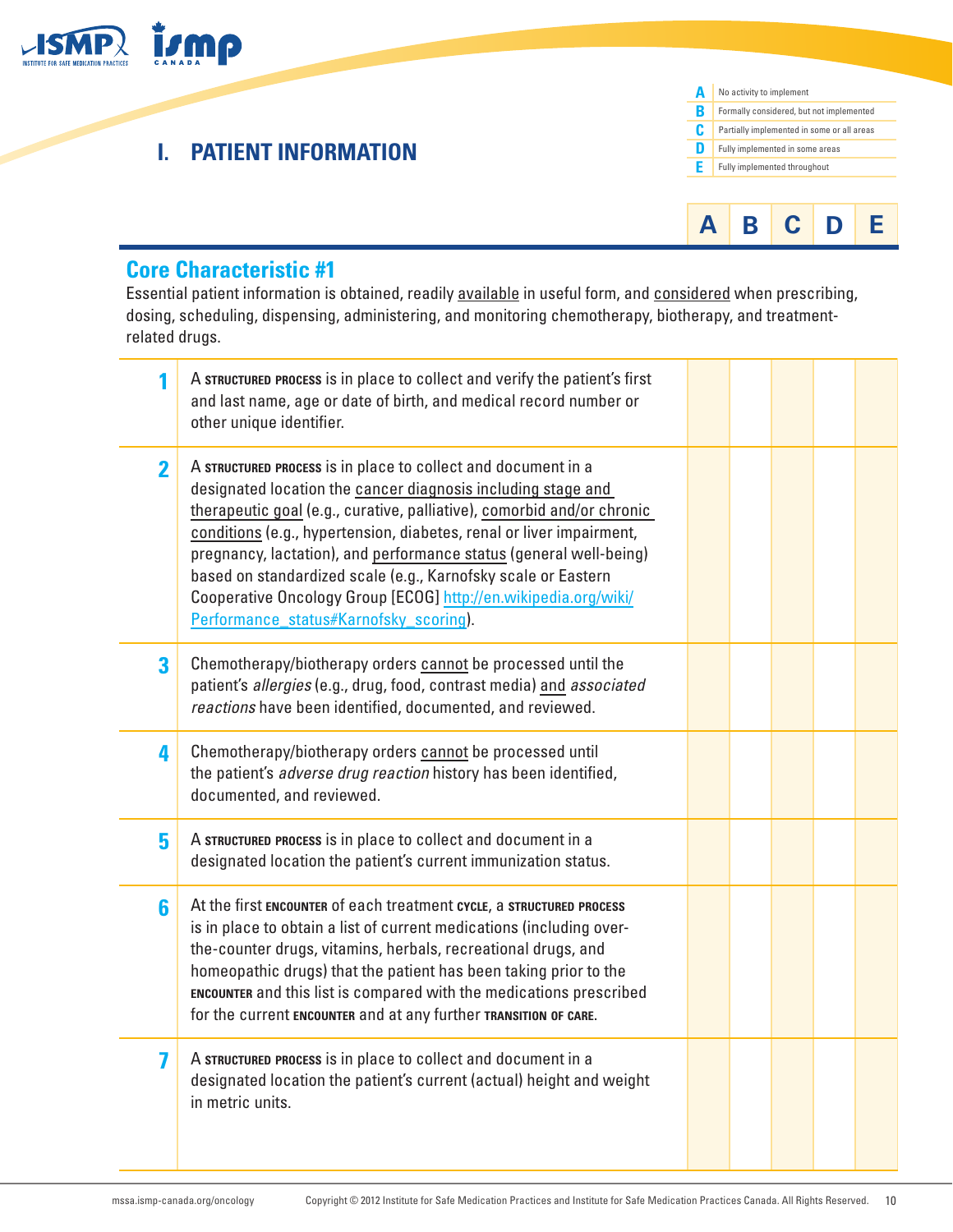# I. PATIENT INFORMATION

| | |
|---|---|
| **A** | No activity to implement |
| **B** | Formally considered, but not implemented |
| **C** | Partially implemented in some or all areas |
| **D** | Fully implemented in some areas |
| **E** | Fully implemented throughout |

## Core Characteristic #1

Essential patient information is obtained, readily <u>available</u> in useful form, and <u>considered</u> when prescribing, dosing, scheduling, dispensing, administering, and monitoring chemotherapy, biotherapy, and treatment-related drugs.

| # | Item | A | B | C | D | E |
|---|---|---|---|---|---|---|
| 1 | A **STRUCTURED PROCESS** is in place to collect and verify the patient's first and last name, age or date of birth, and medical record number or other unique identifier. | | | | | |
| 2 | A **STRUCTURED PROCESS** is in place to collect and document in a designated location the <u>cancer diagnosis including stage and therapeutic goal</u> (e.g., curative, palliative), <u>comorbid and/or chronic conditions</u> (e.g., hypertension, diabetes, renal or liver impairment, pregnancy, lactation), and <u>performance status</u> (general well-being) based on standardized scale (e.g., Karnofsky scale or Eastern Cooperative Oncology Group [ECOG] http://en.wikipedia.org/wiki/Performance_status#Karnofsky_scoring). | | | | | |
| 3 | Chemotherapy/biotherapy orders <u>cannot</u> be processed until the patient's *allergies* (e.g., drug, food, contrast media) <u>and</u> *associated reactions* have been identified, documented, and reviewed. | | | | | |
| 4 | Chemotherapy/biotherapy orders <u>cannot</u> be processed until the patient's *adverse drug reaction* history has been identified, documented, and reviewed. | | | | | |
| 5 | A **STRUCTURED PROCESS** is in place to collect and document in a designated location the patient's current immunization status. | | | | | |
| 6 | At the first **ENCOUNTER** of each treatment **CYCLE**, a **STRUCTURED PROCESS** is in place to obtain a list of current medications (including over-the-counter drugs, vitamins, herbals, recreational drugs, and homeopathic drugs) that the patient has been taking prior to the **ENCOUNTER** and this list is compared with the medications prescribed for the current **ENCOUNTER** and at any further **TRANSITION OF CARE**. | | | | | |
| 7 | A **STRUCTURED PROCESS** is in place to collect and document in a designated location the patient's current (actual) height and weight in metric units. | | | | | |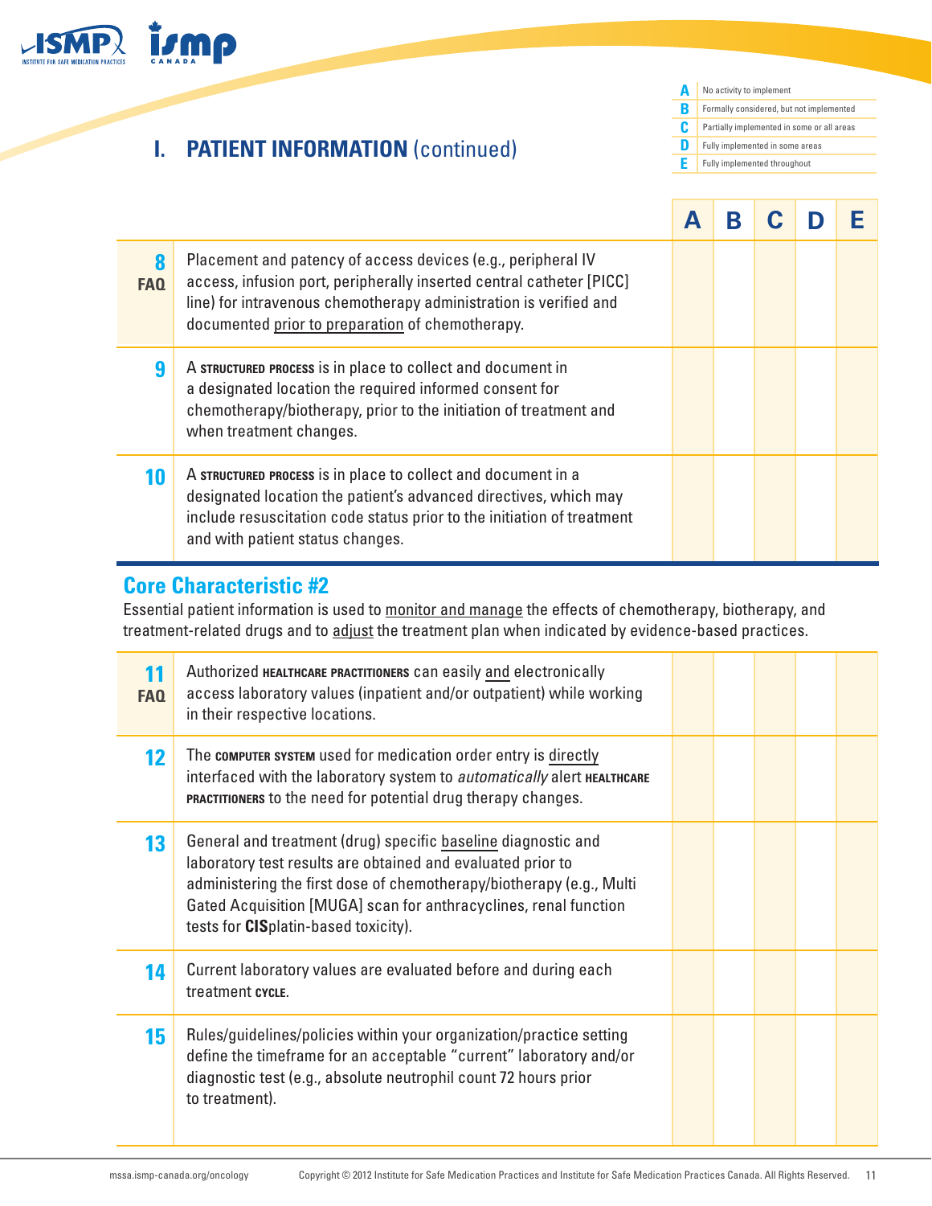## I. PATIENT INFORMATION (continued)

| | |
|---|---|
| **A** | No activity to implement |
| **B** | Formally considered, but not implemented |
| **C** | Partially implemented in some or all areas |
| **D** | Fully implemented in some areas |
| **E** | Fully implemented throughout |

| | | A | B | C | D | E |
|---|---|---|---|---|---|---|
| **8** FAQ | Placement and patency of access devices (e.g., peripheral IV access, infusion port, peripherally inserted central catheter [PICC] line) for intravenous chemotherapy administration is verified and documented prior to preparation of chemotherapy. | | | | | |
| **9** | A STRUCTURED PROCESS is in place to collect and document in a designated location the required informed consent for chemotherapy/biotherapy, prior to the initiation of treatment and when treatment changes. | | | | | |
| **10** | A STRUCTURED PROCESS is in place to collect and document in a designated location the patient's advanced directives, which may include resuscitation code status prior to the initiation of treatment and with patient status changes. | | | | | |

### Core Characteristic #2

Essential patient information is used to monitor and manage the effects of chemotherapy, biotherapy, and treatment-related drugs and to adjust the treatment plan when indicated by evidence-based practices.

| | | A | B | C | D | E |
|---|---|---|---|---|---|---|
| **11** FAQ | Authorized HEALTHCARE PRACTITIONERS can easily and electronically access laboratory values (inpatient and/or outpatient) while working in their respective locations. | | | | | |
| **12** | The COMPUTER SYSTEM used for medication order entry is directly interfaced with the laboratory system to *automatically* alert HEALTHCARE PRACTITIONERS to the need for potential drug therapy changes. | | | | | |
| **13** | General and treatment (drug) specific baseline diagnostic and laboratory test results are obtained and evaluated prior to administering the first dose of chemotherapy/biotherapy (e.g., Multi Gated Acquisition [MUGA] scan for anthracyclines, renal function tests for **CIS**platin-based toxicity). | | | | | |
| **14** | Current laboratory values are evaluated before and during each treatment CYCLE. | | | | | |
| **15** | Rules/guidelines/policies within your organization/practice setting define the timeframe for an acceptable "current" laboratory and/or diagnostic test (e.g., absolute neutrophil count 72 hours prior to treatment). | | | | | |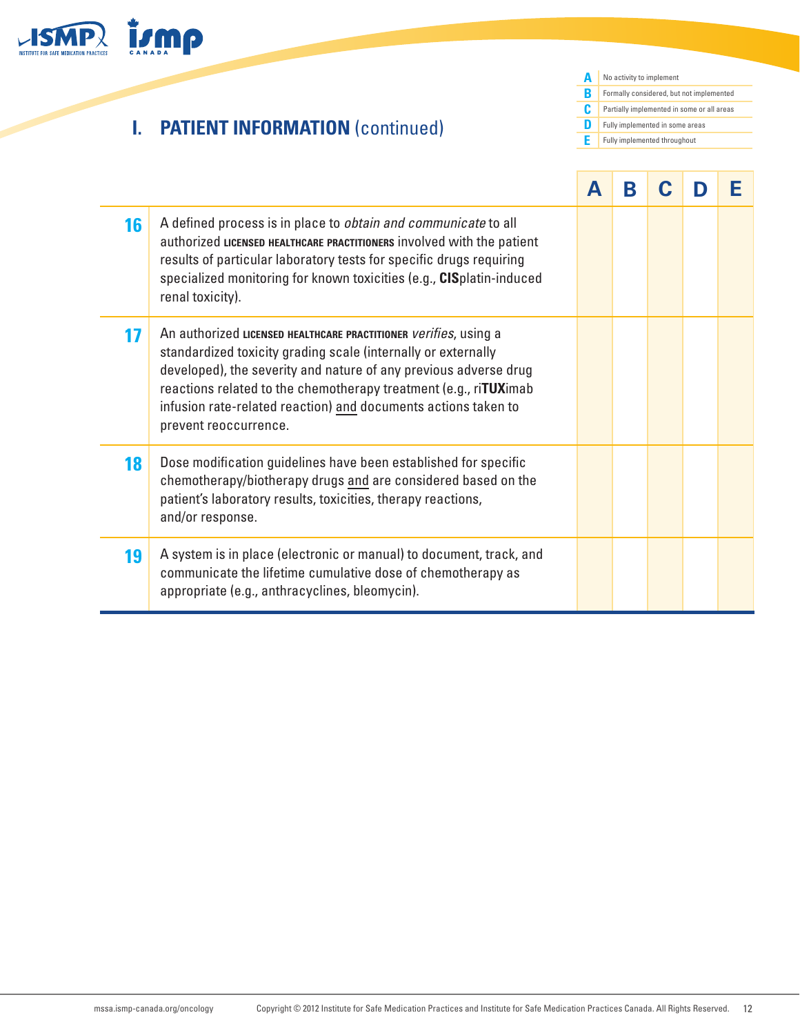## I. PATIENT INFORMATION (continued)

| | |
|---|---|
| **A** | No activity to implement |
| **B** | Formally considered, but not implemented |
| **C** | Partially implemented in some or all areas |
| **D** | Fully implemented in some areas |
| **E** | Fully implemented throughout |

| | | A | B | C | D | E |
|---|---|---|---|---|---|---|
| **16** | A defined process is in place to *obtain and communicate* to all authorized **LICENSED HEALTHCARE PRACTITIONERS** involved with the patient results of particular laboratory tests for specific drugs requiring specialized monitoring for known toxicities (e.g., **CIS**platin-induced renal toxicity). | | | | | |
| **17** | An authorized **LICENSED HEALTHCARE PRACTITIONER** *verifies*, using a standardized toxicity grading scale (internally or externally developed), the severity and nature of any previous adverse drug reactions related to the chemotherapy treatment (e.g., ri**TUX**imab infusion rate-related reaction) and documents actions taken to prevent reoccurrence. | | | | | |
| **18** | Dose modification guidelines have been established for specific chemotherapy/biotherapy drugs and are considered based on the patient's laboratory results, toxicities, therapy reactions, and/or response. | | | | | |
| **19** | A system is in place (electronic or manual) to document, track, and communicate the lifetime cumulative dose of chemotherapy as appropriate (e.g., anthracyclines, bleomycin). | | | | | |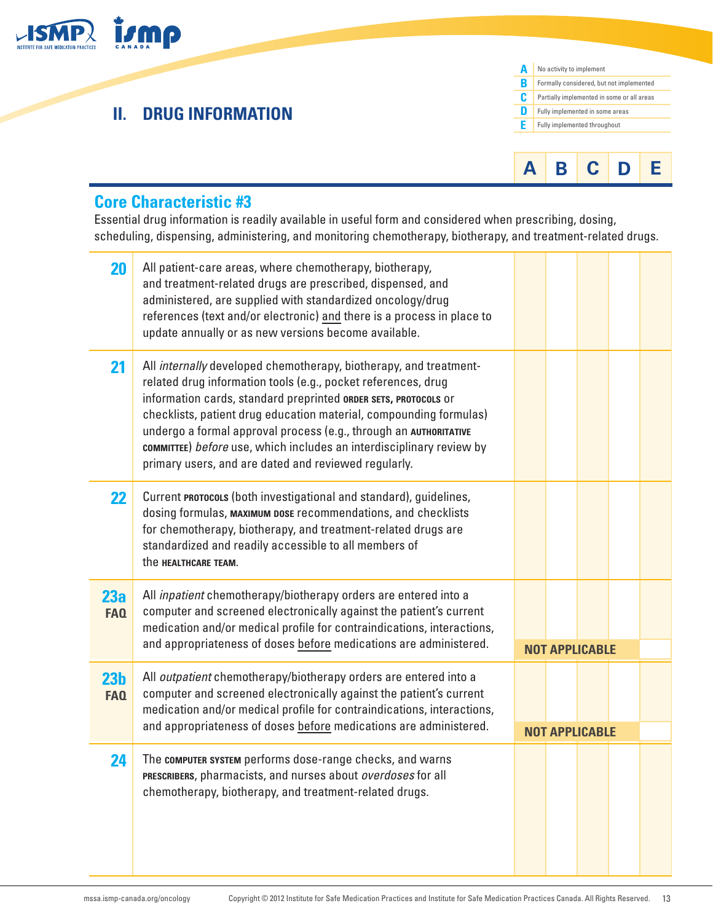## II. DRUG INFORMATION

| | |
|---|---|
| **A** | No activity to implement |
| **B** | Formally considered, but not implemented |
| **C** | Partially implemented in some or all areas |
| **D** | Fully implemented in some areas |
| **E** | Fully implemented throughout |

### Core Characteristic #3

Essential drug information is readily available in useful form and considered when prescribing, dosing, scheduling, dispensing, administering, and monitoring chemotherapy, biotherapy, and treatment-related drugs.

| # | Item | A | B | C | D | E |
|---|---|---|---|---|---|---|
| **20** | All patient-care areas, where chemotherapy, biotherapy, and treatment-related drugs are prescribed, dispensed, and administered, are supplied with standardized oncology/drug references (text and/or electronic) and there is a process in place to update annually or as new versions become available. | | | | | |
| **21** | All *internally* developed chemotherapy, biotherapy, and treatment-related drug information tools (e.g., pocket references, drug information cards, standard preprinted **ORDER SETS, PROTOCOLS** or checklists, patient drug education material, compounding formulas) undergo a formal approval process (e.g., through an **AUTHORITATIVE COMMITTEE**) *before* use, which includes an interdisciplinary review by primary users, and are dated and reviewed regularly. | | | | | |
| **22** | Current **PROTOCOLS** (both investigational and standard), guidelines, dosing formulas, **MAXIMUM DOSE** recommendations, and checklists for chemotherapy, biotherapy, and treatment-related drugs are standardized and readily accessible to all members of the **HEALTHCARE TEAM**. | | | | | |
| **23a FAQ** | All *inpatient* chemotherapy/biotherapy orders are entered into a computer and screened electronically against the patient's current medication and/or medical profile for contraindications, interactions, and appropriateness of doses before medications are administered. | | | | | |
| | | NOT APPLICABLE | | | | |
| **23b FAQ** | All *outpatient* chemotherapy/biotherapy orders are entered into a computer and screened electronically against the patient's current medication and/or medical profile for contraindications, interactions, and appropriateness of doses before medications are administered. | | | | | |
| | | NOT APPLICABLE | | | | |
| **24** | The **COMPUTER SYSTEM** performs dose-range checks, and warns **PRESCRIBERS**, pharmacists, and nurses about *overdoses* for all chemotherapy, biotherapy, and treatment-related drugs. | | | | | |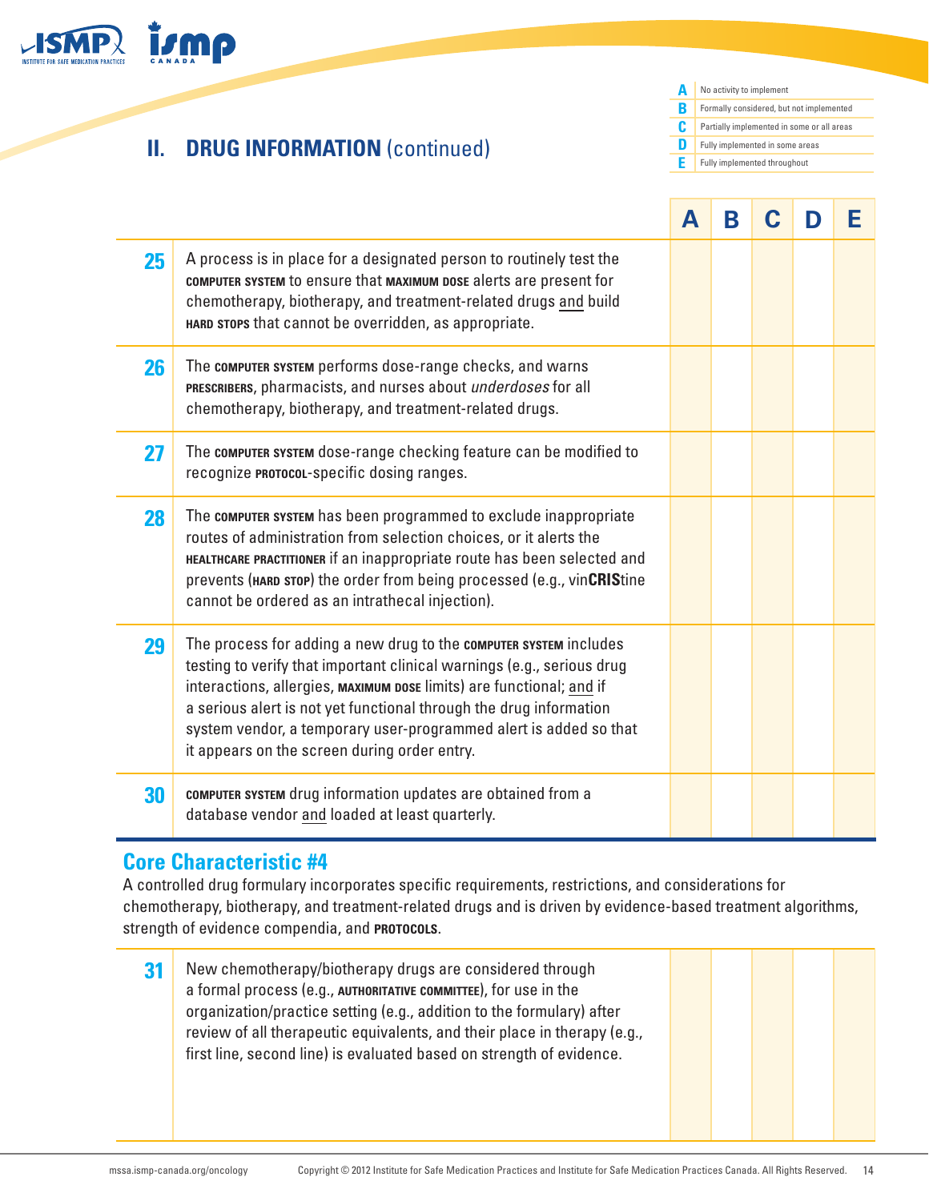## II. DRUG INFORMATION (continued)

| | |
|---|---|
| **A** | No activity to implement |
| **B** | Formally considered, but not implemented |
| **C** | Partially implemented in some or all areas |
| **D** | Fully implemented in some areas |
| **E** | Fully implemented throughout |

| | | A | B | C | D | E |
|---|---|---|---|---|---|---|
| **25** | A process is in place for a designated person to routinely test the **COMPUTER SYSTEM** to ensure that **MAXIMUM DOSE** alerts are present for chemotherapy, biotherapy, and treatment-related drugs and build **HARD STOPS** that cannot be overridden, as appropriate. | | | | | |
| **26** | The **COMPUTER SYSTEM** performs dose-range checks, and warns **PRESCRIBERS**, pharmacists, and nurses about *underdoses* for all chemotherapy, biotherapy, and treatment-related drugs. | | | | | |
| **27** | The **COMPUTER SYSTEM** dose-range checking feature can be modified to recognize **PROTOCOL**-specific dosing ranges. | | | | | |
| **28** | The **COMPUTER SYSTEM** has been programmed to exclude inappropriate routes of administration from selection choices, or it alerts the **HEALTHCARE PRACTITIONER** if an inappropriate route has been selected and prevents (**HARD STOP**) the order from being processed (e.g., vin**CRIS**tine cannot be ordered as an intrathecal injection). | | | | | |
| **29** | The process for adding a new drug to the **COMPUTER SYSTEM** includes testing to verify that important clinical warnings (e.g., serious drug interactions, allergies, **MAXIMUM DOSE** limits) are functional; and if a serious alert is not yet functional through the drug information system vendor, a temporary user-programmed alert is added so that it appears on the screen during order entry. | | | | | |
| **30** | **COMPUTER SYSTEM** drug information updates are obtained from a database vendor and loaded at least quarterly. | | | | | |

### Core Characteristic #4

A controlled drug formulary incorporates specific requirements, restrictions, and considerations for chemotherapy, biotherapy, and treatment-related drugs and is driven by evidence-based treatment algorithms, strength of evidence compendia, and **PROTOCOLS**.

| | | A | B | C | D | E |
|---|---|---|---|---|---|---|
| **31** | New chemotherapy/biotherapy drugs are considered through a formal process (e.g., **AUTHORITATIVE COMMITTEE**), for use in the organization/practice setting (e.g., addition to the formulary) after review of all therapeutic equivalents, and their place in therapy (e.g., first line, second line) is evaluated based on strength of evidence. | | | | | |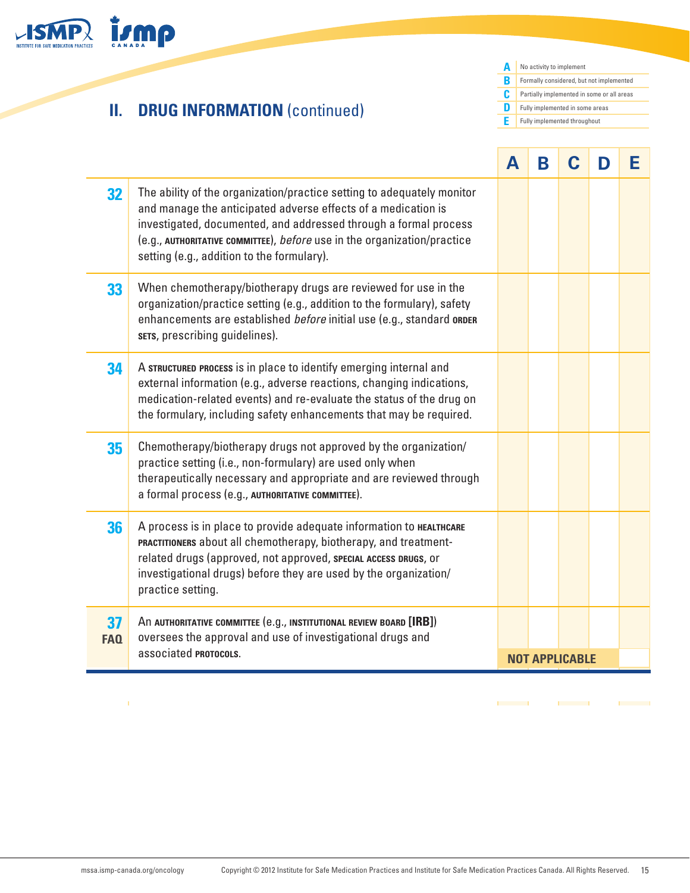## II. DRUG INFORMATION (continued)

| | |
|---|---|
| A | No activity to implement |
| B | Formally considered, but not implemented |
| C | Partially implemented in some or all areas |
| D | Fully implemented in some areas |
| E | Fully implemented throughout |

| # | Item | A | B | C | D | E |
|---|---|---|---|---|---|---|
| 32 | The ability of the organization/practice setting to adequately monitor and manage the anticipated adverse effects of a medication is investigated, documented, and addressed through a formal process (e.g., **AUTHORITATIVE COMMITTEE**), *before* use in the organization/practice setting (e.g., addition to the formulary). | | | | | |
| 33 | When chemotherapy/biotherapy drugs are reviewed for use in the organization/practice setting (e.g., addition to the formulary), safety enhancements are established *before* initial use (e.g., standard **ORDER SETS**, prescribing guidelines). | | | | | |
| 34 | A **STRUCTURED PROCESS** is in place to identify emerging internal and external information (e.g., adverse reactions, changing indications, medication-related events) and re-evaluate the status of the drug on the formulary, including safety enhancements that may be required. | | | | | |
| 35 | Chemotherapy/biotherapy drugs not approved by the organization/practice setting (i.e., non-formulary) are used only when therapeutically necessary and appropriate and are reviewed through a formal process (e.g., **AUTHORITATIVE COMMITTEE**). | | | | | |
| 36 | A process is in place to provide adequate information to **HEALTHCARE PRACTITIONERS** about all chemotherapy, biotherapy, and treatment-related drugs (approved, not approved, **SPECIAL ACCESS DRUGS**, or investigational drugs) before they are used by the organization/practice setting. | | | | | |
| 37 FAQ | An **AUTHORITATIVE COMMITTEE** (e.g., **INSTITUTIONAL REVIEW BOARD [IRB]**) oversees the approval and use of investigational drugs and associated **PROTOCOLS**. | | | | NOT APPLICABLE | |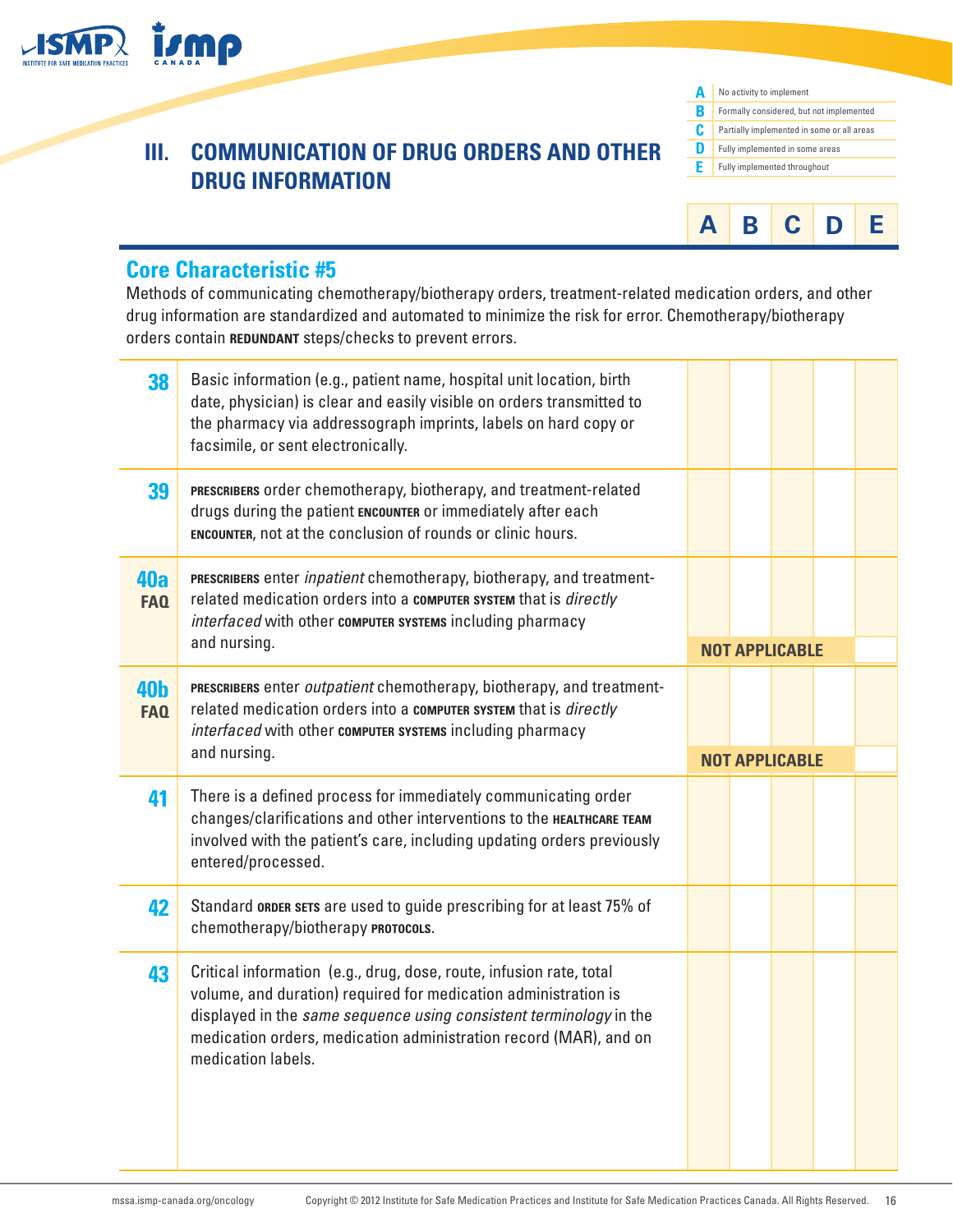## III. COMMUNICATION OF DRUG ORDERS AND OTHER DRUG INFORMATION

| | |
|---|---|
| **A** | No activity to implement |
| **B** | Formally considered, but not implemented |
| **C** | Partially implemented in some or all areas |
| **D** | Fully implemented in some areas |
| **E** | Fully implemented throughout |

### Core Characteristic #5

Methods of communicating chemotherapy/biotherapy orders, treatment-related medication orders, and other drug information are standardized and automated to minimize the risk for error. Chemotherapy/biotherapy orders contain **REDUNDANT** steps/checks to prevent errors.

| # | Item | A | B | C | D | E |
|---|---|---|---|---|---|---|
| **38** | Basic information (e.g., patient name, hospital unit location, birth date, physician) is clear and easily visible on orders transmitted to the pharmacy via addressograph imprints, labels on hard copy or facsimile, or sent electronically. | | | | | |
| **40a** FAQ | **PRESCRIBERS** enter *inpatient* chemotherapy, biotherapy, and treatment-related medication orders into a **COMPUTER SYSTEM** that is *directly interfaced* with other **COMPUTER SYSTEMS** including pharmacy and nursing. | | | | | |
| **39** | **PRESCRIBERS** order chemotherapy, biotherapy, and treatment-related drugs during the patient **ENCOUNTER** or immediately after each **ENCOUNTER**, not at the conclusion of rounds or clinic hours. | | | | | |
| | | NOT APPLICABLE | | | | |
| **40b** FAQ | **PRESCRIBERS** enter *outpatient* chemotherapy, biotherapy, and treatment-related medication orders into a **COMPUTER SYSTEM** that is *directly interfaced* with other **COMPUTER SYSTEMS** including pharmacy and nursing. | | | | | |
| | | NOT APPLICABLE | | | | |
| **41** | There is a defined process for immediately communicating order changes/clarifications and other interventions to the **HEALTHCARE TEAM** involved with the patient's care, including updating orders previously entered/processed. | | | | | |
| **42** | Standard **ORDER SETS** are used to guide prescribing for at least 75% of chemotherapy/biotherapy **PROTOCOLS**. | | | | | |
| **43** | Critical information (e.g., drug, dose, route, infusion rate, total volume, and duration) required for medication administration is displayed in the *same sequence using consistent terminology* in the medication orders, medication administration record (MAR), and on medication labels. | | | | | |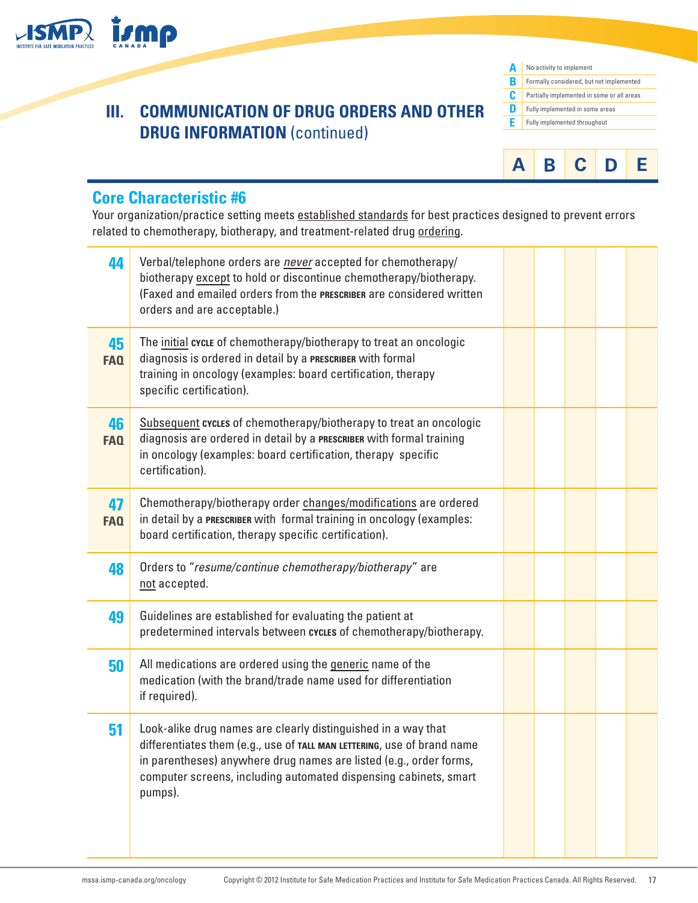## III. COMMUNICATION OF DRUG ORDERS AND OTHER DRUG INFORMATION (continued)

| | |
|---|---|
| **A** | No activity to implement |
| **B** | Formally considered, but not implemented |
| **C** | Partially implemented in some or all areas |
| **D** | Fully implemented in some areas |
| **E** | Fully implemented throughout |

### Core Characteristic #6

Your organization/practice setting meets established standards for best practices designed to prevent errors related to chemotherapy, biotherapy, and treatment-related drug ordering.

| # | Item | A | B | C | D | E |
|---|---|---|---|---|---|---|
| **44** | Verbal/telephone orders are *never* accepted for chemotherapy/biotherapy except to hold or discontinue chemotherapy/biotherapy. (Faxed and emailed orders from the **PRESCRIBER** are considered written orders and are acceptable.) | | | | | |
| **45** FAQ | The initial **CYCLE** of chemotherapy/biotherapy to treat an oncologic diagnosis is ordered in detail by a **PRESCRIBER** with formal training in oncology (examples: board certification, therapy specific certification). | | | | | |
| **46** FAQ | Subsequent **CYCLES** of chemotherapy/biotherapy to treat an oncologic diagnosis are ordered in detail by a **PRESCRIBER** with formal training in oncology (examples: board certification, therapy specific certification). | | | | | |
| **47** FAQ | Chemotherapy/biotherapy order changes/modifications are ordered in detail by a **PRESCRIBER** with formal training in oncology (examples: board certification, therapy specific certification). | | | | | |
| **48** | Orders to "*resume/continue chemotherapy/biotherapy*" are not accepted. | | | | | |
| **49** | Guidelines are established for evaluating the patient at predetermined intervals between **CYCLES** of chemotherapy/biotherapy. | | | | | |
| **50** | All medications are ordered using the generic name of the medication (with the brand/trade name used for differentiation if required). | | | | | |
| **51** | Look-alike drug names are clearly distinguished in a way that differentiates them (e.g., use of **TALL MAN LETTERING**, use of brand name in parentheses) anywhere drug names are listed (e.g., order forms, computer screens, including automated dispensing cabinets, smart pumps). | | | | | |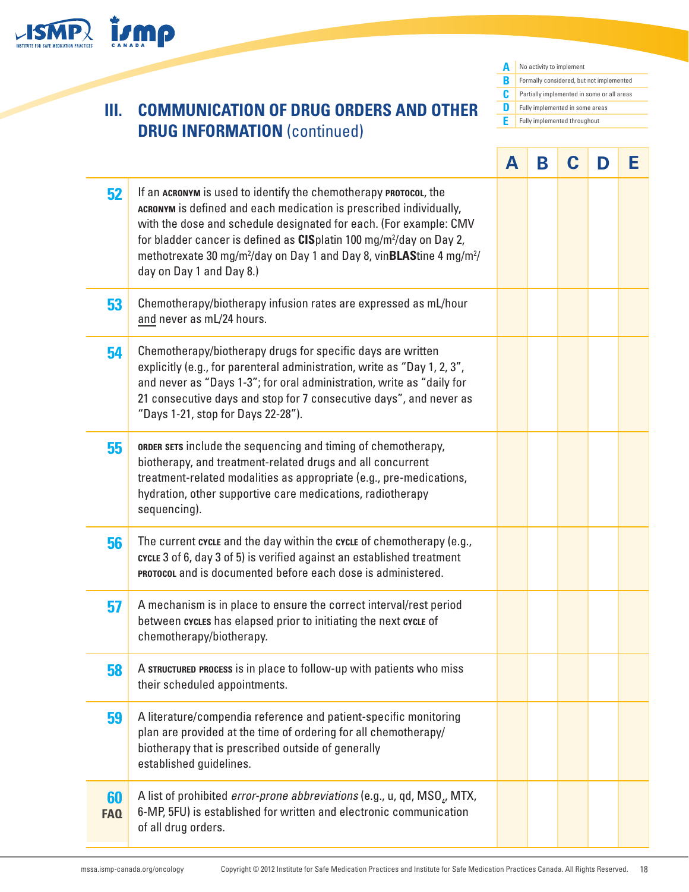## III. COMMUNICATION OF DRUG ORDERS AND OTHER DRUG INFORMATION (continued)

| | |
|---|---|
| **A** | No activity to implement |
| **B** | Formally considered, but not implemented |
| **C** | Partially implemented in some or all areas |
| **D** | Fully implemented in some areas |
| **E** | Fully implemented throughout |

| # | Item | A | B | C | D | E |
|---|---|---|---|---|---|---|
| **52** | If an ACRONYM is used to identify the chemotherapy PROTOCOL, the ACRONYM is defined and each medication is prescribed individually, with the dose and schedule designated for each. (For example: CMV for bladder cancer is defined as **CIS**platin 100 mg/m²/day on Day 2, methotrexate 30 mg/m²/day on Day 1 and Day 8, vin**BLAS**tine 4 mg/m²/day on Day 1 and Day 8.) | | | | | |
| **53** | Chemotherapy/biotherapy infusion rates are expressed as mL/hour and never as mL/24 hours. | | | | | |
| **54** | Chemotherapy/biotherapy drugs for specific days are written explicitly (e.g., for parenteral administration, write as "Day 1, 2, 3", and never as "Days 1-3"; for oral administration, write as "daily for 21 consecutive days and stop for 7 consecutive days", and never as "Days 1-21, stop for Days 22-28"). | | | | | |
| **55** | ORDER SETS include the sequencing and timing of chemotherapy, biotherapy, and treatment-related drugs and all concurrent treatment-related modalities as appropriate (e.g., pre-medications, hydration, other supportive care medications, radiotherapy sequencing). | | | | | |
| **56** | The current CYCLE and the day within the CYCLE of chemotherapy (e.g., CYCLE 3 of 6, day 3 of 5) is verified against an established treatment PROTOCOL and is documented before each dose is administered. | | | | | |
| **57** | A mechanism is in place to ensure the correct interval/rest period between CYCLES has elapsed prior to initiating the next CYCLE of chemotherapy/biotherapy. | | | | | |
| **58** | A STRUCTURED PROCESS is in place to follow-up with patients who miss their scheduled appointments. | | | | | |
| **59** | A literature/compendia reference and patient-specific monitoring plan are provided at the time of ordering for all chemotherapy/biotherapy that is prescribed outside of generally established guidelines. | | | | | |
| **60 FAQ** | A list of prohibited *error-prone abbreviations* (e.g., u, qd, $MSO_4$, MTX, 6-MP, 5FU) is established for written and electronic communication of all drug orders. | | | | | |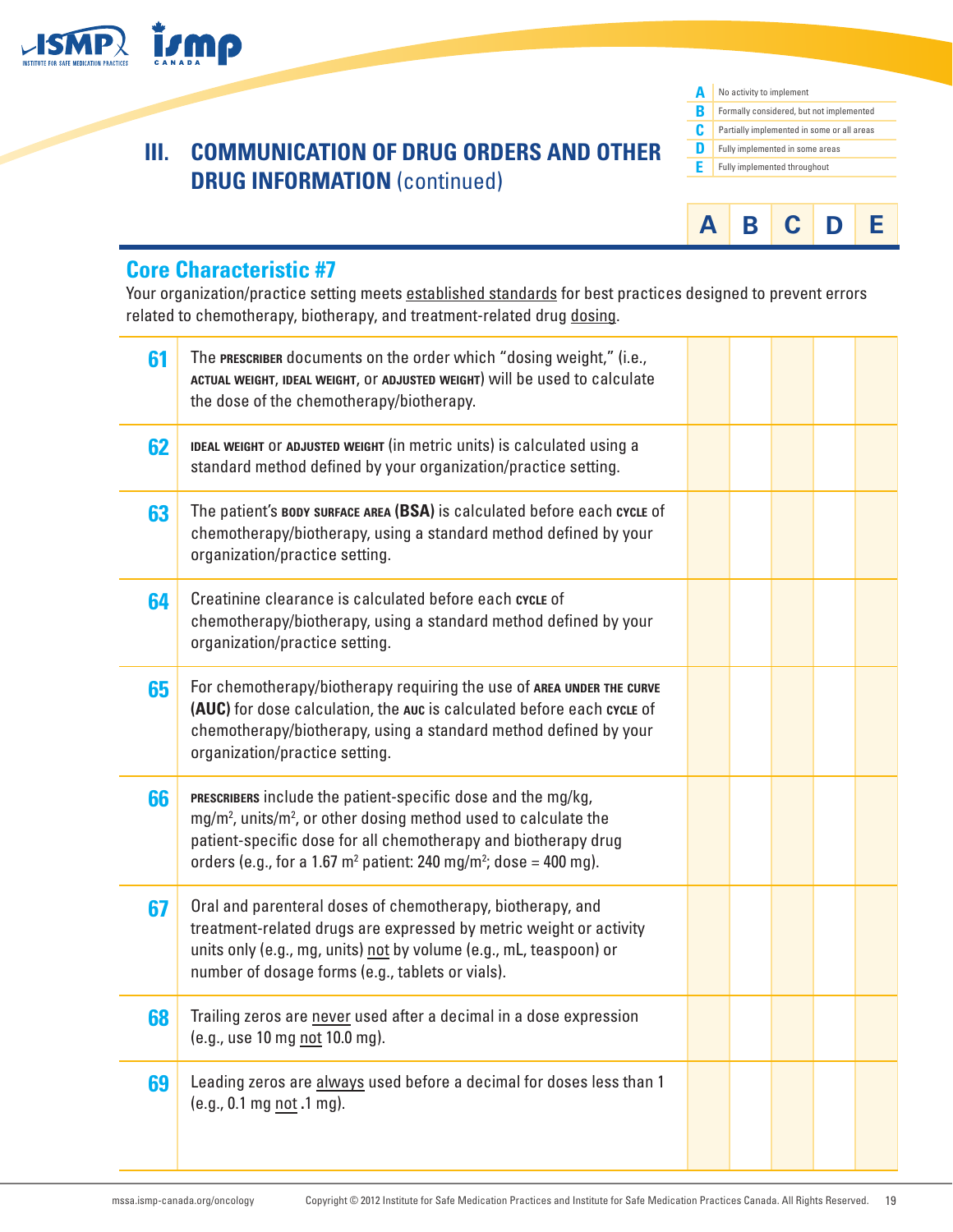## III. COMMUNICATION OF DRUG ORDERS AND OTHER DRUG INFORMATION (continued)

| | |
|---|---|
| **A** | No activity to implement |
| **B** | Formally considered, but not implemented |
| **C** | Partially implemented in some or all areas |
| **D** | Fully implemented in some areas |
| **E** | Fully implemented throughout |

### Core Characteristic #7

Your organization/practice setting meets established standards for best practices designed to prevent errors related to chemotherapy, biotherapy, and treatment-related drug dosing.

| # | Item | A | B | C | D | E |
|---|---|---|---|---|---|---|
| 61 | The PRESCRIBER documents on the order which "dosing weight," (i.e., ACTUAL WEIGHT, IDEAL WEIGHT, or ADJUSTED WEIGHT) will be used to calculate the dose of the chemotherapy/biotherapy. | | | | | |
| 62 | IDEAL WEIGHT or ADJUSTED WEIGHT (in metric units) is calculated using a standard method defined by your organization/practice setting. | | | | | |
| 63 | The patient's BODY SURFACE AREA (BSA) is calculated before each CYCLE of chemotherapy/biotherapy, using a standard method defined by your organization/practice setting. | | | | | |
| 64 | Creatinine clearance is calculated before each CYCLE of chemotherapy/biotherapy, using a standard method defined by your organization/practice setting. | | | | | |
| 65 | For chemotherapy/biotherapy requiring the use of AREA UNDER THE CURVE (AUC) for dose calculation, the AUC is calculated before each CYCLE of chemotherapy/biotherapy, using a standard method defined by your organization/practice setting. | | | | | |
| 66 | PRESCRIBERS include the patient-specific dose and the mg/kg, mg/m$^2$, units/m$^2$, or other dosing method used to calculate the patient-specific dose for all chemotherapy and biotherapy drug orders (e.g., for a 1.67 m$^2$ patient: 240 mg/m$^2$; dose = 400 mg). | | | | | |
| 67 | Oral and parenteral doses of chemotherapy, biotherapy, and treatment-related drugs are expressed by metric weight or activity units only (e.g., mg, units) not by volume (e.g., mL, teaspoon) or number of dosage forms (e.g., tablets or vials). | | | | | |
| 68 | Trailing zeros are never used after a decimal in a dose expression (e.g., use 10 mg not 10.0 mg). | | | | | |
| 69 | Leading zeros are always used before a decimal for doses less than 1 (e.g., 0.1 mg not .1 mg). | | | | | |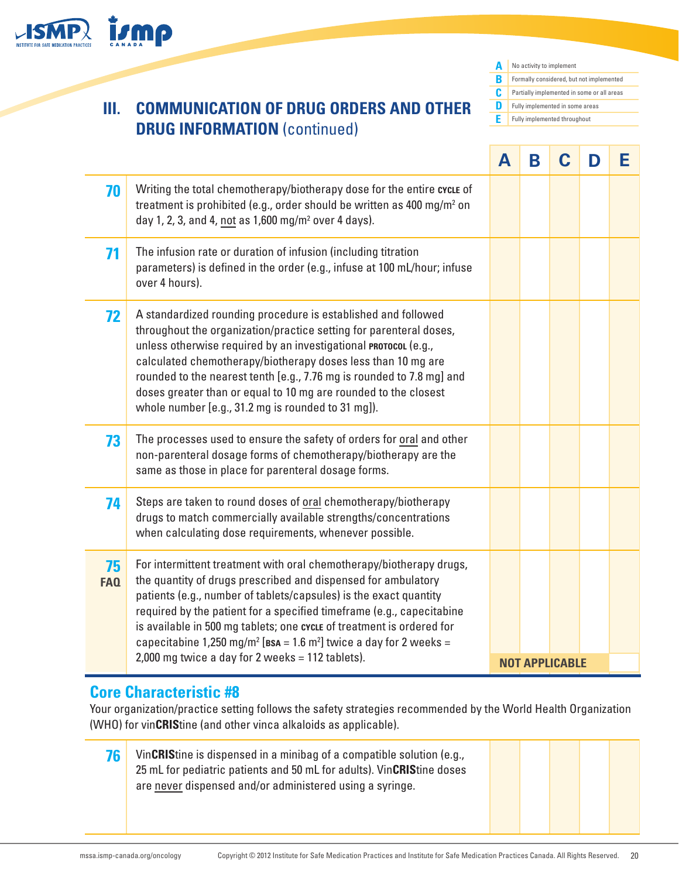| | |
|---|---|
| **A** | No activity to implement |
| **B** | Formally considered, but not implemented |
| **C** | Partially implemented in some or all areas |
| **D** | Fully implemented in some areas |
| **E** | Fully implemented throughout |

## III. COMMUNICATION OF DRUG ORDERS AND OTHER DRUG INFORMATION (continued)

| # | Item | A | B | C | D | E |
|---|---|---|---|---|---|---|
| **70** | Writing the total chemotherapy/biotherapy dose for the entire **CYCLE** of treatment is prohibited (e.g., order should be written as 400 mg/m² on day 1, 2, 3, and 4, not as 1,600 mg/m² over 4 days). | | | | | |
| **71** | The infusion rate or duration of infusion (including titration parameters) is defined in the order (e.g., infuse at 100 mL/hour; infuse over 4 hours). | | | | | |
| **72** | A standardized rounding procedure is established and followed throughout the organization/practice setting for parenteral doses, unless otherwise required by an investigational **PROTOCOL** (e.g., calculated chemotherapy/biotherapy doses less than 10 mg are rounded to the nearest tenth [e.g., 7.76 mg is rounded to 7.8 mg] and doses greater than or equal to 10 mg are rounded to the closest whole number [e.g., 31.2 mg is rounded to 31 mg]). | | | | | |
| **73** | The processes used to ensure the safety of orders for oral and other non-parenteral dosage forms of chemotherapy/biotherapy are the same as those in place for parenteral dosage forms. | | | | | |
| **74** | Steps are taken to round doses of oral chemotherapy/biotherapy drugs to match commercially available strengths/concentrations when calculating dose requirements, whenever possible. | | | | | |
| **75** **FAQ** | For intermittent treatment with oral chemotherapy/biotherapy drugs, the quantity of drugs prescribed and dispensed for ambulatory patients (e.g., number of tablets/capsules) is the exact quantity required by the patient for a specified timeframe (e.g., capecitabine is available in 500 mg tablets; one **CYCLE** of treatment is ordered for capecitabine 1,250 mg/m² [**BSA** = 1.6 m²] twice a day for 2 weeks = 2,000 mg twice a day for 2 weeks = 112 tablets). | NOT APPLICABLE | | | | |

### Core Characteristic #8

Your organization/practice setting follows the safety strategies recommended by the World Health Organization (WHO) for vin**CRIS**tine (and other vinca alkaloids as applicable).

| # | Item | A | B | C | D | E |
|---|---|---|---|---|---|---|
| **76** | Vin**CRIS**tine is dispensed in a minibag of a compatible solution (e.g., 25 mL for pediatric patients and 50 mL for adults). Vin**CRIS**tine doses are never dispensed and/or administered using a syringe. | | | | | |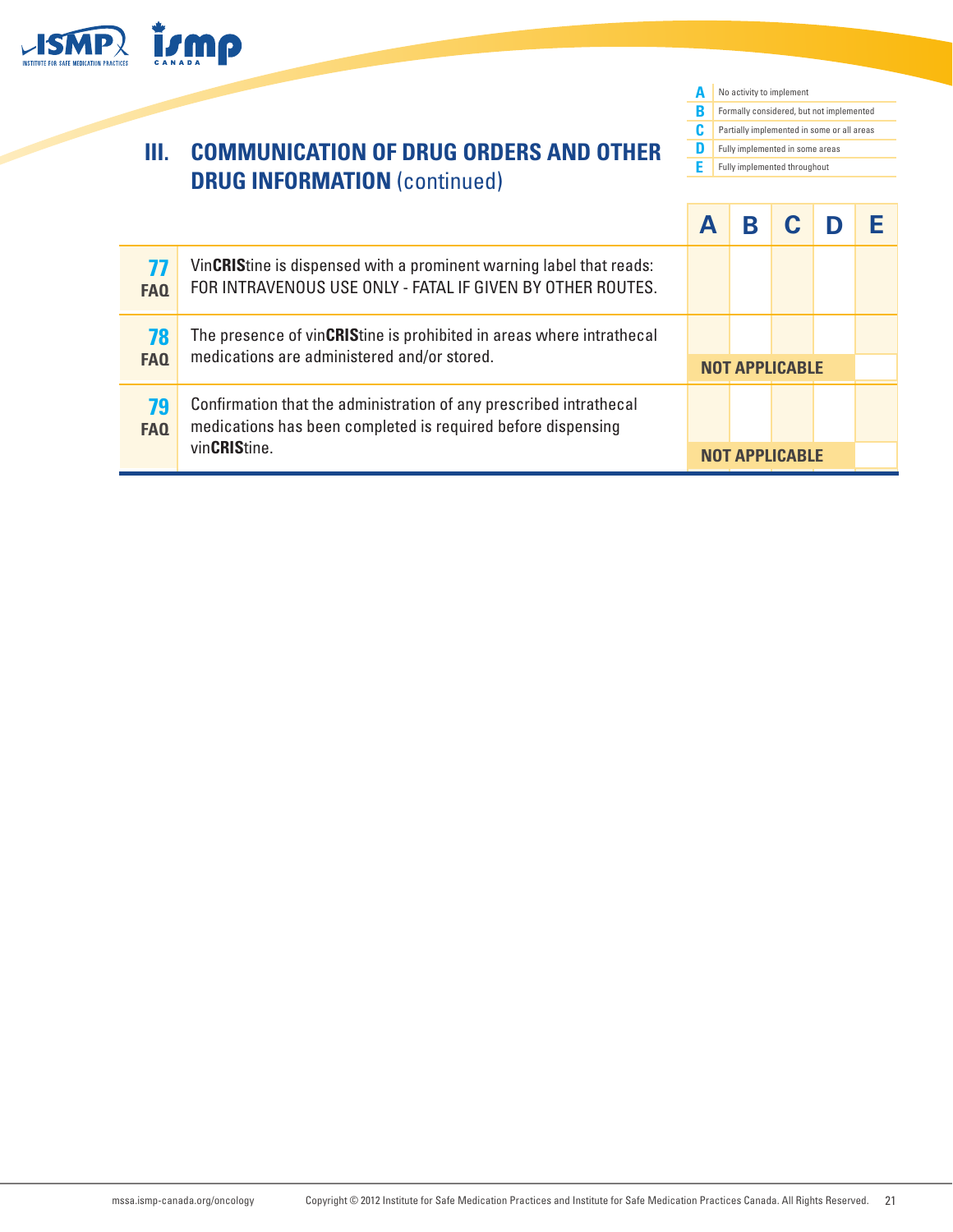## III. COMMUNICATION OF DRUG ORDERS AND OTHER DRUG INFORMATION (continued)

| | |
|---|---|
| **A** | No activity to implement |
| **B** | Formally considered, but not implemented |
| **C** | Partially implemented in some or all areas |
| **D** | Fully implemented in some areas |
| **E** | Fully implemented throughout |

| # | Item | A | B | C | D | E |
|---|---|---|---|---|---|---|
| **77** FAQ | Vin**CRIS**tine is dispensed with a prominent warning label that reads: FOR INTRAVENOUS USE ONLY - FATAL IF GIVEN BY OTHER ROUTES. | | | | | |
| **78** FAQ | The presence of vin**CRIS**tine is prohibited in areas where intrathecal medications are administered and/or stored. | | | | | |
| | | **NOT APPLICABLE** | | | | |
| **79** FAQ | Confirmation that the administration of any prescribed intrathecal medications has been completed is required before dispensing vin**CRIS**tine. | | | | | |
| | | **NOT APPLICABLE** | | | | |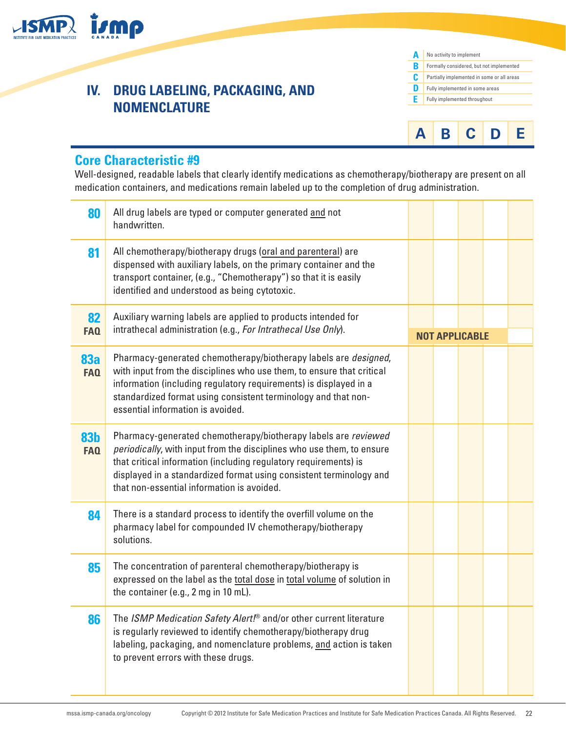# IV. DRUG LABELING, PACKAGING, AND NOMENCLATURE

| | |
|---|---|
| **A** | No activity to implement |
| **B** | Formally considered, but not implemented |
| **C** | Partially implemented in some or all areas |
| **D** | Fully implemented in some areas |
| **E** | Fully implemented throughout |

## Core Characteristic #9

Well-designed, readable labels that clearly identify medications as chemotherapy/biotherapy are present on all medication containers, and medications remain labeled up to the completion of drug administration.

| # | Item | A | B | C | D | E |
|---|---|---|---|---|---|---|
| **80** | All drug labels are typed or computer generated and not handwritten. | | | | | |
| **81** | All chemotherapy/biotherapy drugs (oral and parenteral) are dispensed with auxiliary labels, on the primary container and the transport container, (e.g., "Chemotherapy") so that it is easily identified and understood as being cytotoxic. | | | | | |
| **82** FAQ | Auxiliary warning labels are applied to products intended for intrathecal administration (e.g., *For Intrathecal Use Only*). | **NOT APPLICABLE** | | | | |
| **83a** FAQ | Pharmacy-generated chemotherapy/biotherapy labels are *designed*, with input from the disciplines who use them, to ensure that critical information (including regulatory requirements) is displayed in a standardized format using consistent terminology and that non-essential information is avoided. | | | | | |
| **83b** FAQ | Pharmacy-generated chemotherapy/biotherapy labels are *reviewed periodically*, with input from the disciplines who use them, to ensure that critical information (including regulatory requirements) is displayed in a standardized format using consistent terminology and that non-essential information is avoided. | | | | | |
| **84** | There is a standard process to identify the overfill volume on the pharmacy label for compounded IV chemotherapy/biotherapy solutions. | | | | | |
| **85** | The concentration of parenteral chemotherapy/biotherapy is expressed on the label as the total dose in total volume of solution in the container (e.g., 2 mg in 10 mL). | | | | | |
| **86** | The *ISMP Medication Safety Alert!*® and/or other current literature is regularly reviewed to identify chemotherapy/biotherapy drug labeling, packaging, and nomenclature problems, and action is taken to prevent errors with these drugs. | | | | | |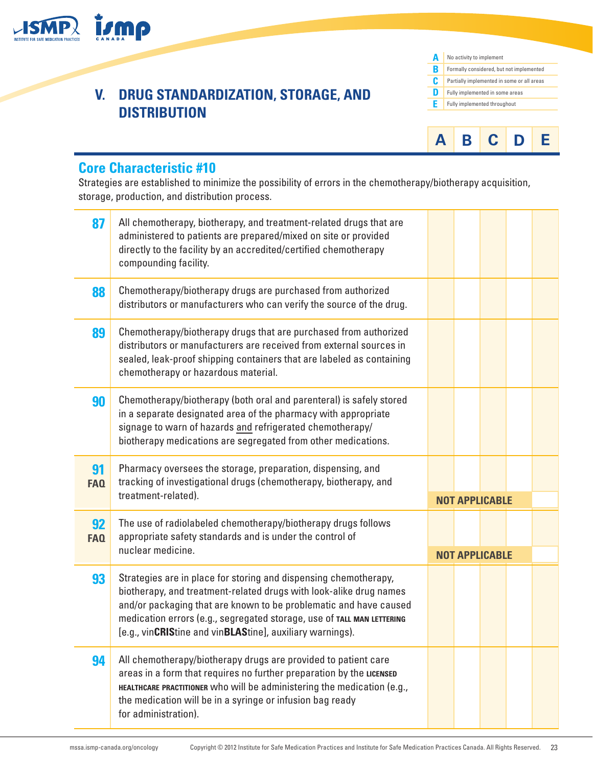| | |
|---|---|
| **A** | No activity to implement |
| **B** | Formally considered, but not implemented |
| **C** | Partially implemented in some or all areas |
| **D** | Fully implemented in some areas |
| **E** | Fully implemented throughout |

## V. DRUG STANDARDIZATION, STORAGE, AND DISTRIBUTION

### Core Characteristic #10

Strategies are established to minimize the possibility of errors in the chemotherapy/biotherapy acquisition, storage, production, and distribution process.

| # | Item | A | B | C | D | E |
|---|---|---|---|---|---|---|
| **87** | All chemotherapy, biotherapy, and treatment-related drugs that are administered to patients are prepared/mixed on site or provided directly to the facility by an accredited/certified chemotherapy compounding facility. | | | | | |
| **88** | Chemotherapy/biotherapy drugs are purchased from authorized distributors or manufacturers who can verify the source of the drug. | | | | | |
| **89** | Chemotherapy/biotherapy drugs that are purchased from authorized distributors or manufacturers are received from external sources in sealed, leak-proof shipping containers that are labeled as containing chemotherapy or hazardous material. | | | | | |
| **90** | Chemotherapy/biotherapy (both oral and parenteral) is safely stored in a separate designated area of the pharmacy with appropriate signage to warn of hazards <u>and</u> refrigerated chemotherapy/biotherapy medications are segregated from other medications. | | | | | |
| **91** FAQ | Pharmacy oversees the storage, preparation, dispensing, and tracking of investigational drugs (chemotherapy, biotherapy, and treatment-related). | | | | | |
| | NOT APPLICABLE | | | | | |
| **92** FAQ | The use of radiolabeled chemotherapy/biotherapy drugs follows appropriate safety standards and is under the control of nuclear medicine. | | | | | |
| | NOT APPLICABLE | | | | | |
| **93** | Strategies are in place for storing and dispensing chemotherapy, biotherapy, and treatment-related drugs with look-alike drug names and/or packaging that are known to be problematic and have caused medication errors (e.g., segregated storage, use of TALL MAN LETTERING [e.g., vin**CRIS**tine and vin**BLAS**tine], auxiliary warnings). | | | | | |
| **94** | All chemotherapy/biotherapy drugs are provided to patient care areas in a form that requires no further preparation by the LICENSED HEALTHCARE PRACTITIONER who will be administering the medication (e.g., the medication will be in a syringe or infusion bag ready for administration). | | | | | |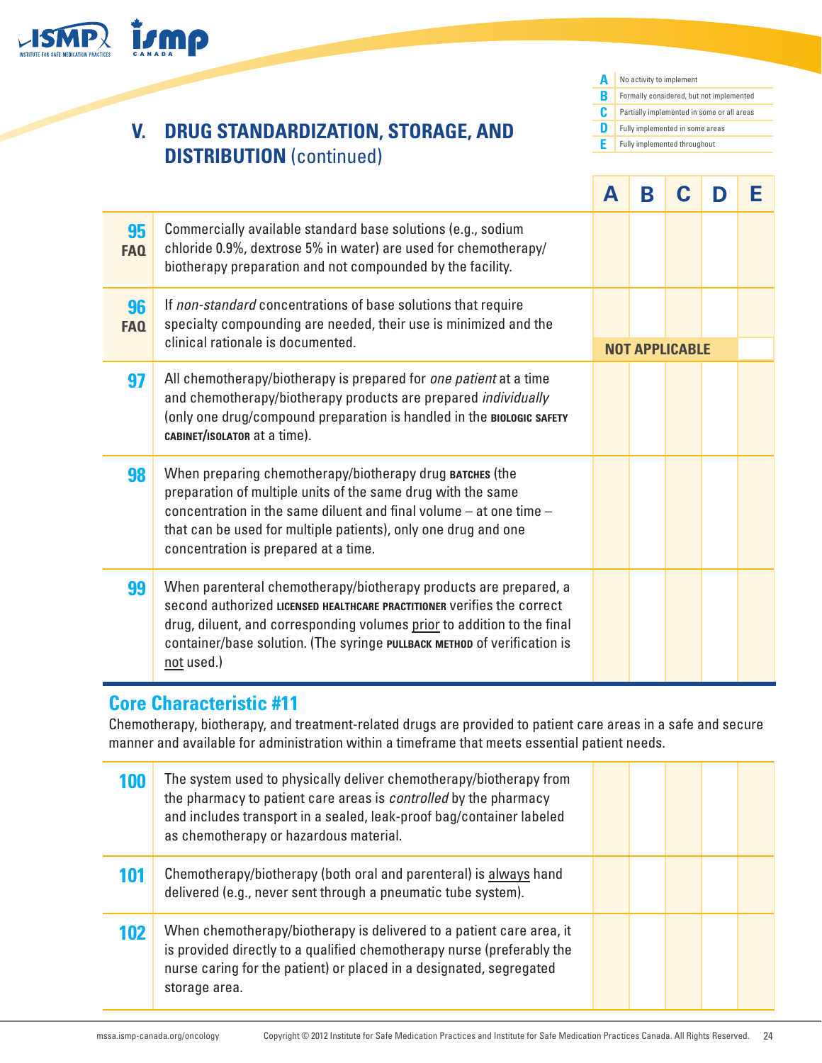## V. DRUG STANDARDIZATION, STORAGE, AND DISTRIBUTION (continued)

| | |
|---|---|
| **A** | No activity to implement |
| **B** | Formally considered, but not implemented |
| **C** | Partially implemented in some or all areas |
| **D** | Fully implemented in some areas |
| **E** | Fully implemented throughout |

| # | Item | A | B | C | D | E |
|---|---|---|---|---|---|---|
| **95** FAQ | Commercially available standard base solutions (e.g., sodium chloride 0.9%, dextrose 5% in water) are used for chemotherapy/biotherapy preparation and not compounded by the facility. | | | | | |
| **96** FAQ | If *non-standard* concentrations of base solutions that require specialty compounding are needed, their use is minimized and the clinical rationale is documented. | NOT APPLICABLE | | | | |
| **97** | All chemotherapy/biotherapy is prepared for *one patient* at a time and chemotherapy/biotherapy products are prepared *individually* (only one drug/compound preparation is handled in the **BIOLOGIC SAFETY CABINET/ISOLATOR** at a time). | | | | | |
| **98** | When preparing chemotherapy/biotherapy drug **BATCHES** (the preparation of multiple units of the same drug with the same concentration in the same diluent and final volume – at one time – that can be used for multiple patients), only one drug and one concentration is prepared at a time. | | | | | |
| **99** | When parenteral chemotherapy/biotherapy products are prepared, a second authorized **LICENSED HEALTHCARE PRACTITIONER** verifies the correct drug, diluent, and corresponding volumes prior to addition to the final container/base solution. (The syringe **PULLBACK METHOD** of verification is not used.) | | | | | |

### Core Characteristic #11

Chemotherapy, biotherapy, and treatment-related drugs are provided to patient care areas in a safe and secure manner and available for administration within a timeframe that meets essential patient needs.

| # | Item | A | B | C | D | E |
|---|---|---|---|---|---|---|
| **100** | The system used to physically deliver chemotherapy/biotherapy from the pharmacy to patient care areas is *controlled* by the pharmacy and includes transport in a sealed, leak-proof bag/container labeled as chemotherapy or hazardous material. | | | | | |
| **101** | Chemotherapy/biotherapy (both oral and parenteral) is always hand delivered (e.g., never sent through a pneumatic tube system). | | | | | |
| **102** | When chemotherapy/biotherapy is delivered to a patient care area, it is provided directly to a qualified chemotherapy nurse (preferably the nurse caring for the patient) or placed in a designated, segregated storage area. | | | | | |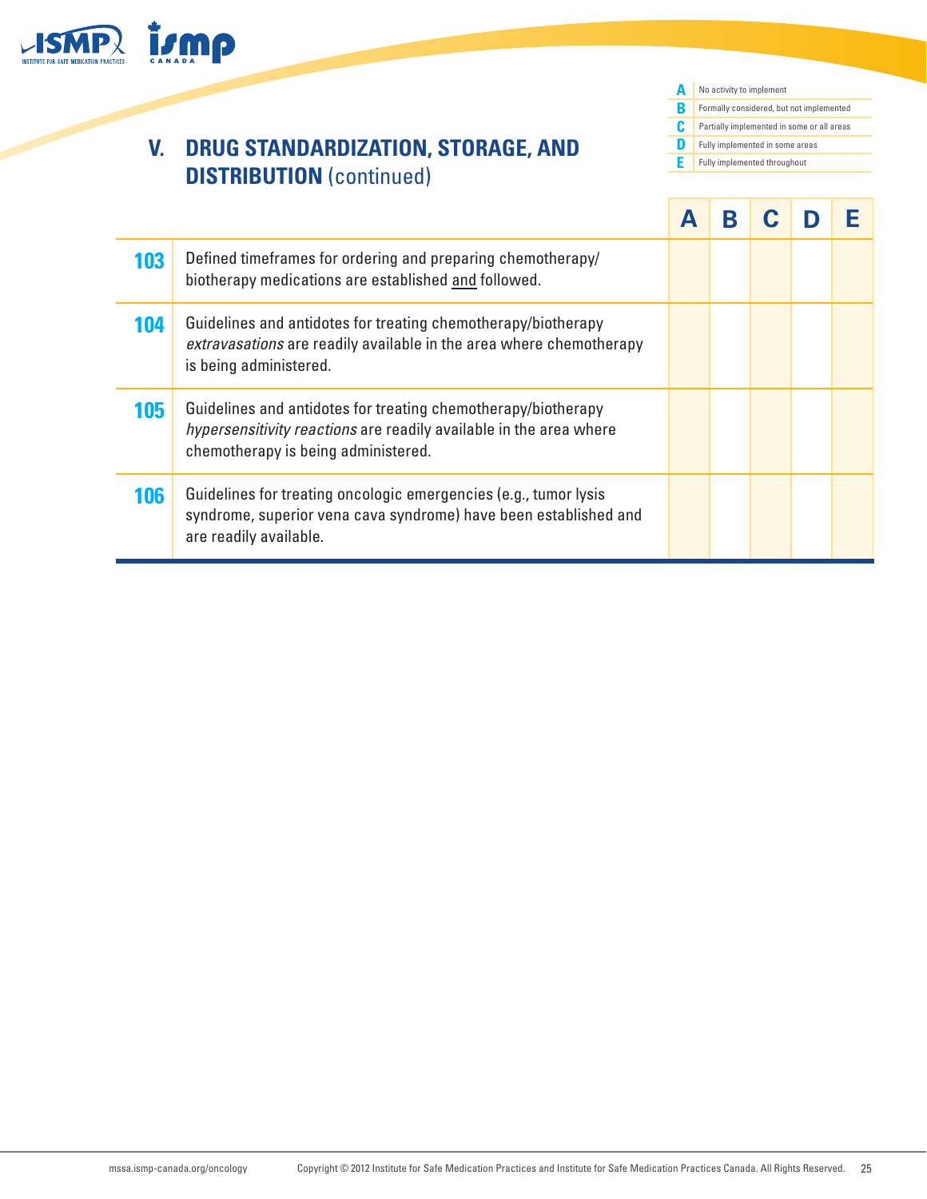## V. DRUG STANDARDIZATION, STORAGE, AND DISTRIBUTION (continued)

| | |
|---|---|
| **A** | No activity to implement |
| **B** | Formally considered, but not implemented |
| **C** | Partially implemented in some or all areas |
| **D** | Fully implemented in some areas |
| **E** | Fully implemented throughout |

| | | A | B | C | D | E |
|---|---|---|---|---|---|---|
| **103** | Defined timeframes for ordering and preparing chemotherapy/biotherapy medications are established and followed. | | | | | |
| **104** | Guidelines and antidotes for treating chemotherapy/biotherapy *extravasations* are readily available in the area where chemotherapy is being administered. | | | | | |
| **105** | Guidelines and antidotes for treating chemotherapy/biotherapy *hypersensitivity reactions* are readily available in the area where chemotherapy is being administered. | | | | | |
| **106** | Guidelines for treating oncologic emergencies (e.g., tumor lysis syndrome, superior vena cava syndrome) have been established and are readily available. | | | | | |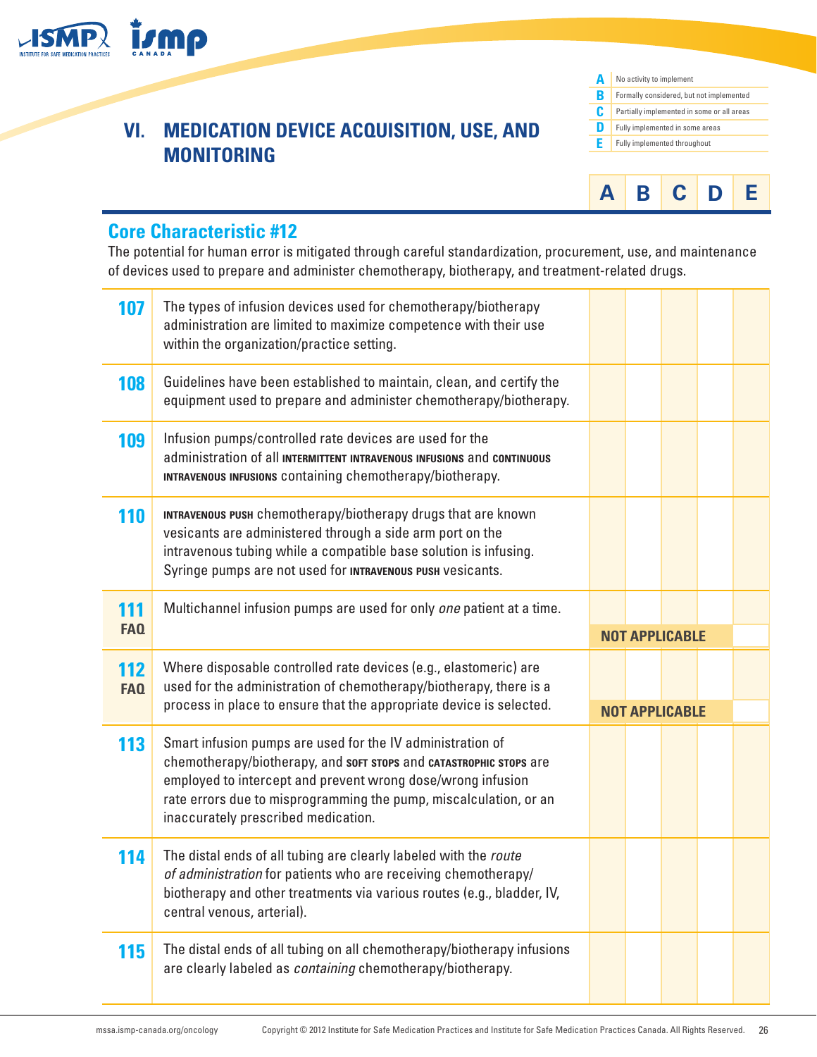## VI. MEDICATION DEVICE ACQUISITION, USE, AND MONITORING

| | |
|---|---|
| **A** | No activity to implement |
| **B** | Formally considered, but not implemented |
| **C** | Partially implemented in some or all areas |
| **D** | Fully implemented in some areas |
| **E** | Fully implemented throughout |

### Core Characteristic #12

The potential for human error is mitigated through careful standardization, procurement, use, and maintenance of devices used to prepare and administer chemotherapy, biotherapy, and treatment-related drugs.

| # | Item | A | B | C | D | E |
|---|---|---|---|---|---|---|
| **107** | The types of infusion devices used for chemotherapy/biotherapy administration are limited to maximize competence with their use within the organization/practice setting. | | | | | |
| **108** | Guidelines have been established to maintain, clean, and certify the equipment used to prepare and administer chemotherapy/biotherapy. | | | | | |
| **109** | Infusion pumps/controlled rate devices are used for the administration of all **INTERMITTENT INTRAVENOUS INFUSIONS** and **CONTINUOUS INTRAVENOUS INFUSIONS** containing chemotherapy/biotherapy. | | | | | |
| **110** | **INTRAVENOUS PUSH** chemotherapy/biotherapy drugs that are known vesicants are administered through a side arm port on the intravenous tubing while a compatible base solution is infusing. Syringe pumps are not used for **INTRAVENOUS PUSH** vesicants. | | | | | |
| **111** FAQ | Multichannel infusion pumps are used for only *one* patient at a time. | | | | | |
| | NOT APPLICABLE | | | | | |
| **112** FAQ | Where disposable controlled rate devices (e.g., elastomeric) are used for the administration of chemotherapy/biotherapy, there is a process in place to ensure that the appropriate device is selected. | | | | | |
| | NOT APPLICABLE | | | | | |
| **113** | Smart infusion pumps are used for the IV administration of chemotherapy/biotherapy, and **SOFT STOPS** and **CATASTROPHIC STOPS** are employed to intercept and prevent wrong dose/wrong infusion rate errors due to misprogramming the pump, miscalculation, or an inaccurately prescribed medication. | | | | | |
| **114** | The distal ends of all tubing are clearly labeled with the *route of administration* for patients who are receiving chemotherapy/biotherapy and other treatments via various routes (e.g., bladder, IV, central venous, arterial). | | | | | |
| **115** | The distal ends of all tubing on all chemotherapy/biotherapy infusions are clearly labeled as *containing* chemotherapy/biotherapy. | | | | | |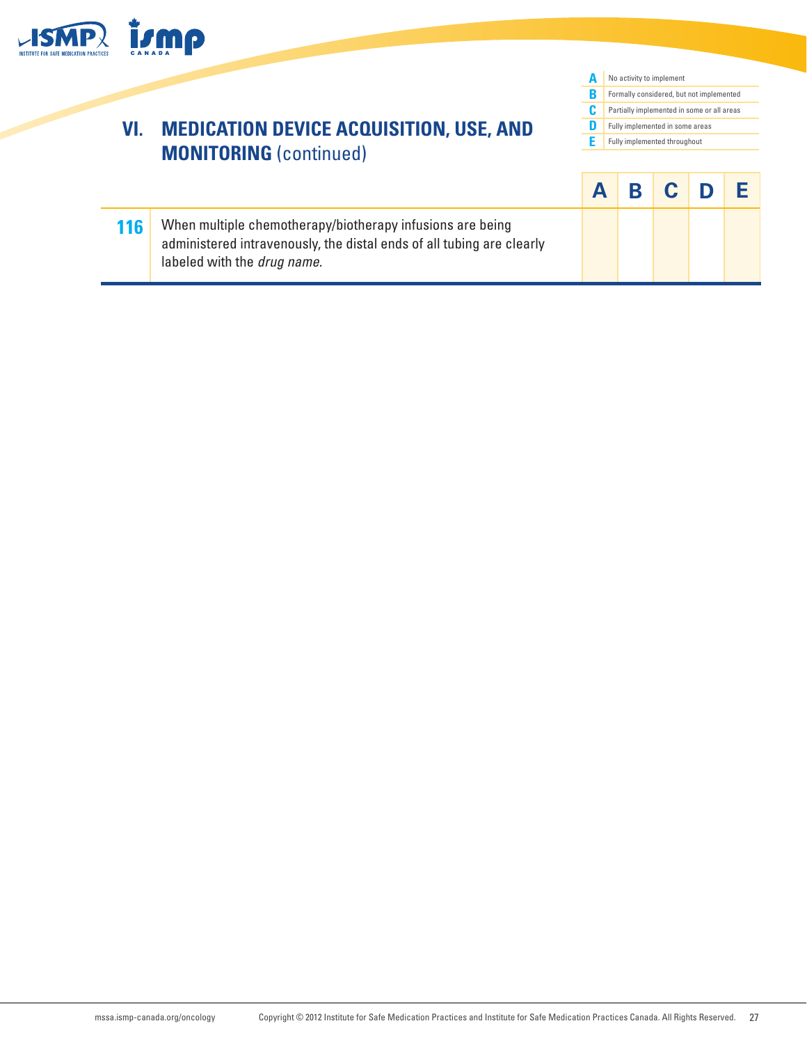## VI. MEDICATION DEVICE ACQUISITION, USE, AND MONITORING (continued)

| | |
|---|---|
| **A** | No activity to implement |
| **B** | Formally considered, but not implemented |
| **C** | Partially implemented in some or all areas |
| **D** | Fully implemented in some areas |
| **E** | Fully implemented throughout |

| | | A | B | C | D | E |
|---|---|---|---|---|---|---|
| **116** | When multiple chemotherapy/biotherapy infusions are being administered intravenously, the distal ends of all tubing are clearly labeled with the *drug name*. | | | | | |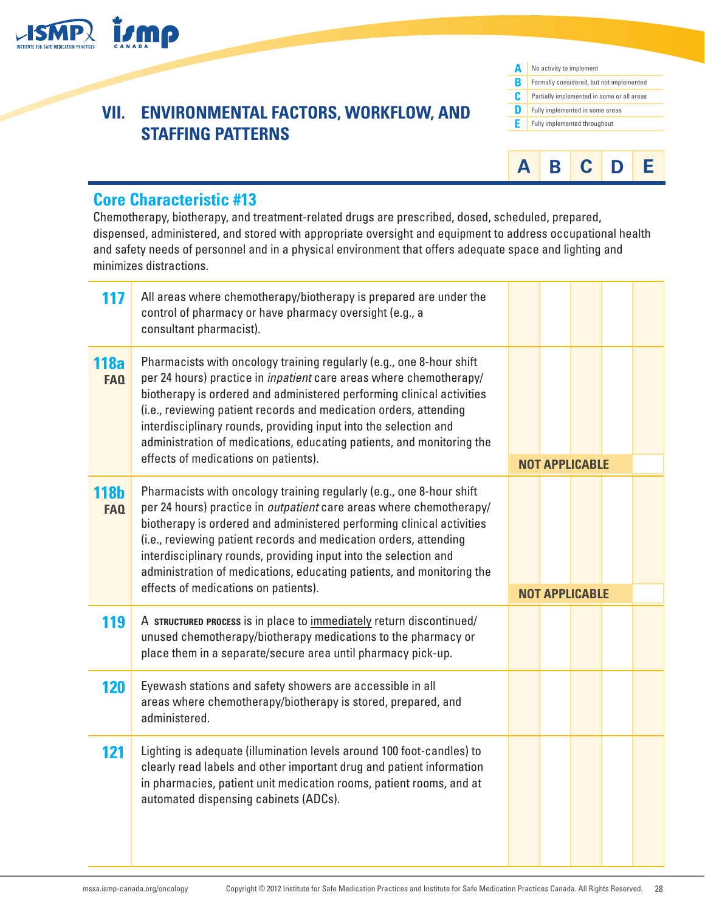## VII. ENVIRONMENTAL FACTORS, WORKFLOW, AND STAFFING PATTERNS

| | |
|---|---|
| **A** | No activity to implement |
| **B** | Formally considered, but not implemented |
| **C** | Partially implemented in some or all areas |
| **D** | Fully implemented in some areas |
| **E** | Fully implemented throughout |

### Core Characteristic #13

Chemotherapy, biotherapy, and treatment-related drugs are prescribed, dosed, scheduled, prepared, dispensed, administered, and stored with appropriate oversight and equipment to address occupational health and safety needs of personnel and in a physical environment that offers adequate space and lighting and minimizes distractions.

| # | Item | A | B | C | D | E |
|---|---|---|---|---|---|---|
| **117** | All areas where chemotherapy/biotherapy is prepared are under the control of pharmacy or have pharmacy oversight (e.g., a consultant pharmacist). | | | | | |
| **118a** **FAQ** | Pharmacists with oncology training regularly (e.g., one 8-hour shift per 24 hours) practice in *inpatient* care areas where chemotherapy/ biotherapy is ordered and administered performing clinical activities (i.e., reviewing patient records and medication orders, attending interdisciplinary rounds, providing input into the selection and administration of medications, educating patients, and monitoring the effects of medications on patients). | | | | | |
| | NOT APPLICABLE | | | | | |
| **118b** **FAQ** | Pharmacists with oncology training regularly (e.g., one 8-hour shift per 24 hours) practice in *outpatient* care areas where chemotherapy/ biotherapy is ordered and administered performing clinical activities (i.e., reviewing patient records and medication orders, attending interdisciplinary rounds, providing input into the selection and administration of medications, educating patients, and monitoring the effects of medications on patients). | | | | | |
| | NOT APPLICABLE | | | | | |
| **119** | A **STRUCTURED PROCESS** is in place to immediately return discontinued/ unused chemotherapy/biotherapy medications to the pharmacy or place them in a separate/secure area until pharmacy pick-up. | | | | | |
| **120** | Eyewash stations and safety showers are accessible in all areas where chemotherapy/biotherapy is stored, prepared, and administered. | | | | | |
| **121** | Lighting is adequate (illumination levels around 100 foot-candles) to clearly read labels and other important drug and patient information in pharmacies, patient unit medication rooms, patient rooms, and at automated dispensing cabinets (ADCs). | | | | | |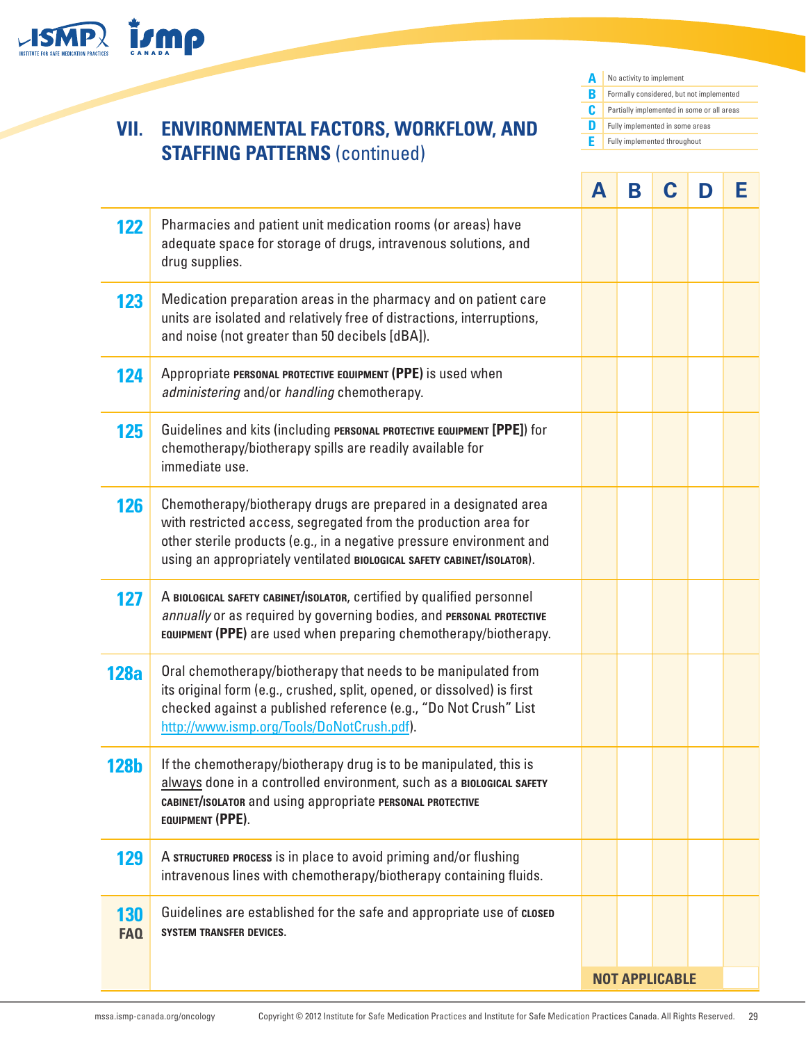| | |
|---|---|
| **A** | No activity to implement |
| **B** | Formally considered, but not implemented |
| **C** | Partially implemented in some or all areas |
| **D** | Fully implemented in some areas |
| **E** | Fully implemented throughout |

## VII. ENVIRONMENTAL FACTORS, WORKFLOW, AND STAFFING PATTERNS (continued)

| | | A | B | C | D | E |
|---|---|---|---|---|---|---|
| **122** | Pharmacies and patient unit medication rooms (or areas) have adequate space for storage of drugs, intravenous solutions, and drug supplies. | | | | | |
| **123** | Medication preparation areas in the pharmacy and on patient care units are isolated and relatively free of distractions, interruptions, and noise (not greater than 50 decibels [dBA]). | | | | | |
| **124** | Appropriate **PERSONAL PROTECTIVE EQUIPMENT (PPE)** is used when *administering* and/or *handling* chemotherapy. | | | | | |
| **125** | Guidelines and kits (including **PERSONAL PROTECTIVE EQUIPMENT [PPE]**) for chemotherapy/biotherapy spills are readily available for immediate use. | | | | | |
| **126** | Chemotherapy/biotherapy drugs are prepared in a designated area with restricted access, segregated from the production area for other sterile products (e.g., in a negative pressure environment and using an appropriately ventilated **BIOLOGICAL SAFETY CABINET/ISOLATOR**). | | | | | |
| **127** | A **BIOLOGICAL SAFETY CABINET/ISOLATOR**, certified by qualified personnel *annually* or as required by governing bodies, and **PERSONAL PROTECTIVE EQUIPMENT (PPE)** are used when preparing chemotherapy/biotherapy. | | | | | |
| **128a** | Oral chemotherapy/biotherapy that needs to be manipulated from its original form (e.g., crushed, split, opened, or dissolved) is first checked against a published reference (e.g., "Do Not Crush" List http://www.ismp.org/Tools/DoNotCrush.pdf). | | | | | |
| **128b** | If the chemotherapy/biotherapy drug is to be manipulated, this is always done in a controlled environment, such as a **BIOLOGICAL SAFETY CABINET/ISOLATOR** and using appropriate **PERSONAL PROTECTIVE EQUIPMENT (PPE)**. | | | | | |
| **129** | A **STRUCTURED PROCESS** is in place to avoid priming and/or flushing intravenous lines with chemotherapy/biotherapy containing fluids. | | | | | |
| **130 FAQ** | Guidelines are established for the safe and appropriate use of **CLOSED SYSTEM TRANSFER DEVICES**. | | | | | |
| | | NOT APPLICABLE | | | | |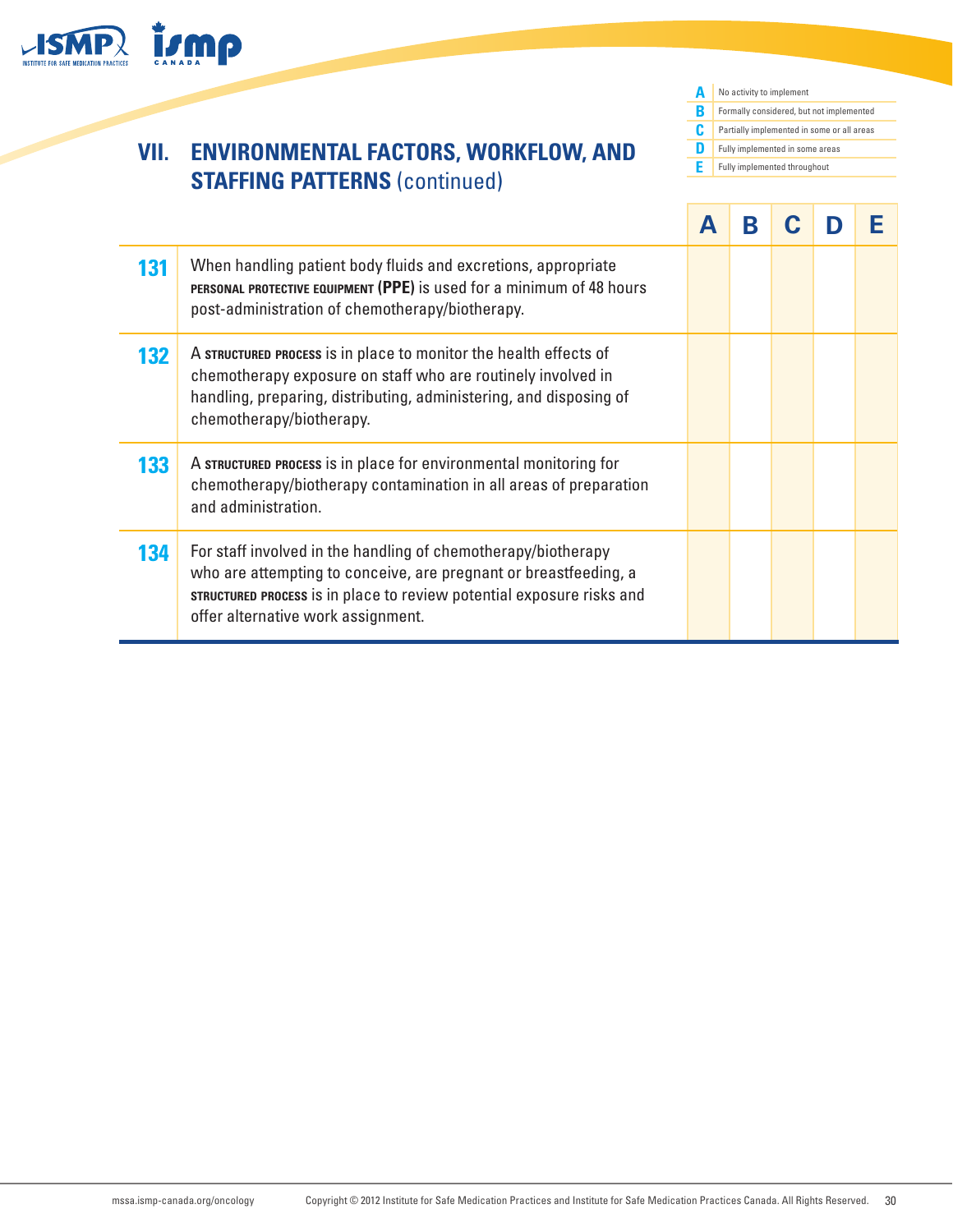## VII. ENVIRONMENTAL FACTORS, WORKFLOW, AND STAFFING PATTERNS (continued)

| | |
|---|---|
| **A** | No activity to implement |
| **B** | Formally considered, but not implemented |
| **C** | Partially implemented in some or all areas |
| **D** | Fully implemented in some areas |
| **E** | Fully implemented throughout |

| | | A | B | C | D | E |
|---|---|---|---|---|---|---|
| **131** | When handling patient body fluids and excretions, appropriate **PERSONAL PROTECTIVE EQUIPMENT (PPE)** is used for a minimum of 48 hours post-administration of chemotherapy/biotherapy. | | | | | |
| **132** | A **STRUCTURED PROCESS** is in place to monitor the health effects of chemotherapy exposure on staff who are routinely involved in handling, preparing, distributing, administering, and disposing of chemotherapy/biotherapy. | | | | | |
| **133** | A **STRUCTURED PROCESS** is in place for environmental monitoring for chemotherapy/biotherapy contamination in all areas of preparation and administration. | | | | | |
| **134** | For staff involved in the handling of chemotherapy/biotherapy who are attempting to conceive, are pregnant or breastfeeding, a **STRUCTURED PROCESS** is in place to review potential exposure risks and offer alternative work assignment. | | | | | |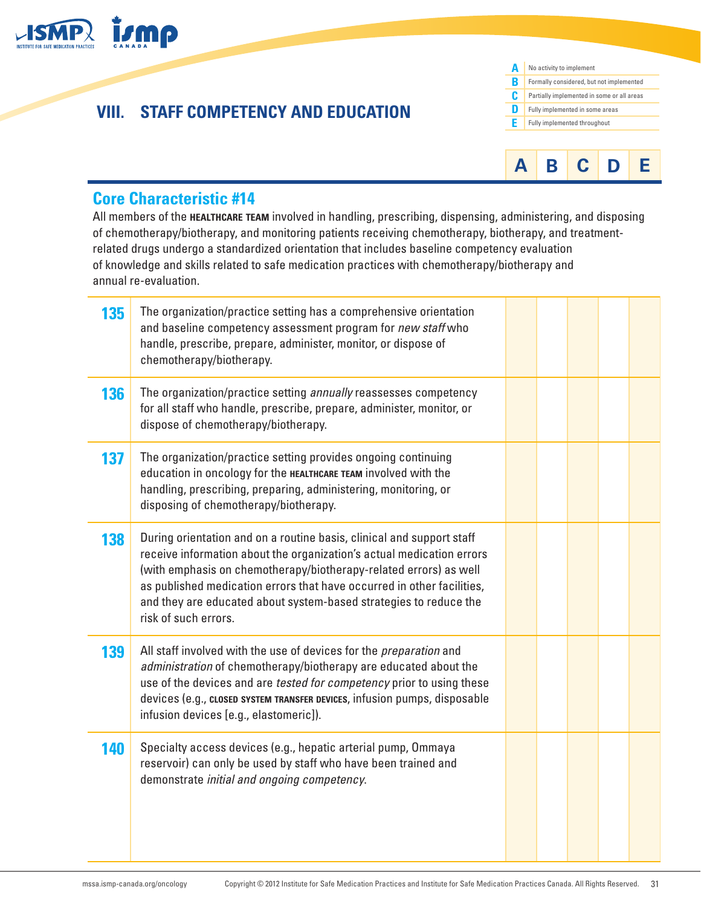## VIII. STAFF COMPETENCY AND EDUCATION

| | |
|---|---|
| **A** | No activity to implement |
| **B** | Formally considered, but not implemented |
| **C** | Partially implemented in some or all areas |
| **D** | Fully implemented in some areas |
| **E** | Fully implemented throughout |

### Core Characteristic #14

All members of the **HEALTHCARE TEAM** involved in handling, prescribing, dispensing, administering, and disposing of chemotherapy/biotherapy, and monitoring patients receiving chemotherapy, biotherapy, and treatment-related drugs undergo a standardized orientation that includes baseline competency evaluation of knowledge and skills related to safe medication practices with chemotherapy/biotherapy and annual re-evaluation.

| # | Item | A | B | C | D | E |
|---|---|---|---|---|---|---|
| **135** | The organization/practice setting has a comprehensive orientation and baseline competency assessment program for *new staff* who handle, prescribe, prepare, administer, monitor, or dispose of chemotherapy/biotherapy. | | | | | |
| **136** | The organization/practice setting *annually* reassesses competency for all staff who handle, prescribe, prepare, administer, monitor, or dispose of chemotherapy/biotherapy. | | | | | |
| **137** | The organization/practice setting provides ongoing continuing education in oncology for the **HEALTHCARE TEAM** involved with the handling, prescribing, preparing, administering, monitoring, or disposing of chemotherapy/biotherapy. | | | | | |
| **138** | During orientation and on a routine basis, clinical and support staff receive information about the organization's actual medication errors (with emphasis on chemotherapy/biotherapy-related errors) as well as published medication errors that have occurred in other facilities, and they are educated about system-based strategies to reduce the risk of such errors. | | | | | |
| **139** | All staff involved with the use of devices for the *preparation* and *administration* of chemotherapy/biotherapy are educated about the use of the devices and are *tested for competency* prior to using these devices (e.g., **CLOSED SYSTEM TRANSFER DEVICES**, infusion pumps, disposable infusion devices [e.g., elastomeric]). | | | | | |
| **140** | Specialty access devices (e.g., hepatic arterial pump, Ommaya reservoir) can only be used by staff who have been trained and demonstrate *initial and ongoing competency*. | | | | | |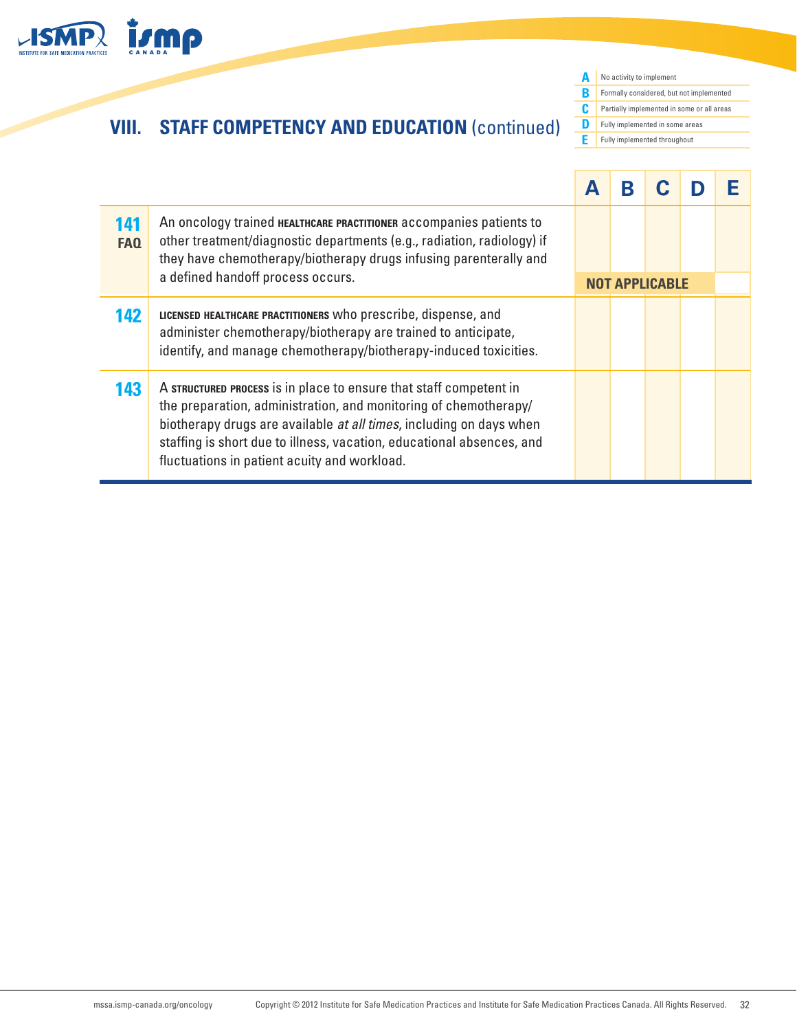## VIII. STAFF COMPETENCY AND EDUCATION (continued)

| | |
|---|---|
| **A** | No activity to implement |
| **B** | Formally considered, but not implemented |
| **C** | Partially implemented in some or all areas |
| **D** | Fully implemented in some areas |
| **E** | Fully implemented throughout |

| # | Item | A | B | C | D | E |
|---|---|---|---|---|---|---|
| **141** **FAQ** | An oncology trained **HEALTHCARE PRACTITIONER** accompanies patients to other treatment/diagnostic departments (e.g., radiation, radiology) if they have chemotherapy/biotherapy drugs infusing parenterally and a defined handoff process occurs. | | | | | |
| | NOT APPLICABLE | | | | | |
| **142** | **LICENSED HEALTHCARE PRACTITIONERS** who prescribe, dispense, and administer chemotherapy/biotherapy are trained to anticipate, identify, and manage chemotherapy/biotherapy-induced toxicities. | | | | | |
| **143** | A **STRUCTURED PROCESS** is in place to ensure that staff competent in the preparation, administration, and monitoring of chemotherapy/biotherapy drugs are available *at all times*, including on days when staffing is short due to illness, vacation, educational absences, and fluctuations in patient acuity and workload. | | | | | |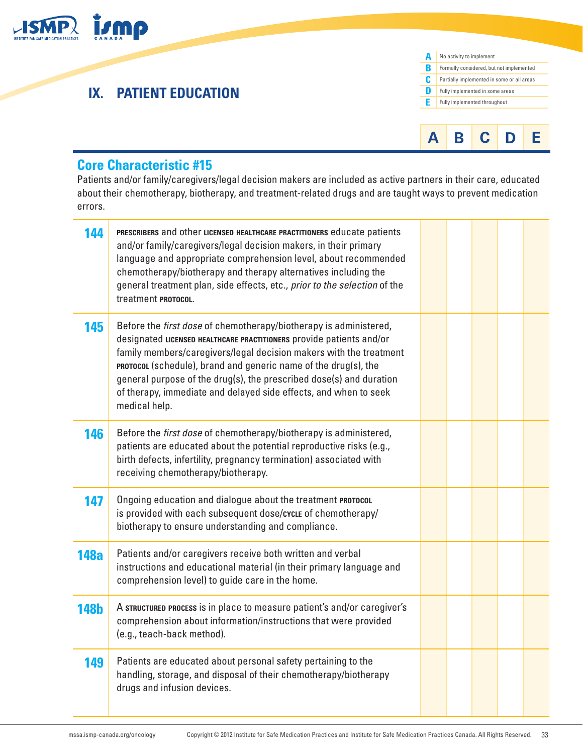## IX. PATIENT EDUCATION

| | |
|---|---|
| **A** | No activity to implement |
| **B** | Formally considered, but not implemented |
| **C** | Partially implemented in some or all areas |
| **D** | Fully implemented in some areas |
| **E** | Fully implemented throughout |

### Core Characteristic #15

Patients and/or family/caregivers/legal decision makers are included as active partners in their care, educated about their chemotherapy, biotherapy, and treatment-related drugs and are taught ways to prevent medication errors.

| # | Item | A | B | C | D | E |
|---|---|---|---|---|---|---|
| **144** | **PRESCRIBERS** and other **LICENSED HEALTHCARE PRACTITIONERS** educate patients and/or family/caregivers/legal decision makers, in their primary language and appropriate comprehension level, about recommended chemotherapy/biotherapy and therapy alternatives including the general treatment plan, side effects, etc., *prior to the selection* of the treatment **PROTOCOL**. | | | | | |
| **145** | Before the *first dose* of chemotherapy/biotherapy is administered, designated **LICENSED HEALTHCARE PRACTITIONERS** provide patients and/or family members/caregivers/legal decision makers with the treatment **PROTOCOL** (schedule), brand and generic name of the drug(s), the general purpose of the drug(s), the prescribed dose(s) and duration of therapy, immediate and delayed side effects, and when to seek medical help. | | | | | |
| **146** | Before the *first dose* of chemotherapy/biotherapy is administered, patients are educated about the potential reproductive risks (e.g., birth defects, infertility, pregnancy termination) associated with receiving chemotherapy/biotherapy. | | | | | |
| **147** | Ongoing education and dialogue about the treatment **PROTOCOL** is provided with each subsequent dose/**CYCLE** of chemotherapy/biotherapy to ensure understanding and compliance. | | | | | |
| **148a** | Patients and/or caregivers receive both written and verbal instructions and educational material (in their primary language and comprehension level) to guide care in the home. | | | | | |
| **148b** | A **STRUCTURED PROCESS** is in place to measure patient's and/or caregiver's comprehension about information/instructions that were provided (e.g., teach-back method). | | | | | |
| **149** | Patients are educated about personal safety pertaining to the handling, storage, and disposal of their chemotherapy/biotherapy drugs and infusion devices. | | | | | |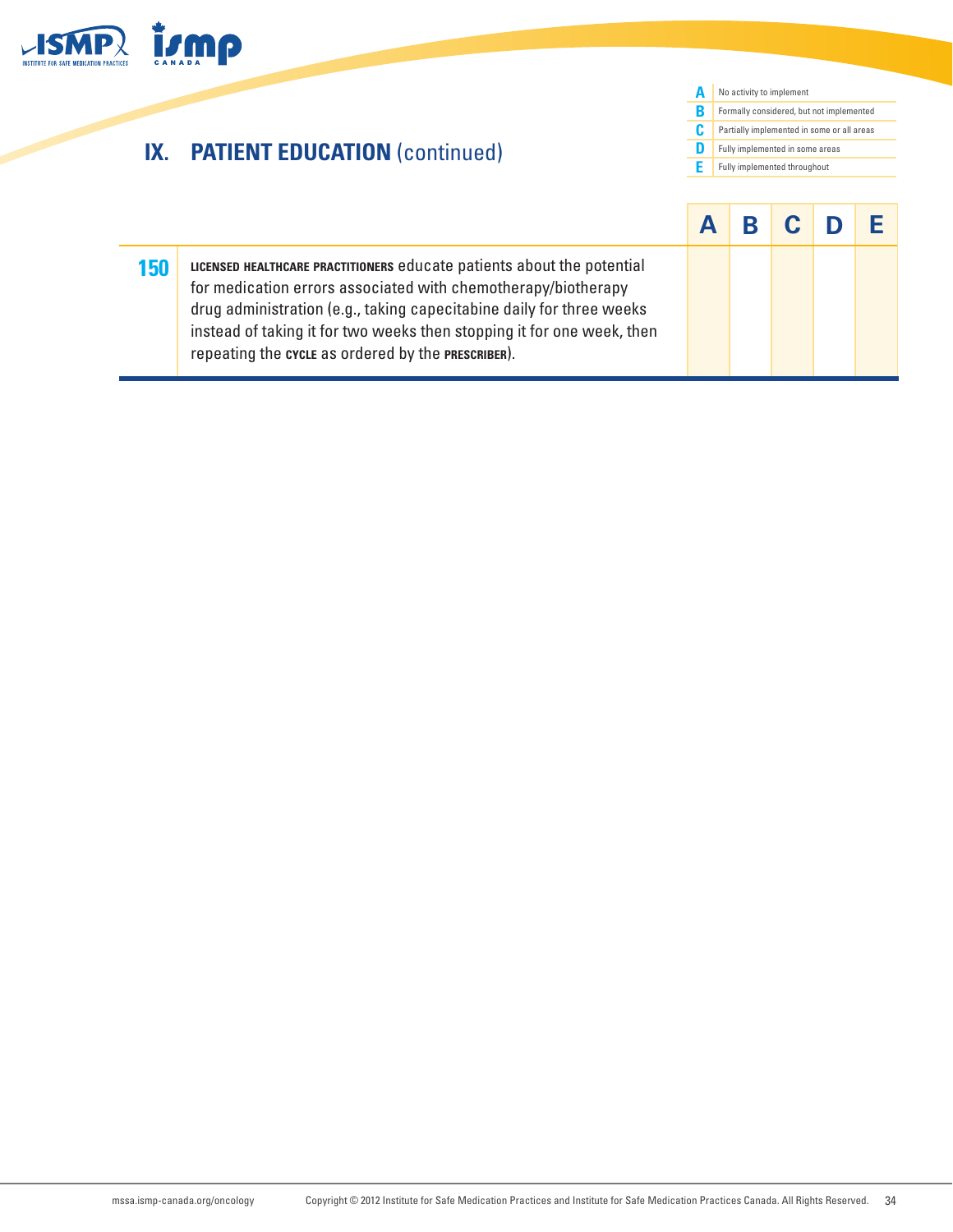## IX. PATIENT EDUCATION (continued)

| | |
|---|---|
| **A** | No activity to implement |
| **B** | Formally considered, but not implemented |
| **C** | Partially implemented in some or all areas |
| **D** | Fully implemented in some areas |
| **E** | Fully implemented throughout |

| | | A | B | C | D | E |
|---|---|---|---|---|---|---|
| **150** | **LICENSED HEALTHCARE PRACTITIONERS** educate patients about the potential for medication errors associated with chemotherapy/biotherapy drug administration (e.g., taking capecitabine daily for three weeks instead of taking it for two weeks then stopping it for one week, then repeating the **CYCLE** as ordered by the **PRESCRIBER**). | | | | | |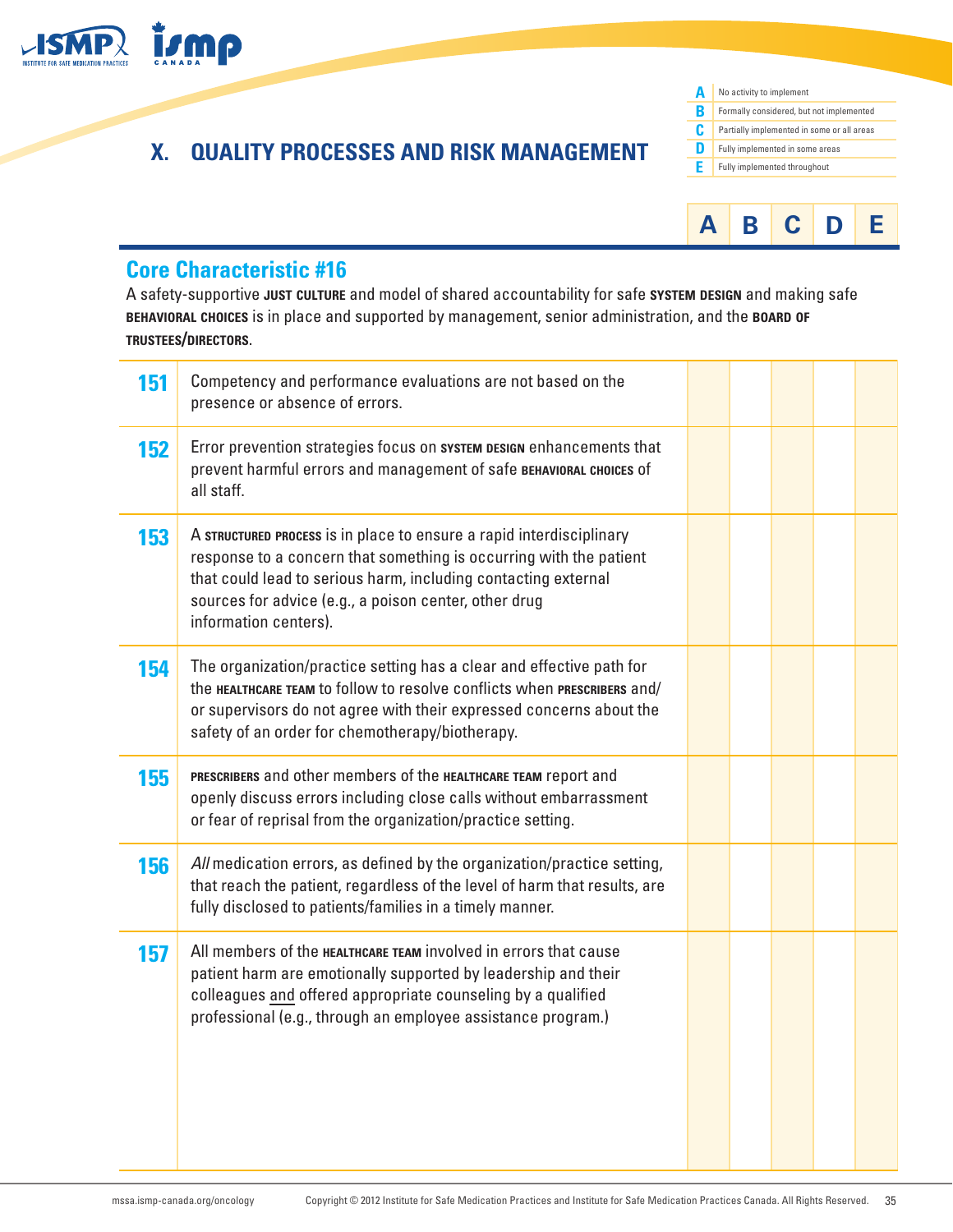## X. QUALITY PROCESSES AND RISK MANAGEMENT

| | |
|---|---|
| **A** | No activity to implement |
| **B** | Formally considered, but not implemented |
| **C** | Partially implemented in some or all areas |
| **D** | Fully implemented in some areas |
| **E** | Fully implemented throughout |

### Core Characteristic #16

A safety-supportive **JUST CULTURE** and model of shared accountability for safe **SYSTEM DESIGN** and making safe **BEHAVIORAL CHOICES** is in place and supported by management, senior administration, and the **BOARD OF TRUSTEES/DIRECTORS**.

| # | Item | A | B | C | D | E |
|---|---|---|---|---|---|---|
| **151** | Competency and performance evaluations are not based on the presence or absence of errors. | | | | | |
| **152** | Error prevention strategies focus on **SYSTEM DESIGN** enhancements that prevent harmful errors and management of safe **BEHAVIORAL CHOICES** of all staff. | | | | | |
| **153** | A **STRUCTURED PROCESS** is in place to ensure a rapid interdisciplinary response to a concern that something is occurring with the patient that could lead to serious harm, including contacting external sources for advice (e.g., a poison center, other drug information centers). | | | | | |
| **154** | The organization/practice setting has a clear and effective path for the **HEALTHCARE TEAM** to follow to resolve conflicts when **PRESCRIBERS** and/or supervisors do not agree with their expressed concerns about the safety of an order for chemotherapy/biotherapy. | | | | | |
| **155** | **PRESCRIBERS** and other members of the **HEALTHCARE TEAM** report and openly discuss errors including close calls without embarrassment or fear of reprisal from the organization/practice setting. | | | | | |
| **156** | *All* medication errors, as defined by the organization/practice setting, that reach the patient, regardless of the level of harm that results, are fully disclosed to patients/families in a timely manner. | | | | | |
| **157** | All members of the **HEALTHCARE TEAM** involved in errors that cause patient harm are emotionally supported by leadership and their colleagues and offered appropriate counseling by a qualified professional (e.g., through an employee assistance program.) | | | | | |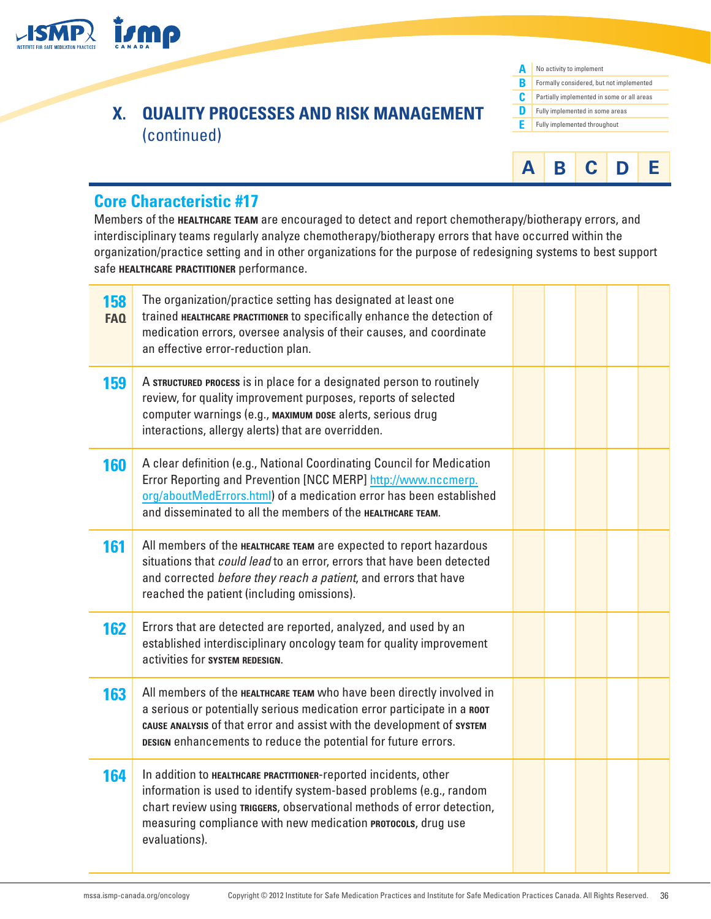## X. QUALITY PROCESSES AND RISK MANAGEMENT (continued)

| | |
|---|---|
| **A** | No activity to implement |
| **B** | Formally considered, but not implemented |
| **C** | Partially implemented in some or all areas |
| **D** | Fully implemented in some areas |
| **E** | Fully implemented throughout |

### Core Characteristic #17

Members of the **HEALTHCARE TEAM** are encouraged to detect and report chemotherapy/biotherapy errors, and interdisciplinary teams regularly analyze chemotherapy/biotherapy errors that have occurred within the organization/practice setting and in other organizations for the purpose of redesigning systems to best support safe **HEALTHCARE PRACTITIONER** performance.

| # | Item | A | B | C | D | E |
|---|---|---|---|---|---|---|
| **158** **FAQ** | The organization/practice setting has designated at least one trained **HEALTHCARE PRACTITIONER** to specifically enhance the detection of medication errors, oversee analysis of their causes, and coordinate an effective error-reduction plan. | | | | | |
| **159** | A **STRUCTURED PROCESS** is in place for a designated person to routinely review, for quality improvement purposes, reports of selected computer warnings (e.g., **MAXIMUM DOSE** alerts, serious drug interactions, allergy alerts) that are overridden. | | | | | |
| **160** | A clear definition (e.g., National Coordinating Council for Medication Error Reporting and Prevention [NCC MERP] http://www.nccmerp.org/aboutMedErrors.html) of a medication error has been established and disseminated to all the members of the **HEALTHCARE TEAM**. | | | | | |
| **161** | All members of the **HEALTHCARE TEAM** are expected to report hazardous situations that *could lead* to an error, errors that have been detected and corrected *before they reach a patient*, and errors that have reached the patient (including omissions). | | | | | |
| **162** | Errors that are detected are reported, analyzed, and used by an established interdisciplinary oncology team for quality improvement activities for **SYSTEM REDESIGN**. | | | | | |
| **163** | All members of the **HEALTHCARE TEAM** who have been directly involved in a serious or potentially serious medication error participate in a **ROOT CAUSE ANALYSIS** of that error and assist with the development of **SYSTEM DESIGN** enhancements to reduce the potential for future errors. | | | | | |
| **164** | In addition to **HEALTHCARE PRACTITIONER**-reported incidents, other information is used to identify system-based problems (e.g., random chart review using **TRIGGERS**, observational methods of error detection, measuring compliance with new medication **PROTOCOLS**, drug use evaluations). | | | | | |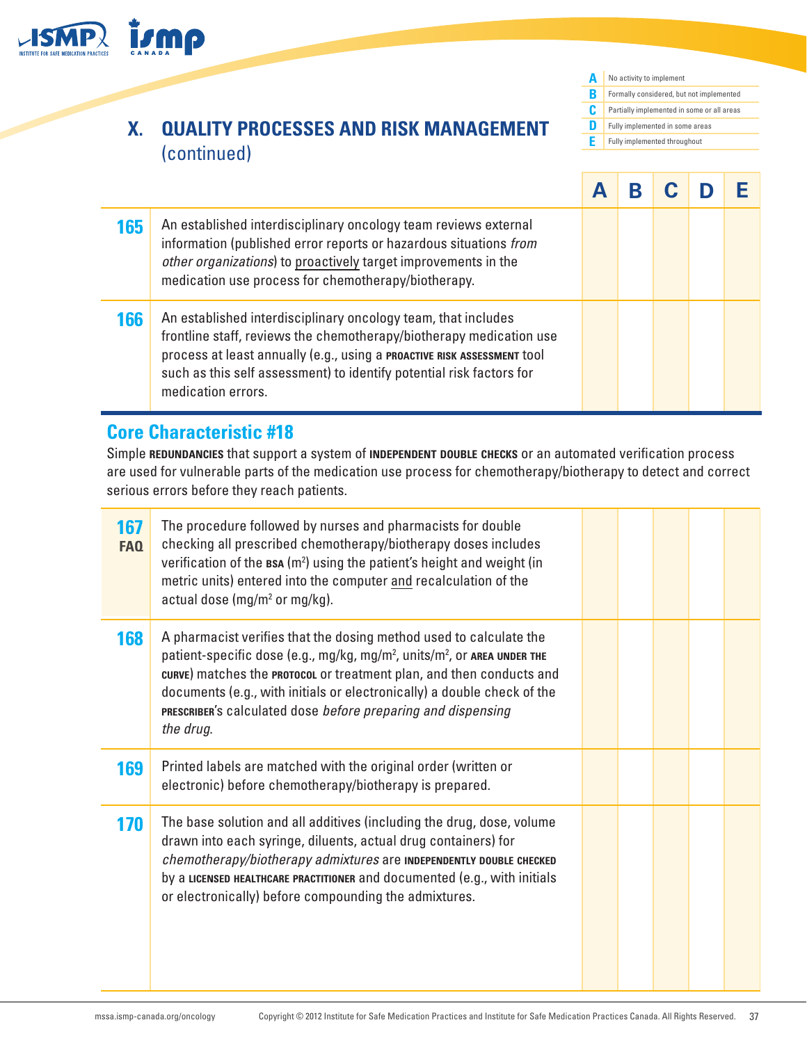## X. QUALITY PROCESSES AND RISK MANAGEMENT (continued)

| | |
|---|---|
| **A** | No activity to implement |
| **B** | Formally considered, but not implemented |
| **C** | Partially implemented in some or all areas |
| **D** | Fully implemented in some areas |
| **E** | Fully implemented throughout |

| | | A | B | C | D | E |
|---|---|---|---|---|---|---|
| **165** | An established interdisciplinary oncology team reviews external information (published error reports or hazardous situations *from other organizations*) to proactively target improvements in the medication use process for chemotherapy/biotherapy. | | | | | |
| **166** | An established interdisciplinary oncology team, that includes frontline staff, reviews the chemotherapy/biotherapy medication use process at least annually (e.g., using a **PROACTIVE RISK ASSESSMENT** tool such as this self assessment) to identify potential risk factors for medication errors. | | | | | |

### Core Characteristic #18

Simple **REDUNDANCIES** that support a system of **INDEPENDENT DOUBLE CHECKS** or an automated verification process are used for vulnerable parts of the medication use process for chemotherapy/biotherapy to detect and correct serious errors before they reach patients.

| | | A | B | C | D | E |
|---|---|---|---|---|---|---|
| **167** **FAQ** | The procedure followed by nurses and pharmacists for double checking all prescribed chemotherapy/biotherapy doses includes verification of the **BSA** ($m^2$) using the patient's height and weight (in metric units) entered into the computer and recalculation of the actual dose ($mg/m^2$ or mg/kg). | | | | | |
| **168** | A pharmacist verifies that the dosing method used to calculate the patient-specific dose (e.g., mg/kg, $mg/m^2$, $units/m^2$, or **AREA UNDER THE CURVE**) matches the **PROTOCOL** or treatment plan, and then conducts and documents (e.g., with initials or electronically) a double check of the **PRESCRIBER**'s calculated dose *before preparing and dispensing the drug*. | | | | | |
| **169** | Printed labels are matched with the original order (written or electronic) before chemotherapy/biotherapy is prepared. | | | | | |
| **170** | The base solution and all additives (including the drug, dose, volume drawn into each syringe, diluents, actual drug containers) for *chemotherapy/biotherapy admixtures* are **INDEPENDENTLY DOUBLE CHECKED** by a **LICENSED HEALTHCARE PRACTITIONER** and documented (e.g., with initials or electronically) before compounding the admixtures. | | | | | |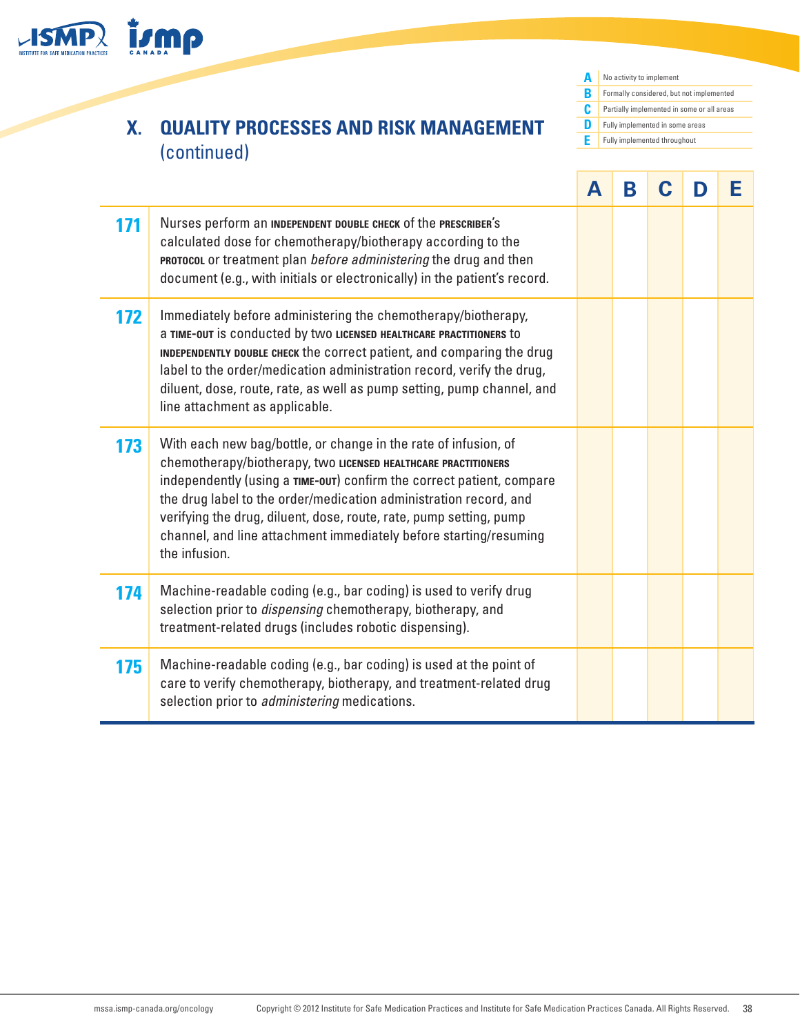## X. QUALITY PROCESSES AND RISK MANAGEMENT (continued)

| | |
|---|---|
| **A** | No activity to implement |
| **B** | Formally considered, but not implemented |
| **C** | Partially implemented in some or all areas |
| **D** | Fully implemented in some areas |
| **E** | Fully implemented throughout |

| | | A | B | C | D | E |
|---|---|---|---|---|---|---|
| **171** | Nurses perform an **INDEPENDENT DOUBLE CHECK** of the **PRESCRIBER**'s calculated dose for chemotherapy/biotherapy according to the **PROTOCOL** or treatment plan *before administering* the drug and then document (e.g., with initials or electronically) in the patient's record. | | | | | |
| **172** | Immediately before administering the chemotherapy/biotherapy, a **TIME-OUT** is conducted by two **LICENSED HEALTHCARE PRACTITIONERS** to **INDEPENDENTLY DOUBLE CHECK** the correct patient, and comparing the drug label to the order/medication administration record, verify the drug, diluent, dose, route, rate, as well as pump setting, pump channel, and line attachment as applicable. | | | | | |
| **173** | With each new bag/bottle, or change in the rate of infusion, of chemotherapy/biotherapy, two **LICENSED HEALTHCARE PRACTITIONERS** independently (using a **TIME-OUT**) confirm the correct patient, compare the drug label to the order/medication administration record, and verifying the drug, diluent, dose, route, rate, pump setting, pump channel, and line attachment immediately before starting/resuming the infusion. | | | | | |
| **174** | Machine-readable coding (e.g., bar coding) is used to verify drug selection prior to *dispensing* chemotherapy, biotherapy, and treatment-related drugs (includes robotic dispensing). | | | | | |
| **175** | Machine-readable coding (e.g., bar coding) is used at the point of care to verify chemotherapy, biotherapy, and treatment-related drug selection prior to *administering* medications. | | | | | |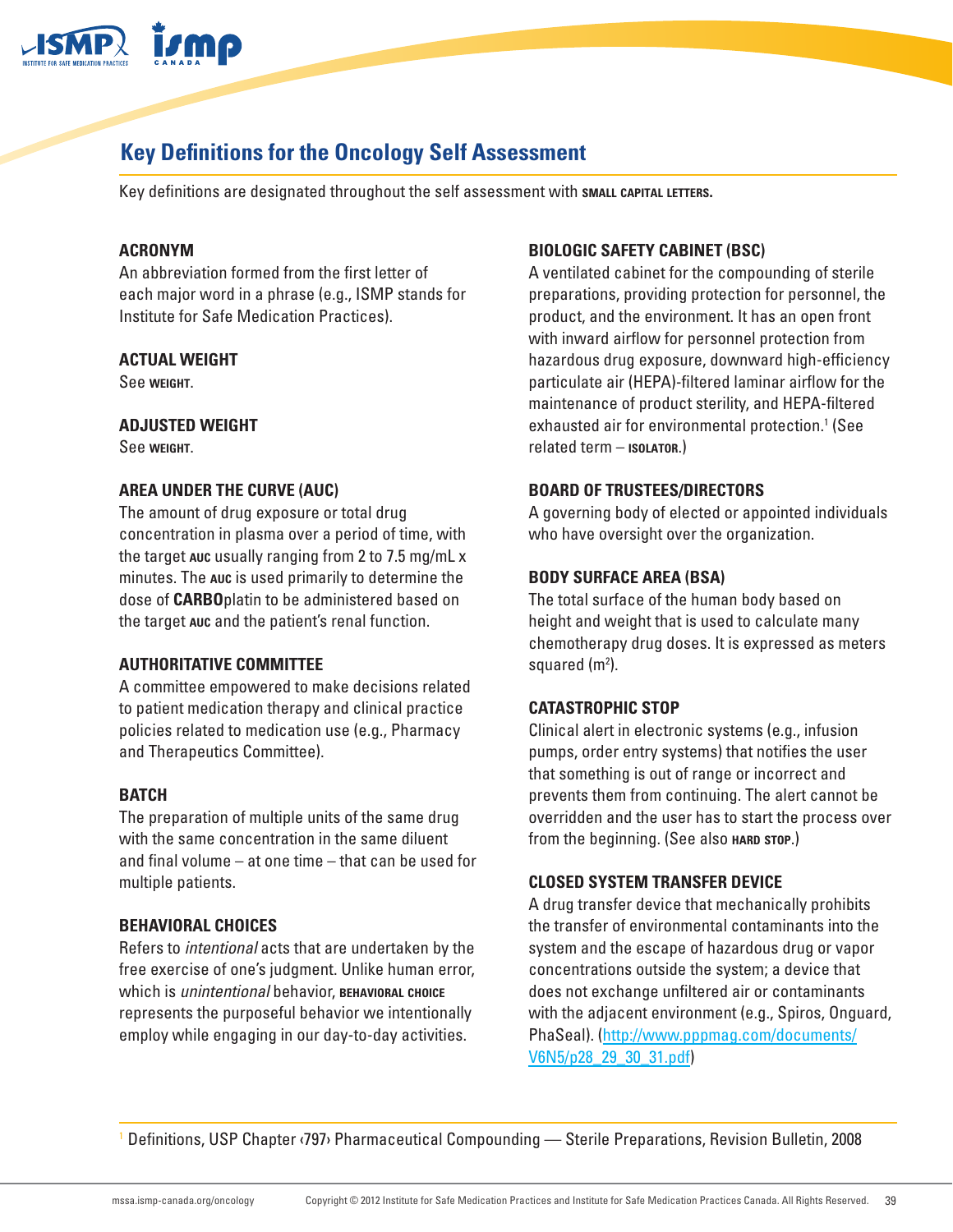## Key Definitions for the Oncology Self Assessment

Key definitions are designated throughout the self assessment with SMALL CAPITAL LETTERS.

### ACRONYM
An abbreviation formed from the first letter of each major word in a phrase (e.g., ISMP stands for Institute for Safe Medication Practices).

### ACTUAL WEIGHT
See WEIGHT.

### ADJUSTED WEIGHT
See WEIGHT.

### AREA UNDER THE CURVE (AUC)
The amount of drug exposure or total drug concentration in plasma over a period of time, with the target AUC usually ranging from 2 to 7.5 mg/mL x minutes. The AUC is used primarily to determine the dose of **CARBO**platin to be administered based on the target AUC and the patient's renal function.

### AUTHORITATIVE COMMITTEE
A committee empowered to make decisions related to patient medication therapy and clinical practice policies related to medication use (e.g., Pharmacy and Therapeutics Committee).

### BATCH
The preparation of multiple units of the same drug with the same concentration in the same diluent and final volume – at one time – that can be used for multiple patients.

### BEHAVIORAL CHOICES
Refers to *intentional* acts that are undertaken by the free exercise of one's judgment. Unlike human error, which is *unintentional* behavior, BEHAVIORAL CHOICE represents the purposeful behavior we intentionally employ while engaging in our day-to-day activities.

### BIOLOGIC SAFETY CABINET (BSC)
A ventilated cabinet for the compounding of sterile preparations, providing protection for personnel, the product, and the environment. It has an open front with inward airflow for personnel protection from hazardous drug exposure, downward high-efficiency particulate air (HEPA)-filtered laminar airflow for the maintenance of product sterility, and HEPA-filtered exhausted air for environmental protection.[1] (See related term – ISOLATOR.)

### BOARD OF TRUSTEES/DIRECTORS
A governing body of elected or appointed individuals who have oversight over the organization.

### BODY SURFACE AREA (BSA)
The total surface of the human body based on height and weight that is used to calculate many chemotherapy drug doses. It is expressed as meters squared ($m^2$).

### CATASTROPHIC STOP
Clinical alert in electronic systems (e.g., infusion pumps, order entry systems) that notifies the user that something is out of range or incorrect and prevents them from continuing. The alert cannot be overridden and the user has to start the process over from the beginning. (See also HARD STOP.)

### CLOSED SYSTEM TRANSFER DEVICE
A drug transfer device that mechanically prohibits the transfer of environmental contaminants into the system and the escape of hazardous drug or vapor concentrations outside the system; a device that does not exchange unfiltered air or contaminants with the adjacent environment (e.g., Spiros, Onguard, PhaSeal). (http://www.pppmag.com/documents/V6N5/p28_29_30_31.pdf)

---

[1] Definitions, USP Chapter ‹797› Pharmaceutical Compounding — Sterile Preparations, Revision Bulletin, 2008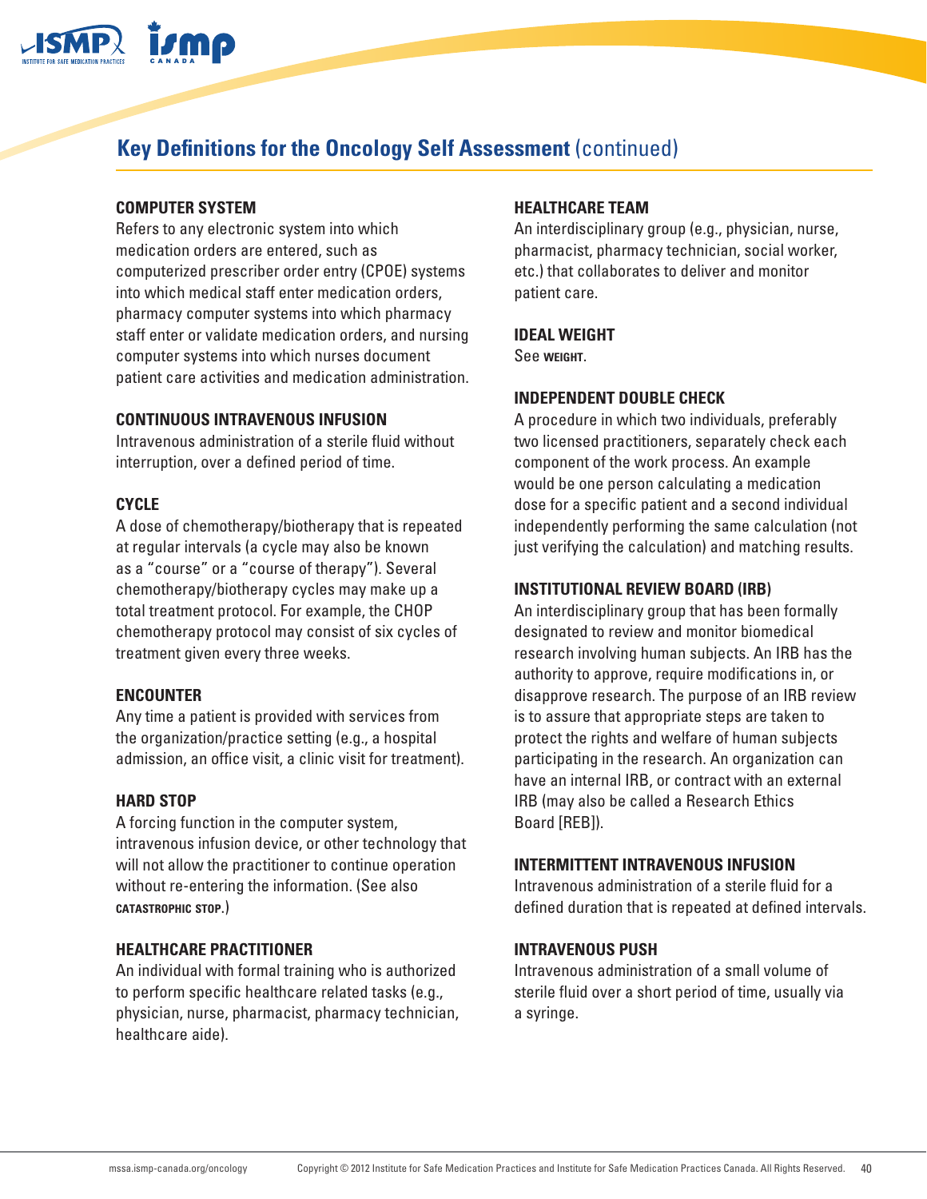## Key Definitions for the Oncology Self Assessment (continued)

### COMPUTER SYSTEM

Refers to any electronic system into which medication orders are entered, such as computerized prescriber order entry (CPOE) systems into which medical staff enter medication orders, pharmacy computer systems into which pharmacy staff enter or validate medication orders, and nursing computer systems into which nurses document patient care activities and medication administration.

### CONTINUOUS INTRAVENOUS INFUSION

Intravenous administration of a sterile fluid without interruption, over a defined period of time.

### CYCLE

A dose of chemotherapy/biotherapy that is repeated at regular intervals (a cycle may also be known as a "course" or a "course of therapy"). Several chemotherapy/biotherapy cycles may make up a total treatment protocol. For example, the CHOP chemotherapy protocol may consist of six cycles of treatment given every three weeks.

### ENCOUNTER

Any time a patient is provided with services from the organization/practice setting (e.g., a hospital admission, an office visit, a clinic visit for treatment).

### HARD STOP

A forcing function in the computer system, intravenous infusion device, or other technology that will not allow the practitioner to continue operation without re-entering the information. (See also **CATASTROPHIC STOP**.)

### HEALTHCARE PRACTITIONER

An individual with formal training who is authorized to perform specific healthcare related tasks (e.g., physician, nurse, pharmacist, pharmacy technician, healthcare aide).

### HEALTHCARE TEAM

An interdisciplinary group (e.g., physician, nurse, pharmacist, pharmacy technician, social worker, etc.) that collaborates to deliver and monitor patient care.

### IDEAL WEIGHT

See **WEIGHT**.

### INDEPENDENT DOUBLE CHECK

A procedure in which two individuals, preferably two licensed practitioners, separately check each component of the work process. An example would be one person calculating a medication dose for a specific patient and a second individual independently performing the same calculation (not just verifying the calculation) and matching results.

### INSTITUTIONAL REVIEW BOARD (IRB)

An interdisciplinary group that has been formally designated to review and monitor biomedical research involving human subjects. An IRB has the authority to approve, require modifications in, or disapprove research. The purpose of an IRB review is to assure that appropriate steps are taken to protect the rights and welfare of human subjects participating in the research. An organization can have an internal IRB, or contract with an external IRB (may also be called a Research Ethics Board [REB]).

### INTERMITTENT INTRAVENOUS INFUSION

Intravenous administration of a sterile fluid for a defined duration that is repeated at defined intervals.

### INTRAVENOUS PUSH

Intravenous administration of a small volume of sterile fluid over a short period of time, usually via a syringe.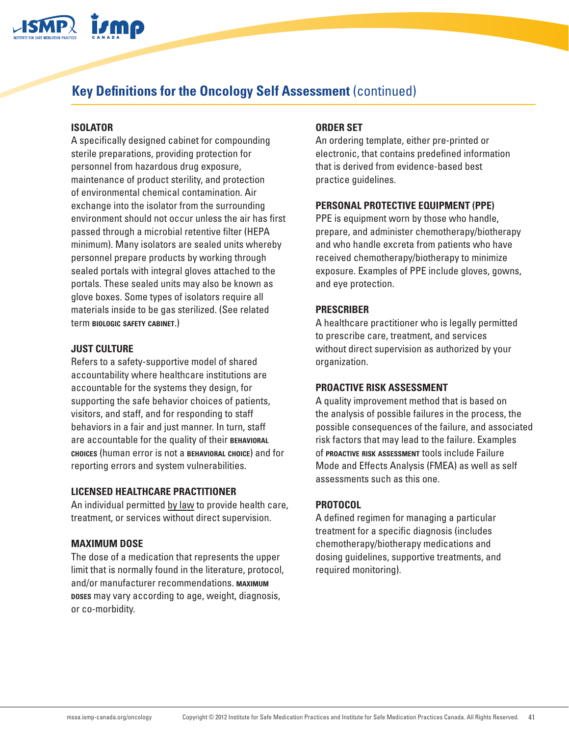## Key Definitions for the Oncology Self Assessment (continued)

### ISOLATOR

A specifically designed cabinet for compounding sterile preparations, providing protection for personnel from hazardous drug exposure, maintenance of product sterility, and protection of environmental chemical contamination. Air exchange into the isolator from the surrounding environment should not occur unless the air has first passed through a microbial retentive filter (HEPA minimum). Many isolators are sealed units whereby personnel prepare products by working through sealed portals with integral gloves attached to the portals. These sealed units may also be known as glove boxes. Some types of isolators require all materials inside to be gas sterilized. (See related term **BIOLOGIC SAFETY CABINET**.)

### JUST CULTURE

Refers to a safety-supportive model of shared accountability where healthcare institutions are accountable for the systems they design, for supporting the safe behavior choices of patients, visitors, and staff, and for responding to staff behaviors in a fair and just manner. In turn, staff are accountable for the quality of their **BEHAVIORAL CHOICES** (human error is not a **BEHAVIORAL CHOICE**) and for reporting errors and system vulnerabilities.

### LICENSED HEALTHCARE PRACTITIONER

An individual permitted by law to provide health care, treatment, or services without direct supervision.

### MAXIMUM DOSE

The dose of a medication that represents the upper limit that is normally found in the literature, protocol, and/or manufacturer recommendations. **MAXIMUM DOSES** may vary according to age, weight, diagnosis, or co-morbidity.

### ORDER SET

An ordering template, either pre-printed or electronic, that contains predefined information that is derived from evidence-based best practice guidelines.

### PERSONAL PROTECTIVE EQUIPMENT (PPE)

PPE is equipment worn by those who handle, prepare, and administer chemotherapy/biotherapy and who handle excreta from patients who have received chemotherapy/biotherapy to minimize exposure. Examples of PPE include gloves, gowns, and eye protection.

### PRESCRIBER

A healthcare practitioner who is legally permitted to prescribe care, treatment, and services without direct supervision as authorized by your organization.

### PROACTIVE RISK ASSESSMENT

A quality improvement method that is based on the analysis of possible failures in the process, the possible consequences of the failure, and associated risk factors that may lead to the failure. Examples of **PROACTIVE RISK ASSESSMENT** tools include Failure Mode and Effects Analysis (FMEA) as well as self assessments such as this one.

### PROTOCOL

A defined regimen for managing a particular treatment for a specific diagnosis (includes chemotherapy/biotherapy medications and dosing guidelines, supportive treatments, and required monitoring).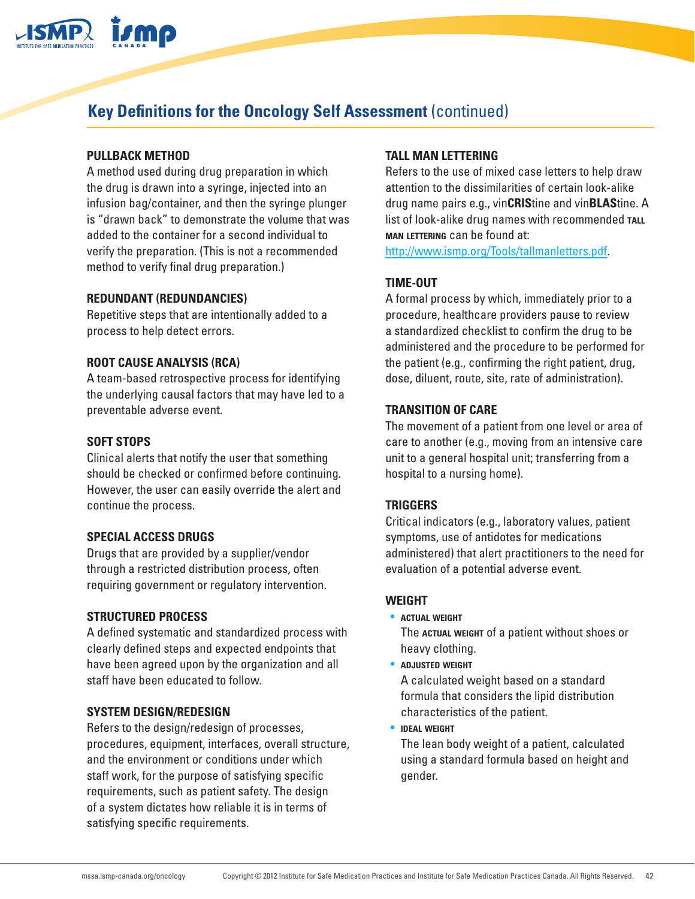## Key Definitions for the Oncology Self Assessment (continued)

### PULLBACK METHOD

A method used during drug preparation in which the drug is drawn into a syringe, injected into an infusion bag/container, and then the syringe plunger is "drawn back" to demonstrate the volume that was added to the container for a second individual to verify the preparation. (This is not a recommended method to verify final drug preparation.)

### REDUNDANT (REDUNDANCIES)

Repetitive steps that are intentionally added to a process to help detect errors.

### ROOT CAUSE ANALYSIS (RCA)

A team-based retrospective process for identifying the underlying causal factors that may have led to a preventable adverse event.

### SOFT STOPS

Clinical alerts that notify the user that something should be checked or confirmed before continuing. However, the user can easily override the alert and continue the process.

### SPECIAL ACCESS DRUGS

Drugs that are provided by a supplier/vendor through a restricted distribution process, often requiring government or regulatory intervention.

### STRUCTURED PROCESS

A defined systematic and standardized process with clearly defined steps and expected endpoints that have been agreed upon by the organization and all staff have been educated to follow.

### SYSTEM DESIGN/REDESIGN

Refers to the design/redesign of processes, procedures, equipment, interfaces, overall structure, and the environment or conditions under which staff work, for the purpose of satisfying specific requirements, such as patient safety. The design of a system dictates how reliable it is in terms of satisfying specific requirements.

### TALL MAN LETTERING

Refers to the use of mixed case letters to help draw attention to the dissimilarities of certain look-alike drug name pairs e.g., vin**CRIS**tine and vin**BLAS**tine. A list of look-alike drug names with recommended TALL MAN LETTERING can be found at: http://www.ismp.org/Tools/tallmanletters.pdf.

### TIME-OUT

A formal process by which, immediately prior to a procedure, healthcare providers pause to review a standardized checklist to confirm the drug to be administered and the procedure to be performed for the patient (e.g., confirming the right patient, drug, dose, diluent, route, site, rate of administration).

### TRANSITION OF CARE

The movement of a patient from one level or area of care to another (e.g., moving from an intensive care unit to a general hospital unit; transferring from a hospital to a nursing home).

### TRIGGERS

Critical indicators (e.g., laboratory values, patient symptoms, use of antidotes for medications administered) that alert practitioners to the need for evaluation of a potential adverse event.

### WEIGHT

- **ACTUAL WEIGHT**
  The ACTUAL WEIGHT of a patient without shoes or heavy clothing.
- **ADJUSTED WEIGHT**
  A calculated weight based on a standard formula that considers the lipid distribution characteristics of the patient.
- **IDEAL WEIGHT**
  The lean body weight of a patient, calculated using a standard formula based on height and gender.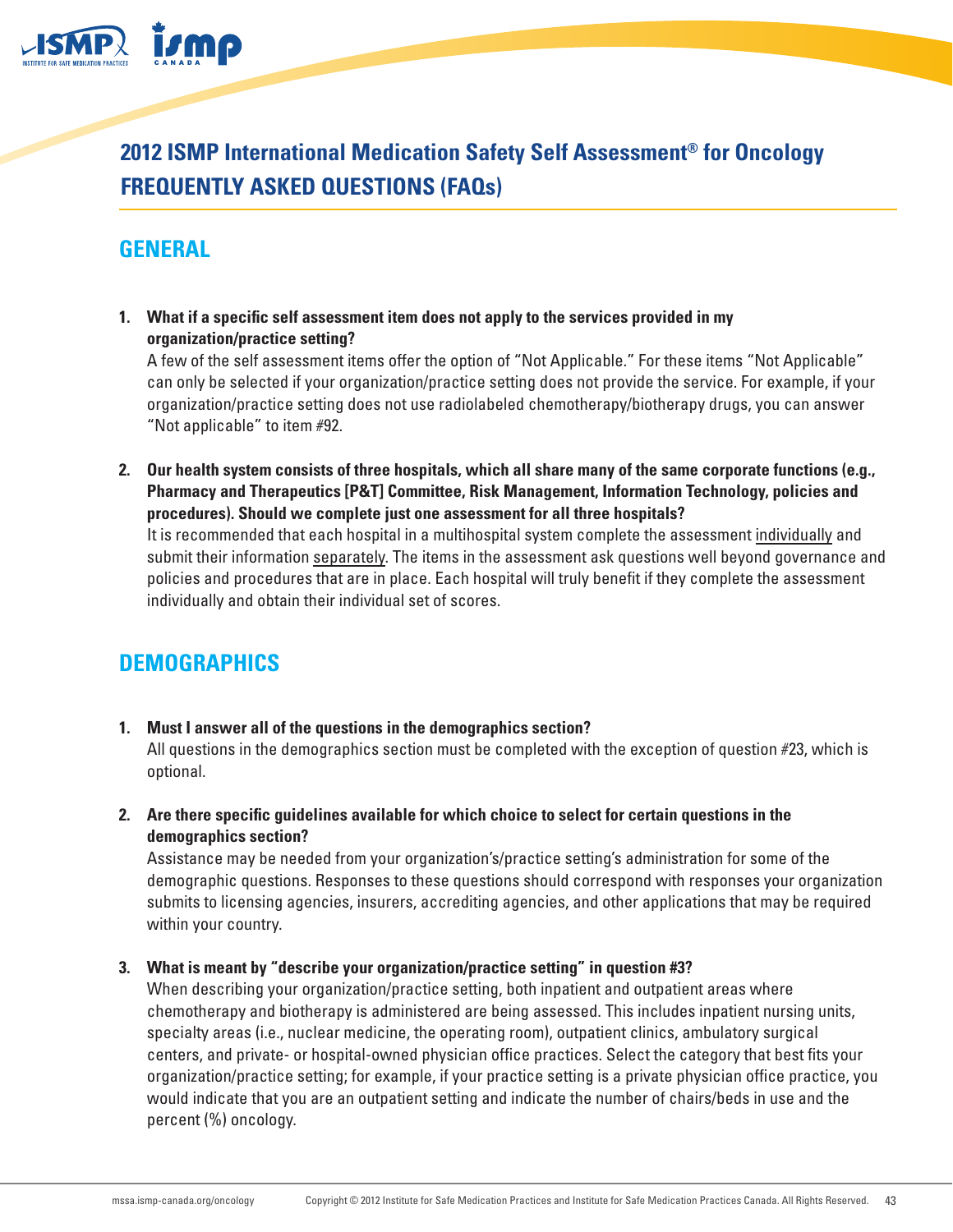# 2012 ISMP International Medication Safety Self Assessment® for Oncology FREQUENTLY ASKED QUESTIONS (FAQs)

## GENERAL

1. **What if a specific self assessment item does not apply to the services provided in my organization/practice setting?**
   A few of the self assessment items offer the option of "Not Applicable." For these items "Not Applicable" can only be selected if your organization/practice setting does not provide the service. For example, if your organization/practice setting does not use radiolabeled chemotherapy/biotherapy drugs, you can answer "Not applicable" to item #92.

2. **Our health system consists of three hospitals, which all share many of the same corporate functions (e.g., Pharmacy and Therapeutics [P&T] Committee, Risk Management, Information Technology, policies and procedures). Should we complete just one assessment for all three hospitals?**
   It is recommended that each hospital in a multihospital system complete the assessment individually and submit their information separately. The items in the assessment ask questions well beyond governance and policies and procedures that are in place. Each hospital will truly benefit if they complete the assessment individually and obtain their individual set of scores.

## DEMOGRAPHICS

1. **Must I answer all of the questions in the demographics section?**
   All questions in the demographics section must be completed with the exception of question #23, which is optional.

2. **Are there specific guidelines available for which choice to select for certain questions in the demographics section?**
   Assistance may be needed from your organization's/practice setting's administration for some of the demographic questions. Responses to these questions should correspond with responses your organization submits to licensing agencies, insurers, accrediting agencies, and other applications that may be required within your country.

3. **What is meant by "describe your organization/practice setting" in question #3?**
   When describing your organization/practice setting, both inpatient and outpatient areas where chemotherapy and biotherapy is administered are being assessed. This includes inpatient nursing units, specialty areas (i.e., nuclear medicine, the operating room), outpatient clinics, ambulatory surgical centers, and private- or hospital-owned physician office practices. Select the category that best fits your organization/practice setting; for example, if your practice setting is a private physician office practice, you would indicate that you are an outpatient setting and indicate the number of chairs/beds in use and the percent (%) oncology.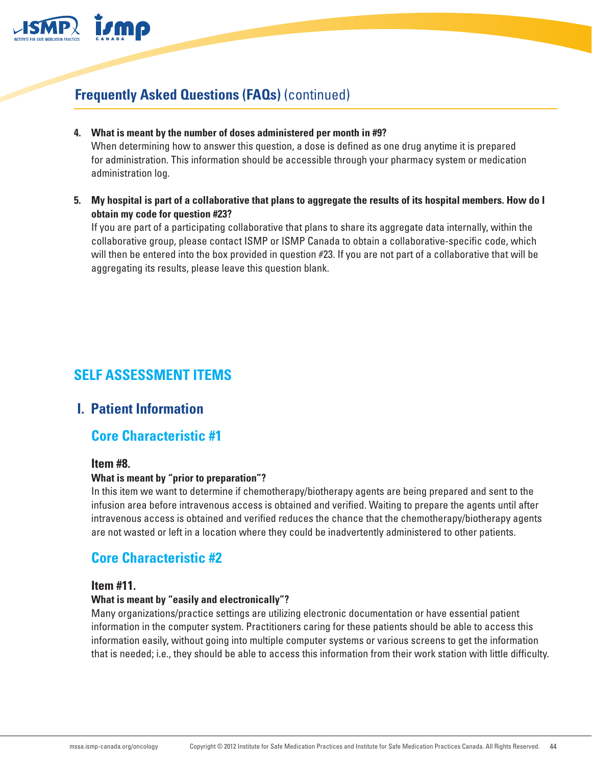## Frequently Asked Questions (FAQs) (continued)

4. **What is meant by the number of doses administered per month in #9?**
   When determining how to answer this question, a dose is defined as one drug anytime it is prepared for administration. This information should be accessible through your pharmacy system or medication administration log.

5. **My hospital is part of a collaborative that plans to aggregate the results of its hospital members. How do I obtain my code for question #23?**
   If you are part of a participating collaborative that plans to share its aggregate data internally, within the collaborative group, please contact ISMP or ISMP Canada to obtain a collaborative-specific code, which will then be entered into the box provided in question #23. If you are not part of a collaborative that will be aggregating its results, please leave this question blank.

## SELF ASSESSMENT ITEMS

### I. Patient Information

#### Core Characteristic #1

**Item #8.**

**What is meant by "prior to preparation"?**

In this item we want to determine if chemotherapy/biotherapy agents are being prepared and sent to the infusion area before intravenous access is obtained and verified. Waiting to prepare the agents until after intravenous access is obtained and verified reduces the chance that the chemotherapy/biotherapy agents are not wasted or left in a location where they could be inadvertently administered to other patients.

#### Core Characteristic #2

**Item #11.**

**What is meant by "easily and electronically"?**

Many organizations/practice settings are utilizing electronic documentation or have essential patient information in the computer system. Practitioners caring for these patients should be able to access this information easily, without going into multiple computer systems or various screens to get the information that is needed; i.e., they should be able to access this information from their work station with little difficulty.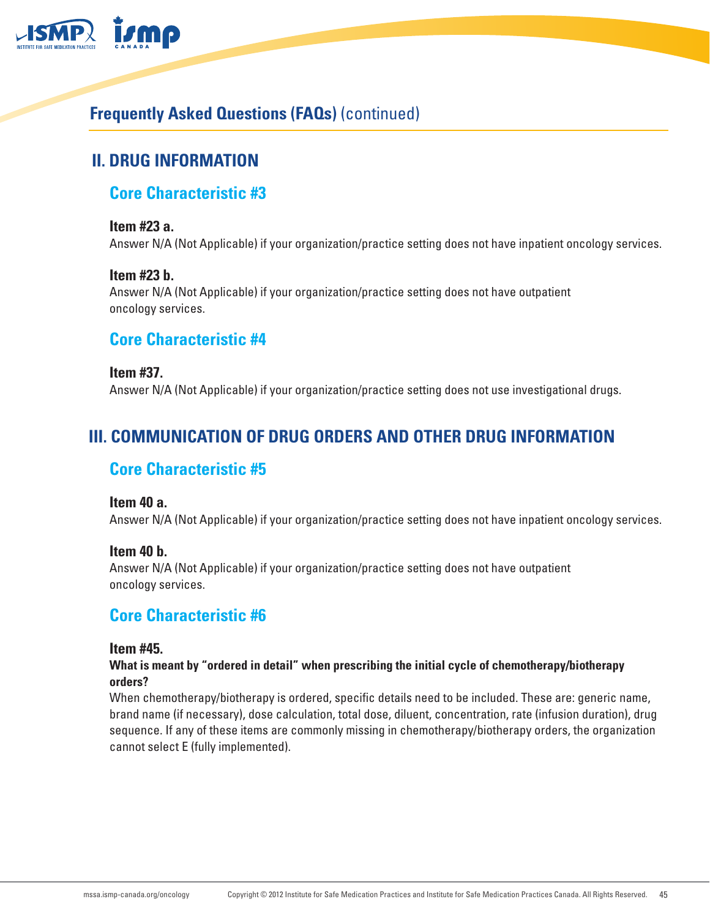## Frequently Asked Questions (FAQs) (continued)

## II. DRUG INFORMATION

### Core Characteristic #3

**Item #23 a.**

Answer N/A (Not Applicable) if your organization/practice setting does not have inpatient oncology services.

**Item #23 b.**

Answer N/A (Not Applicable) if your organization/practice setting does not have outpatient oncology services.

### Core Characteristic #4

**Item #37.**

Answer N/A (Not Applicable) if your organization/practice setting does not use investigational drugs.

## III. COMMUNICATION OF DRUG ORDERS AND OTHER DRUG INFORMATION

### Core Characteristic #5

**Item 40 a.**

Answer N/A (Not Applicable) if your organization/practice setting does not have inpatient oncology services.

**Item 40 b.**

Answer N/A (Not Applicable) if your organization/practice setting does not have outpatient oncology services.

### Core Characteristic #6

**Item #45.**

**What is meant by "ordered in detail" when prescribing the initial cycle of chemotherapy/biotherapy orders?**

When chemotherapy/biotherapy is ordered, specific details need to be included. These are: generic name, brand name (if necessary), dose calculation, total dose, diluent, concentration, rate (infusion duration), drug sequence. If any of these items are commonly missing in chemotherapy/biotherapy orders, the organization cannot select E (fully implemented).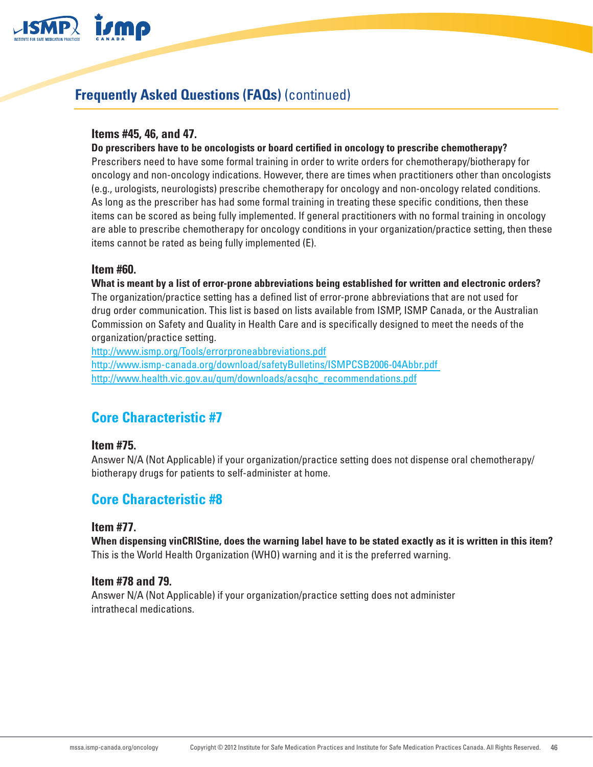## Frequently Asked Questions (FAQs) (continued)

### Items #45, 46, and 47.

**Do prescribers have to be oncologists or board certified in oncology to prescribe chemotherapy?**

Prescribers need to have some formal training in order to write orders for chemotherapy/biotherapy for oncology and non-oncology indications. However, there are times when practitioners other than oncologists (e.g., urologists, neurologists) prescribe chemotherapy for oncology and non-oncology related conditions. As long as the prescriber has had some formal training in treating these specific conditions, then these items can be scored as being fully implemented. If general practitioners with no formal training in oncology are able to prescribe chemotherapy for oncology conditions in your organization/practice setting, then these items cannot be rated as being fully implemented (E).

### Item #60.

**What is meant by a list of error-prone abbreviations being established for written and electronic orders?**

The organization/practice setting has a defined list of error-prone abbreviations that are not used for drug order communication. This list is based on lists available from ISMP, ISMP Canada, or the Australian Commission on Safety and Quality in Health Care and is specifically designed to meet the needs of the organization/practice setting.

http://www.ismp.org/Tools/errorproneabbreviations.pdf
http://www.ismp-canada.org/download/safetyBulletins/ISMPCSB2006-04Abbr.pdf
http://www.health.vic.gov.au/qum/downloads/acsqhc_recommendations.pdf

## Core Characteristic #7

### Item #75.

Answer N/A (Not Applicable) if your organization/practice setting does not dispense oral chemotherapy/biotherapy drugs for patients to self-administer at home.

## Core Characteristic #8

### Item #77.

**When dispensing vinCRIStine, does the warning label have to be stated exactly as it is written in this item?**

This is the World Health Organization (WHO) warning and it is the preferred warning.

### Item #78 and 79.

Answer N/A (Not Applicable) if your organization/practice setting does not administer intrathecal medications.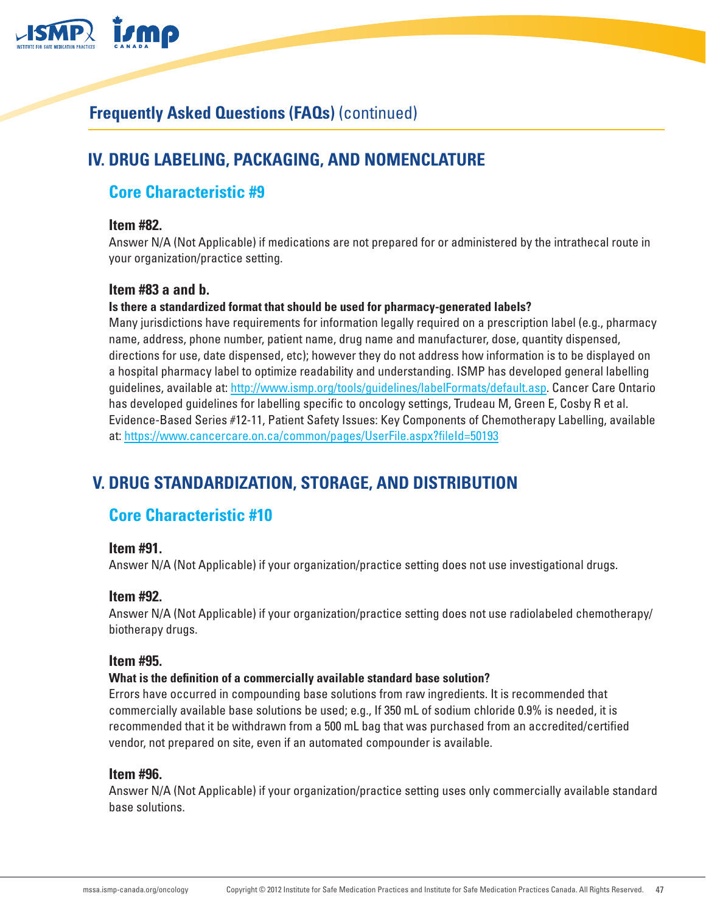## Frequently Asked Questions (FAQs) (continued)

# IV. DRUG LABELING, PACKAGING, AND NOMENCLATURE

## Core Characteristic #9

### Item #82.

Answer N/A (Not Applicable) if medications are not prepared for or administered by the intrathecal route in your organization/practice setting.

### Item #83 a and b.

**Is there a standardized format that should be used for pharmacy-generated labels?**

Many jurisdictions have requirements for information legally required on a prescription label (e.g., pharmacy name, address, phone number, patient name, drug name and manufacturer, dose, quantity dispensed, directions for use, date dispensed, etc); however they do not address how information is to be displayed on a hospital pharmacy label to optimize readability and understanding. ISMP has developed general labelling guidelines, available at: http://www.ismp.org/tools/guidelines/labelFormats/default.asp. Cancer Care Ontario has developed guidelines for labelling specific to oncology settings, Trudeau M, Green E, Cosby R et al. Evidence-Based Series #12-11, Patient Safety Issues: Key Components of Chemotherapy Labelling, available at: https://www.cancercare.on.ca/common/pages/UserFile.aspx?fileId=50193

# V. DRUG STANDARDIZATION, STORAGE, AND DISTRIBUTION

## Core Characteristic #10

### Item #91.

Answer N/A (Not Applicable) if your organization/practice setting does not use investigational drugs.

### Item #92.

Answer N/A (Not Applicable) if your organization/practice setting does not use radiolabeled chemotherapy/biotherapy drugs.

### Item #95.

**What is the definition of a commercially available standard base solution?**

Errors have occurred in compounding base solutions from raw ingredients. It is recommended that commercially available base solutions be used; e.g., If 350 mL of sodium chloride 0.9% is needed, it is recommended that it be withdrawn from a 500 mL bag that was purchased from an accredited/certified vendor, not prepared on site, even if an automated compounder is available.

### Item #96.

Answer N/A (Not Applicable) if your organization/practice setting uses only commercially available standard base solutions.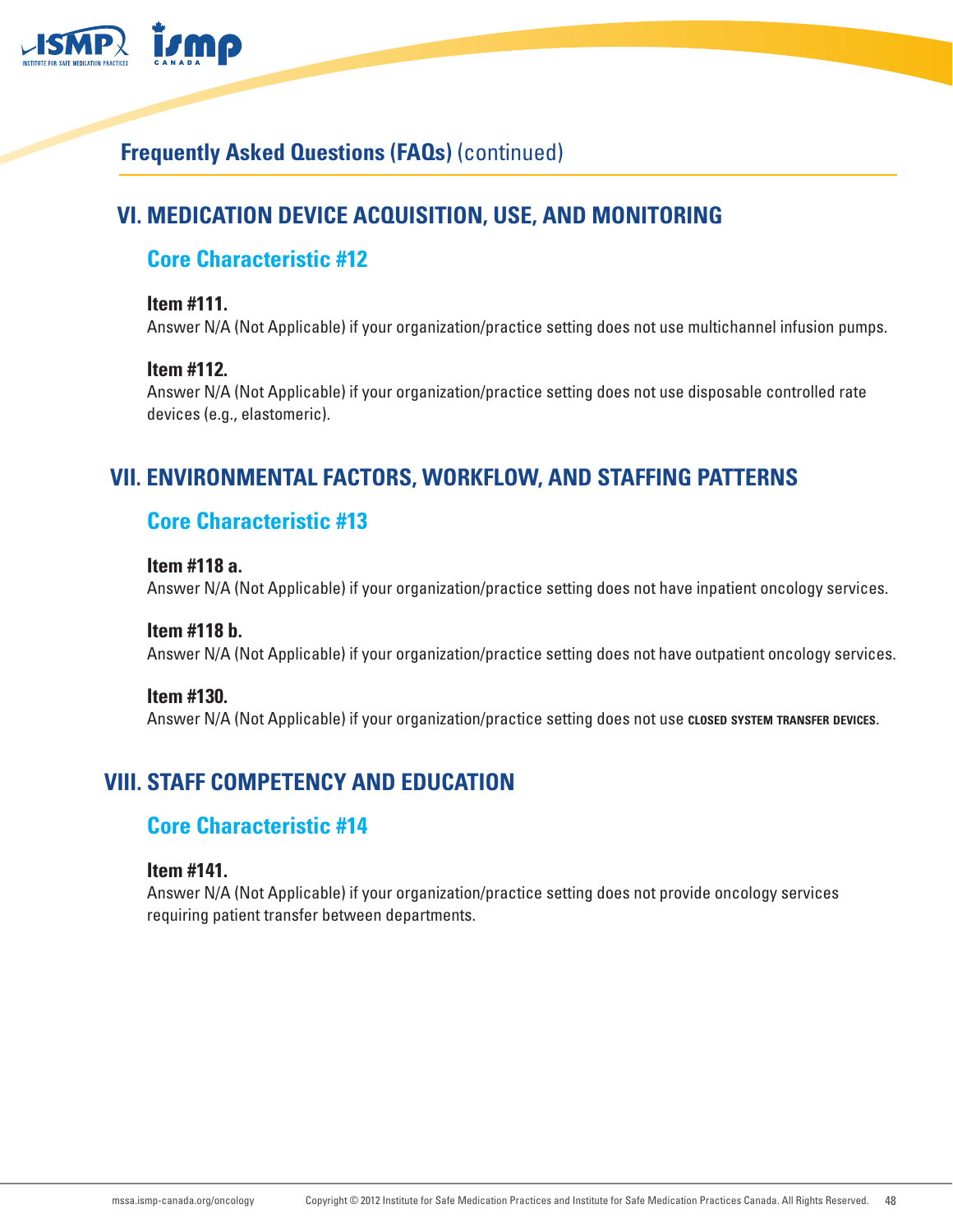## Frequently Asked Questions (FAQs) (continued)

## VI. MEDICATION DEVICE ACQUISITION, USE, AND MONITORING

### Core Characteristic #12

**Item #111.**
Answer N/A (Not Applicable) if your organization/practice setting does not use multichannel infusion pumps.

**Item #112.**
Answer N/A (Not Applicable) if your organization/practice setting does not use disposable controlled rate devices (e.g., elastomeric).

## VII. ENVIRONMENTAL FACTORS, WORKFLOW, AND STAFFING PATTERNS

### Core Characteristic #13

**Item #118 a.**
Answer N/A (Not Applicable) if your organization/practice setting does not have inpatient oncology services.

**Item #118 b.**
Answer N/A (Not Applicable) if your organization/practice setting does not have outpatient oncology services.

**Item #130.**
Answer N/A (Not Applicable) if your organization/practice setting does not use **CLOSED SYSTEM TRANSFER DEVICES**.

## VIII. STAFF COMPETENCY AND EDUCATION

### Core Characteristic #14

**Item #141.**
Answer N/A (Not Applicable) if your organization/practice setting does not provide oncology services requiring patient transfer between departments.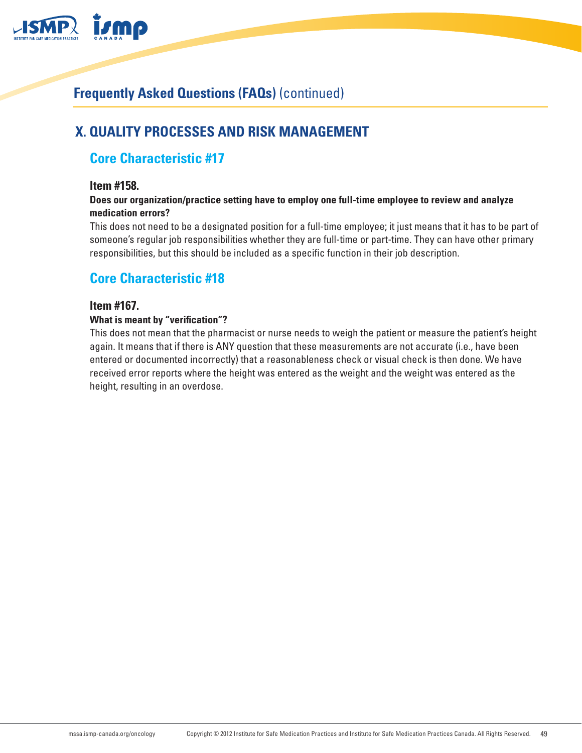## Frequently Asked Questions (FAQs) (continued)

# X. QUALITY PROCESSES AND RISK MANAGEMENT

## Core Characteristic #17

### Item #158.

**Does our organization/practice setting have to employ one full-time employee to review and analyze medication errors?**

This does not need to be a designated position for a full-time employee; it just means that it has to be part of someone's regular job responsibilities whether they are full-time or part-time. They can have other primary responsibilities, but this should be included as a specific function in their job description.

## Core Characteristic #18

### Item #167.

**What is meant by "verification"?**

This does not mean that the pharmacist or nurse needs to weigh the patient or measure the patient's height again. It means that if there is ANY question that these measurements are not accurate (i.e., have been entered or documented incorrectly) that a reasonableness check or visual check is then done. We have received error reports where the height was entered as the weight and the weight was entered as the height, resulting in an overdose.